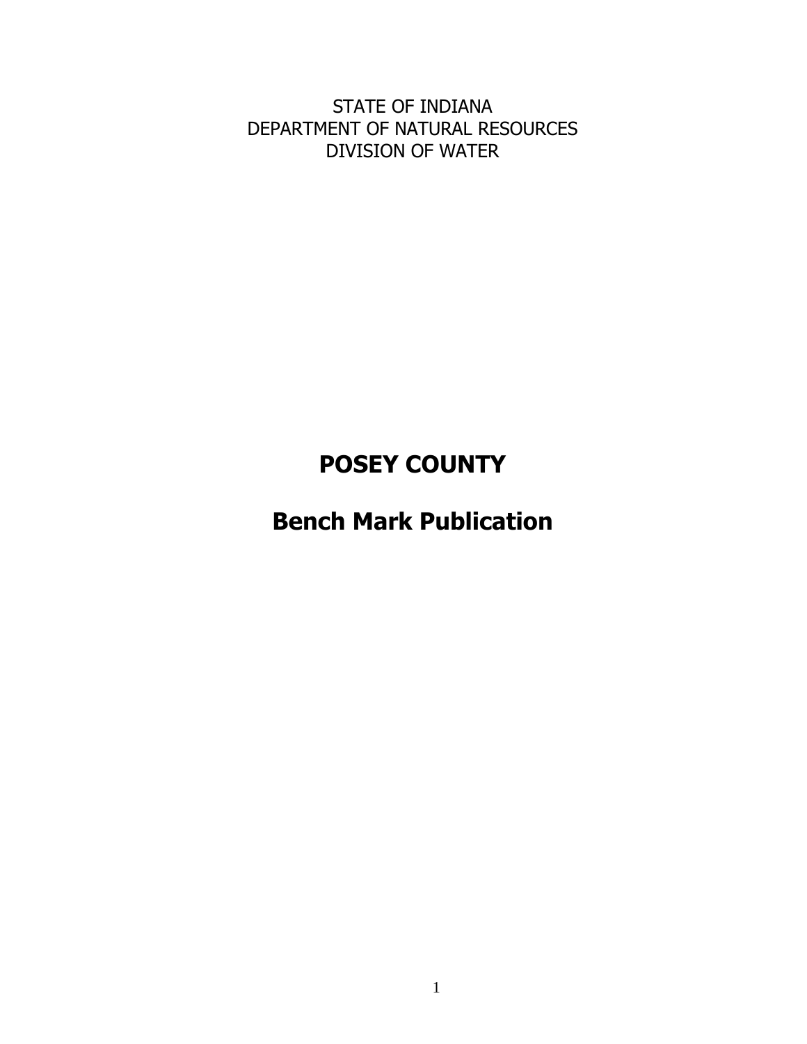STATE OF INDIANA
DEPARTMENT OF NATURAL RESOURCES
DIVISION OF WATER

# POSEY COUNTY

# Bench Mark Publication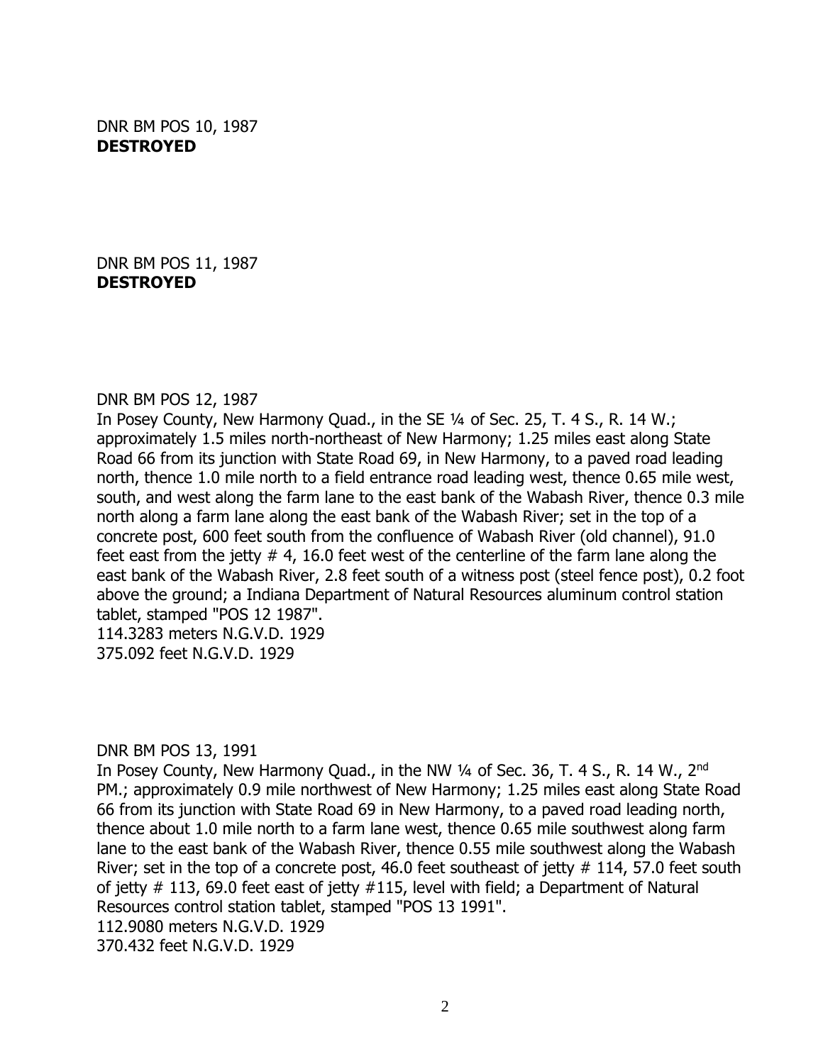DNR BM POS 10, 1987
**DESTROYED**

DNR BM POS 11, 1987
**DESTROYED**

DNR BM POS 12, 1987
In Posey County, New Harmony Quad., in the SE ¼ of Sec. 25, T. 4 S., R. 14 W.; approximately 1.5 miles north-northeast of New Harmony; 1.25 miles east along State Road 66 from its junction with State Road 69, in New Harmony, to a paved road leading north, thence 1.0 mile north to a field entrance road leading west, thence 0.65 mile west, south, and west along the farm lane to the east bank of the Wabash River, thence 0.3 mile north along a farm lane along the east bank of the Wabash River; set in the top of a concrete post, 600 feet south from the confluence of Wabash River (old channel), 91.0 feet east from the jetty # 4, 16.0 feet west of the centerline of the farm lane along the east bank of the Wabash River, 2.8 feet south of a witness post (steel fence post), 0.2 foot above the ground; a Indiana Department of Natural Resources aluminum control station tablet, stamped "POS 12 1987".
114.3283 meters N.G.V.D. 1929
375.092 feet N.G.V.D. 1929

DNR BM POS 13, 1991
In Posey County, New Harmony Quad., in the NW ¼ of Sec. 36, T. 4 S., R. 14 W., 2nd PM.; approximately 0.9 mile northwest of New Harmony; 1.25 miles east along State Road 66 from its junction with State Road 69 in New Harmony, to a paved road leading north, thence about 1.0 mile north to a farm lane west, thence 0.65 mile southwest along farm lane to the east bank of the Wabash River, thence 0.55 mile southwest along the Wabash River; set in the top of a concrete post, 46.0 feet southeast of jetty # 114, 57.0 feet south of jetty # 113, 69.0 feet east of jetty #115, level with field; a Department of Natural Resources control station tablet, stamped "POS 13 1991".
112.9080 meters N.G.V.D. 1929
370.432 feet N.G.V.D. 1929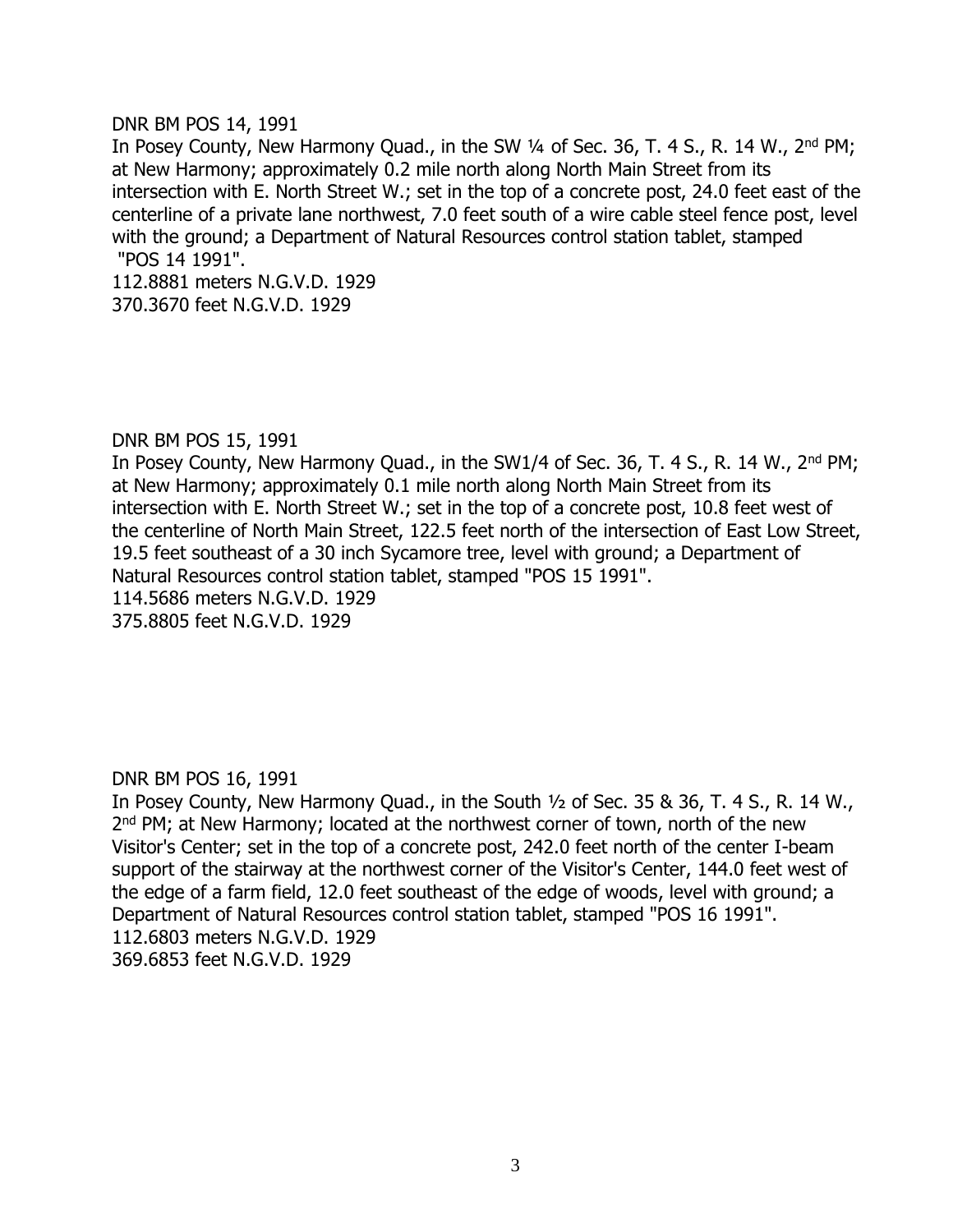DNR BM POS 14, 1991
In Posey County, New Harmony Quad., in the SW ¼ of Sec. 36, T. 4 S., R. 14 W., 2nd PM; at New Harmony; approximately 0.2 mile north along North Main Street from its intersection with E. North Street W.; set in the top of a concrete post, 24.0 feet east of the centerline of a private lane northwest, 7.0 feet south of a wire cable steel fence post, level with the ground; a Department of Natural Resources control station tablet, stamped "POS 14 1991".
112.8881 meters N.G.V.D. 1929
370.3670 feet N.G.V.D. 1929

DNR BM POS 15, 1991
In Posey County, New Harmony Quad., in the SW1/4 of Sec. 36, T. 4 S., R. 14 W., 2nd PM; at New Harmony; approximately 0.1 mile north along North Main Street from its intersection with E. North Street W.; set in the top of a concrete post, 10.8 feet west of the centerline of North Main Street, 122.5 feet north of the intersection of East Low Street, 19.5 feet southeast of a 30 inch Sycamore tree, level with ground; a Department of Natural Resources control station tablet, stamped "POS 15 1991".
114.5686 meters N.G.V.D. 1929
375.8805 feet N.G.V.D. 1929

DNR BM POS 16, 1991
In Posey County, New Harmony Quad., in the South ½ of Sec. 35 & 36, T. 4 S., R. 14 W., 2nd PM; at New Harmony; located at the northwest corner of town, north of the new Visitor's Center; set in the top of a concrete post, 242.0 feet north of the center I-beam support of the stairway at the northwest corner of the Visitor's Center, 144.0 feet west of the edge of a farm field, 12.0 feet southeast of the edge of woods, level with ground; a Department of Natural Resources control station tablet, stamped "POS 16 1991".
112.6803 meters N.G.V.D. 1929
369.6853 feet N.G.V.D. 1929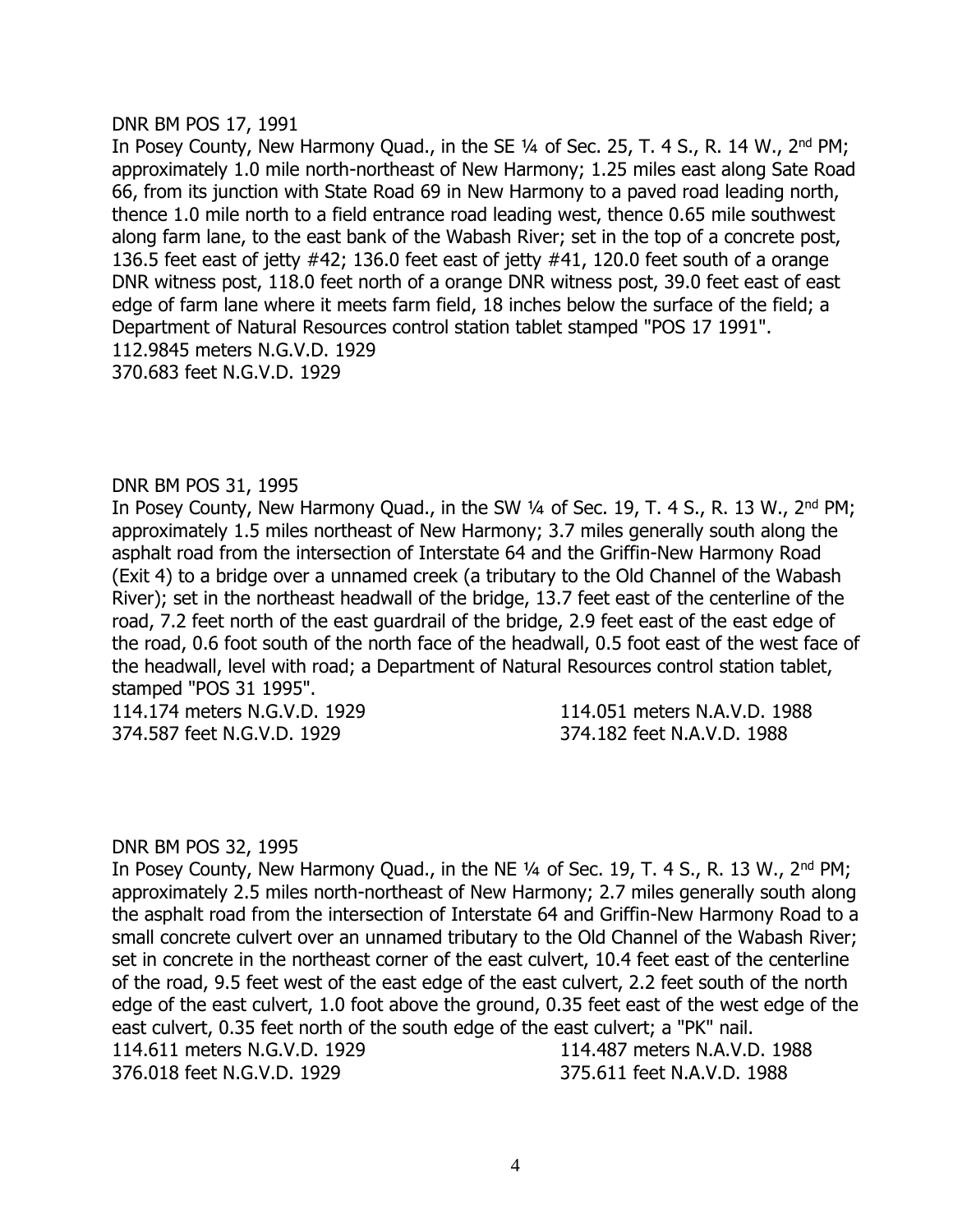DNR BM POS 17, 1991

In Posey County, New Harmony Quad., in the SE ¼ of Sec. 25, T. 4 S., R. 14 W., 2nd PM; approximately 1.0 mile north-northeast of New Harmony; 1.25 miles east along Sate Road 66, from its junction with State Road 69 in New Harmony to a paved road leading north, thence 1.0 mile north to a field entrance road leading west, thence 0.65 mile southwest along farm lane, to the east bank of the Wabash River; set in the top of a concrete post, 136.5 feet east of jetty #42; 136.0 feet east of jetty #41, 120.0 feet south of a orange DNR witness post, 118.0 feet north of a orange DNR witness post, 39.0 feet east of east edge of farm lane where it meets farm field, 18 inches below the surface of the field; a Department of Natural Resources control station tablet stamped "POS 17 1991".

112.9845 meters N.G.V.D. 1929
370.683 feet N.G.V.D. 1929

DNR BM POS 31, 1995

In Posey County, New Harmony Quad., in the SW ¼ of Sec. 19, T. 4 S., R. 13 W., 2nd PM; approximately 1.5 miles northeast of New Harmony; 3.7 miles generally south along the asphalt road from the intersection of Interstate 64 and the Griffin-New Harmony Road (Exit 4) to a bridge over a unnamed creek (a tributary to the Old Channel of the Wabash River); set in the northeast headwall of the bridge, 13.7 feet east of the centerline of the road, 7.2 feet north of the east guardrail of the bridge, 2.9 feet east of the east edge of the road, 0.6 foot south of the north face of the headwall, 0.5 foot east of the west face of the headwall, level with road; a Department of Natural Resources control station tablet, stamped "POS 31 1995".

114.174 meters N.G.V.D. 1929 &nbsp;&nbsp;&nbsp;&nbsp; 114.051 meters N.A.V.D. 1988
374.587 feet N.G.V.D. 1929 &nbsp;&nbsp;&nbsp;&nbsp; 374.182 feet N.A.V.D. 1988

DNR BM POS 32, 1995

In Posey County, New Harmony Quad., in the NE ¼ of Sec. 19, T. 4 S., R. 13 W., 2nd PM; approximately 2.5 miles north-northeast of New Harmony; 2.7 miles generally south along the asphalt road from the intersection of Interstate 64 and Griffin-New Harmony Road to a small concrete culvert over an unnamed tributary to the Old Channel of the Wabash River; set in concrete in the northeast corner of the east culvert, 10.4 feet east of the centerline of the road, 9.5 feet west of the east edge of the east culvert, 2.2 feet south of the north edge of the east culvert, 1.0 foot above the ground, 0.35 feet east of the west edge of the east culvert, 0.35 feet north of the south edge of the east culvert; a "PK" nail.

114.611 meters N.G.V.D. 1929 &nbsp;&nbsp;&nbsp;&nbsp; 114.487 meters N.A.V.D. 1988
376.018 feet N.G.V.D. 1929 &nbsp;&nbsp;&nbsp;&nbsp; 375.611 feet N.A.V.D. 1988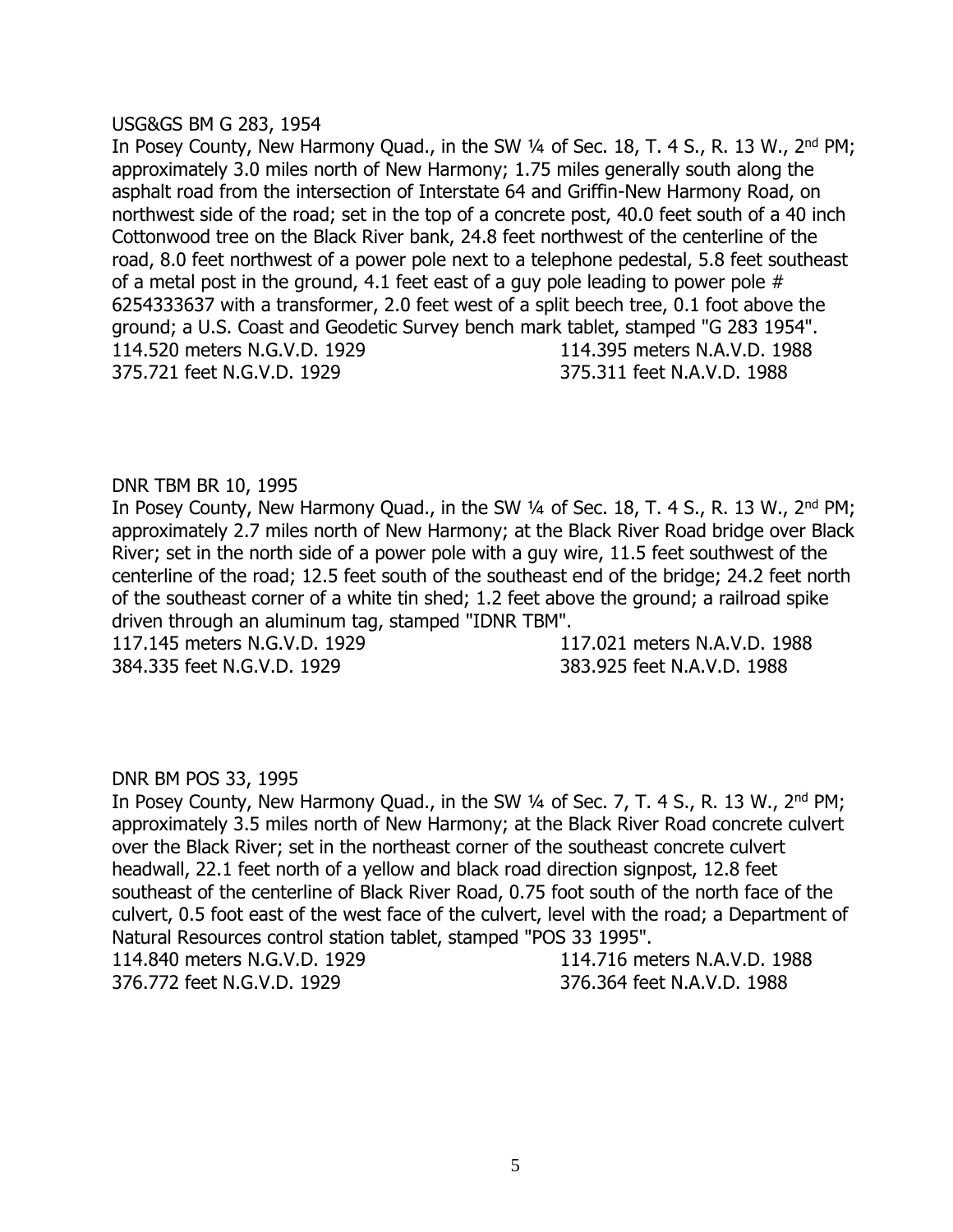USG&GS BM G 283, 1954

In Posey County, New Harmony Quad., in the SW ¼ of Sec. 18, T. 4 S., R. 13 W., 2nd PM; approximately 3.0 miles north of New Harmony; 1.75 miles generally south along the asphalt road from the intersection of Interstate 64 and Griffin-New Harmony Road, on northwest side of the road; set in the top of a concrete post, 40.0 feet south of a 40 inch Cottonwood tree on the Black River bank, 24.8 feet northwest of the centerline of the road, 8.0 feet northwest of a power pole next to a telephone pedestal, 5.8 feet southeast of a metal post in the ground, 4.1 feet east of a guy pole leading to power pole # 6254333637 with a transformer, 2.0 feet west of a split beech tree, 0.1 foot above the ground; a U.S. Coast and Geodetic Survey bench mark tablet, stamped "G 283 1954".

114.520 meters N.G.V.D. 1929 114.395 meters N.A.V.D. 1988
375.721 feet N.G.V.D. 1929 375.311 feet N.A.V.D. 1988

DNR TBM BR 10, 1995

In Posey County, New Harmony Quad., in the SW ¼ of Sec. 18, T. 4 S., R. 13 W., 2nd PM; approximately 2.7 miles north of New Harmony; at the Black River Road bridge over Black River; set in the north side of a power pole with a guy wire, 11.5 feet southwest of the centerline of the road; 12.5 feet south of the southeast end of the bridge; 24.2 feet north of the southeast corner of a white tin shed; 1.2 feet above the ground; a railroad spike driven through an aluminum tag, stamped "IDNR TBM".

117.145 meters N.G.V.D. 1929 117.021 meters N.A.V.D. 1988
384.335 feet N.G.V.D. 1929 383.925 feet N.A.V.D. 1988

DNR BM POS 33, 1995

In Posey County, New Harmony Quad., in the SW ¼ of Sec. 7, T. 4 S., R. 13 W., 2nd PM; approximately 3.5 miles north of New Harmony; at the Black River Road concrete culvert over the Black River; set in the northeast corner of the southeast concrete culvert headwall, 22.1 feet north of a yellow and black road direction signpost, 12.8 feet southeast of the centerline of Black River Road, 0.75 foot south of the north face of the culvert, 0.5 foot east of the west face of the culvert, level with the road; a Department of Natural Resources control station tablet, stamped "POS 33 1995".

114.840 meters N.G.V.D. 1929 114.716 meters N.A.V.D. 1988
376.772 feet N.G.V.D. 1929 376.364 feet N.A.V.D. 1988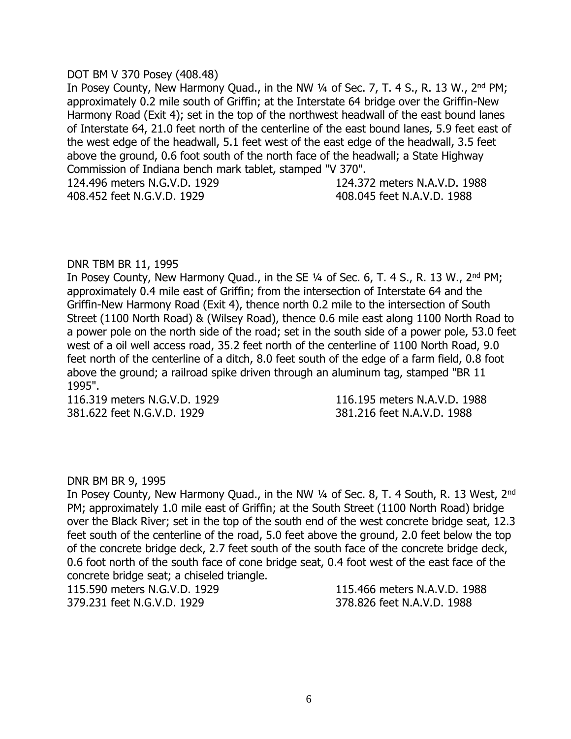DOT BM V 370 Posey (408.48)

In Posey County, New Harmony Quad., in the NW ¼ of Sec. 7, T. 4 S., R. 13 W., 2nd PM; approximately 0.2 mile south of Griffin; at the Interstate 64 bridge over the Griffin-New Harmony Road (Exit 4); set in the top of the northwest headwall of the east bound lanes of Interstate 64, 21.0 feet north of the centerline of the east bound lanes, 5.9 feet east of the west edge of the headwall, 5.1 feet west of the east edge of the headwall, 3.5 feet above the ground, 0.6 foot south of the north face of the headwall; a State Highway Commission of Indiana bench mark tablet, stamped "V 370".

124.496 meters N.G.V.D. 1929 124.372 meters N.A.V.D. 1988
408.452 feet N.G.V.D. 1929 408.045 feet N.A.V.D. 1988

DNR TBM BR 11, 1995

In Posey County, New Harmony Quad., in the SE ¼ of Sec. 6, T. 4 S., R. 13 W., 2nd PM; approximately 0.4 mile east of Griffin; from the intersection of Interstate 64 and the Griffin-New Harmony Road (Exit 4), thence north 0.2 mile to the intersection of South Street (1100 North Road) & (Wilsey Road), thence 0.6 mile east along 1100 North Road to a power pole on the north side of the road; set in the south side of a power pole, 53.0 feet west of a oil well access road, 35.2 feet north of the centerline of 1100 North Road, 9.0 feet north of the centerline of a ditch, 8.0 feet south of the edge of a farm field, 0.8 foot above the ground; a railroad spike driven through an aluminum tag, stamped "BR 11 1995".

116.319 meters N.G.V.D. 1929 116.195 meters N.A.V.D. 1988
381.622 feet N.G.V.D. 1929 381.216 feet N.A.V.D. 1988

DNR BM BR 9, 1995

In Posey County, New Harmony Quad., in the NW ¼ of Sec. 8, T. 4 South, R. 13 West, 2nd PM; approximately 1.0 mile east of Griffin; at the South Street (1100 North Road) bridge over the Black River; set in the top of the south end of the west concrete bridge seat, 12.3 feet south of the centerline of the road, 5.0 feet above the ground, 2.0 feet below the top of the concrete bridge deck, 2.7 feet south of the south face of the concrete bridge deck, 0.6 foot north of the south face of cone bridge seat, 0.4 foot west of the east face of the concrete bridge seat; a chiseled triangle.

115.590 meters N.G.V.D. 1929 115.466 meters N.A.V.D. 1988
379.231 feet N.G.V.D. 1929 378.826 feet N.A.V.D. 1988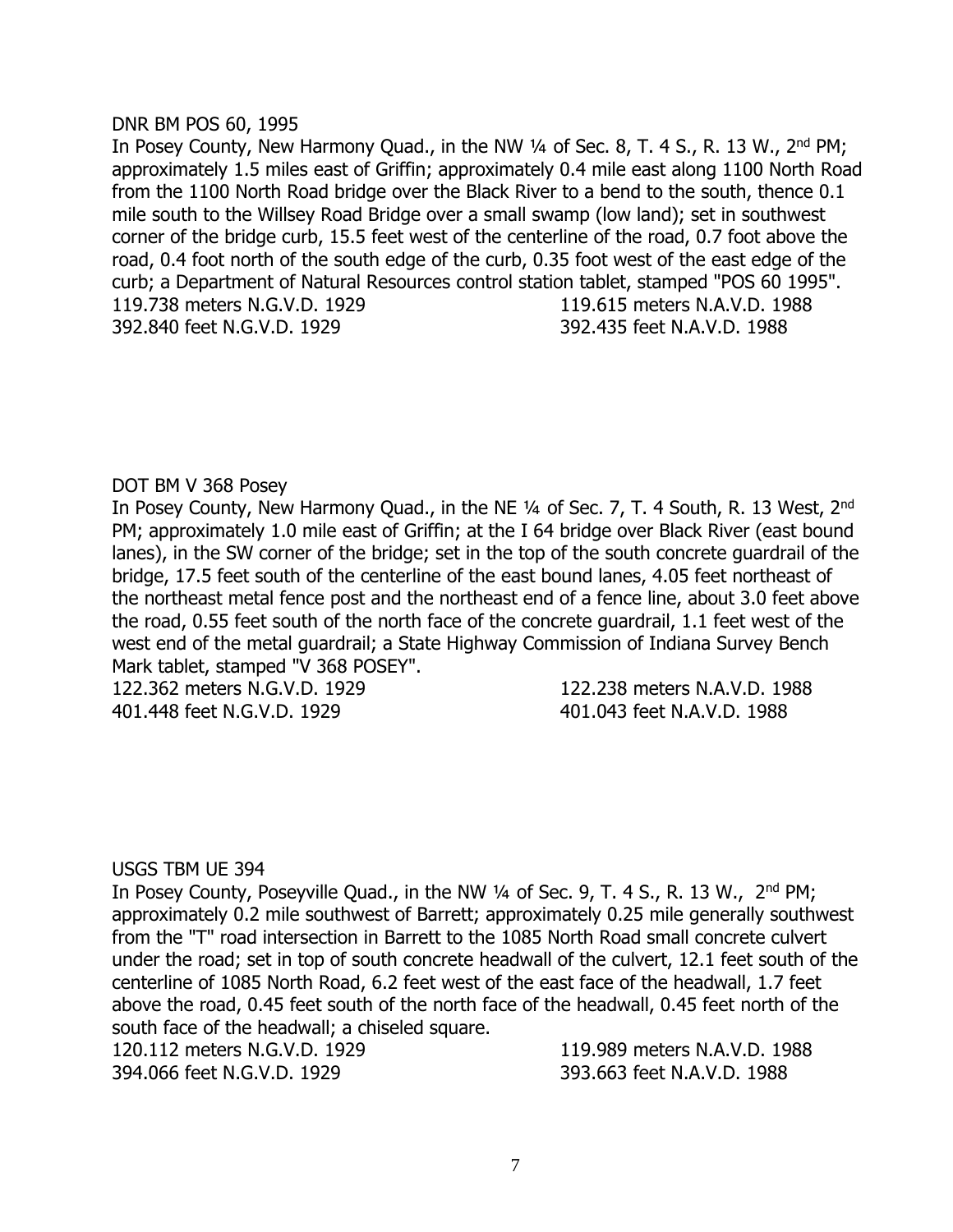DNR BM POS 60, 1995

In Posey County, New Harmony Quad., in the NW ¼ of Sec. 8, T. 4 S., R. 13 W., 2nd PM; approximately 1.5 miles east of Griffin; approximately 0.4 mile east along 1100 North Road from the 1100 North Road bridge over the Black River to a bend to the south, thence 0.1 mile south to the Willsey Road Bridge over a small swamp (low land); set in southwest corner of the bridge curb, 15.5 feet west of the centerline of the road, 0.7 foot above the road, 0.4 foot north of the south edge of the curb, 0.35 foot west of the east edge of the curb; a Department of Natural Resources control station tablet, stamped "POS 60 1995".

119.738 meters N.G.V.D. 1929 | 119.615 meters N.A.V.D. 1988
392.840 feet N.G.V.D. 1929 | 392.435 feet N.A.V.D. 1988

DOT BM V 368 Posey

In Posey County, New Harmony Quad., in the NE ¼ of Sec. 7, T. 4 South, R. 13 West, 2nd PM; approximately 1.0 mile east of Griffin; at the I 64 bridge over Black River (east bound lanes), in the SW corner of the bridge; set in the top of the south concrete guardrail of the bridge, 17.5 feet south of the centerline of the east bound lanes, 4.05 feet northeast of the northeast metal fence post and the northeast end of a fence line, about 3.0 feet above the road, 0.55 feet south of the north face of the concrete guardrail, 1.1 feet west of the west end of the metal guardrail; a State Highway Commission of Indiana Survey Bench Mark tablet, stamped "V 368 POSEY".

122.362 meters N.G.V.D. 1929 | 122.238 meters N.A.V.D. 1988
401.448 feet N.G.V.D. 1929 | 401.043 feet N.A.V.D. 1988

USGS TBM UE 394

In Posey County, Poseyville Quad., in the NW ¼ of Sec. 9, T. 4 S., R. 13 W., 2nd PM; approximately 0.2 mile southwest of Barrett; approximately 0.25 mile generally southwest from the "T" road intersection in Barrett to the 1085 North Road small concrete culvert under the road; set in top of south concrete headwall of the culvert, 12.1 feet south of the centerline of 1085 North Road, 6.2 feet west of the east face of the headwall, 1.7 feet above the road, 0.45 feet south of the north face of the headwall, 0.45 feet north of the south face of the headwall; a chiseled square.

120.112 meters N.G.V.D. 1929 | 119.989 meters N.A.V.D. 1988
394.066 feet N.G.V.D. 1929 | 393.663 feet N.A.V.D. 1988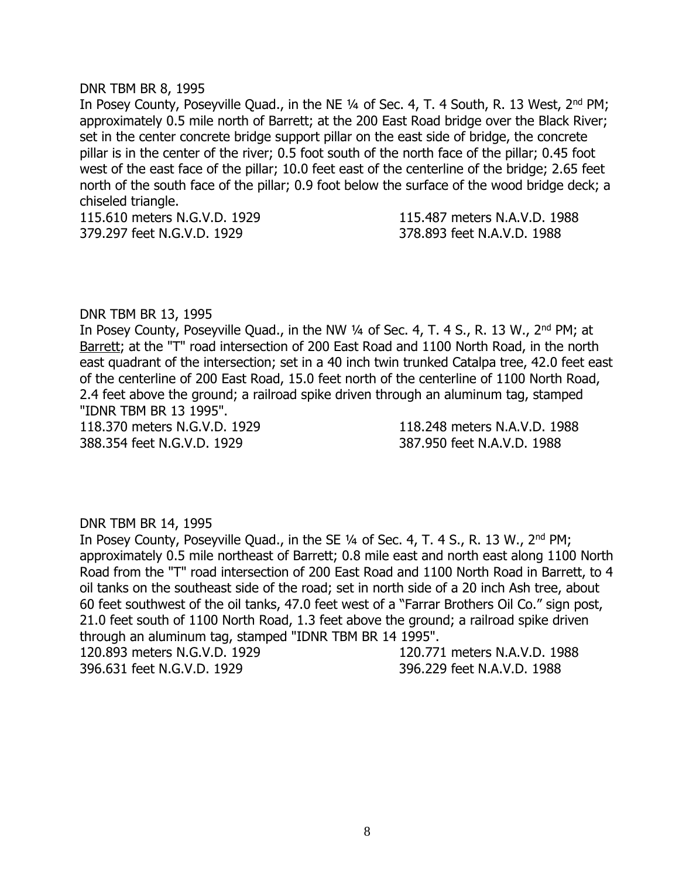DNR TBM BR 8, 1995

In Posey County, Poseyville Quad., in the NE ¼ of Sec. 4, T. 4 South, R. 13 West, 2nd PM; approximately 0.5 mile north of Barrett; at the 200 East Road bridge over the Black River; set in the center concrete bridge support pillar on the east side of bridge, the concrete pillar is in the center of the river; 0.5 foot south of the north face of the pillar; 0.45 foot west of the east face of the pillar; 10.0 feet east of the centerline of the bridge; 2.65 feet north of the south face of the pillar; 0.9 foot below the surface of the wood bridge deck; a chiseled triangle.

115.610 meters N.G.V.D. 1929 115.487 meters N.A.V.D. 1988
379.297 feet N.G.V.D. 1929 378.893 feet N.A.V.D. 1988

DNR TBM BR 13, 1995

In Posey County, Poseyville Quad., in the NW ¼ of Sec. 4, T. 4 S., R. 13 W., 2nd PM; at Barrett; at the "T" road intersection of 200 East Road and 1100 North Road, in the north east quadrant of the intersection; set in a 40 inch twin trunked Catalpa tree, 42.0 feet east of the centerline of 200 East Road, 15.0 feet north of the centerline of 1100 North Road, 2.4 feet above the ground; a railroad spike driven through an aluminum tag, stamped "IDNR TBM BR 13 1995".

118.370 meters N.G.V.D. 1929 118.248 meters N.A.V.D. 1988
388.354 feet N.G.V.D. 1929 387.950 feet N.A.V.D. 1988

DNR TBM BR 14, 1995

In Posey County, Poseyville Quad., in the SE ¼ of Sec. 4, T. 4 S., R. 13 W., 2nd PM; approximately 0.5 mile northeast of Barrett; 0.8 mile east and north east along 1100 North Road from the "T" road intersection of 200 East Road and 1100 North Road in Barrett, to 4 oil tanks on the southeast side of the road; set in north side of a 20 inch Ash tree, about 60 feet southwest of the oil tanks, 47.0 feet west of a "Farrar Brothers Oil Co." sign post, 21.0 feet south of 1100 North Road, 1.3 feet above the ground; a railroad spike driven through an aluminum tag, stamped "IDNR TBM BR 14 1995".

120.893 meters N.G.V.D. 1929 120.771 meters N.A.V.D. 1988
396.631 feet N.G.V.D. 1929 396.229 feet N.A.V.D. 1988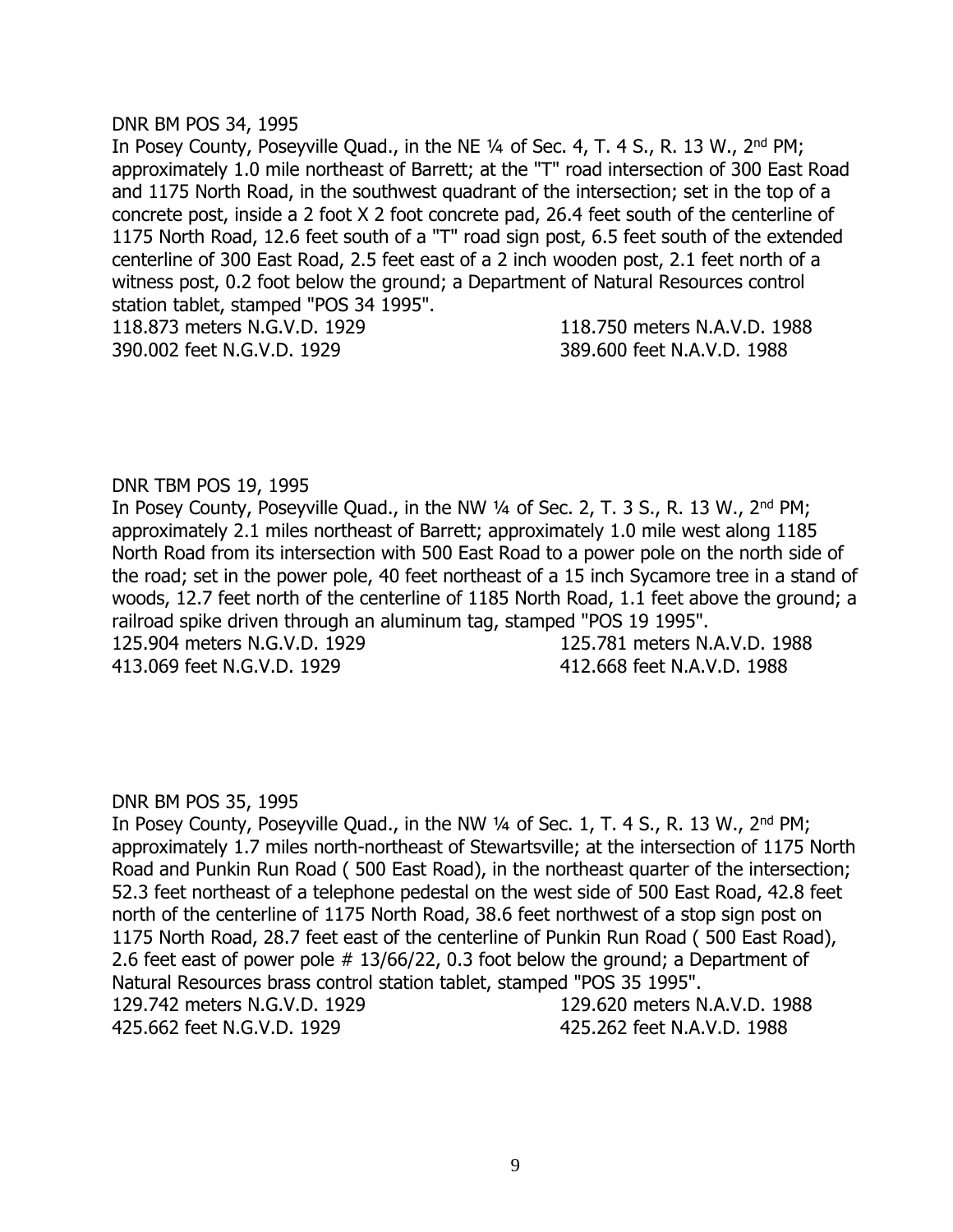DNR BM POS 34, 1995

In Posey County, Poseyville Quad., in the NE ¼ of Sec. 4, T. 4 S., R. 13 W., 2nd PM; approximately 1.0 mile northeast of Barrett; at the "T" road intersection of 300 East Road and 1175 North Road, in the southwest quadrant of the intersection; set in the top of a concrete post, inside a 2 foot X 2 foot concrete pad, 26.4 feet south of the centerline of 1175 North Road, 12.6 feet south of a "T" road sign post, 6.5 feet south of the extended centerline of 300 East Road, 2.5 feet east of a 2 inch wooden post, 2.1 feet north of a witness post, 0.2 foot below the ground; a Department of Natural Resources control station tablet, stamped "POS 34 1995".

118.873 meters N.G.V.D. 1929 118.750 meters N.A.V.D. 1988
390.002 feet N.G.V.D. 1929 389.600 feet N.A.V.D. 1988

DNR TBM POS 19, 1995

In Posey County, Poseyville Quad., in the NW ¼ of Sec. 2, T. 3 S., R. 13 W., 2nd PM; approximately 2.1 miles northeast of Barrett; approximately 1.0 mile west along 1185 North Road from its intersection with 500 East Road to a power pole on the north side of the road; set in the power pole, 40 feet northeast of a 15 inch Sycamore tree in a stand of woods, 12.7 feet north of the centerline of 1185 North Road, 1.1 feet above the ground; a railroad spike driven through an aluminum tag, stamped "POS 19 1995".

125.904 meters N.G.V.D. 1929 125.781 meters N.A.V.D. 1988
413.069 feet N.G.V.D. 1929 412.668 feet N.A.V.D. 1988

DNR BM POS 35, 1995

In Posey County, Poseyville Quad., in the NW ¼ of Sec. 1, T. 4 S., R. 13 W., 2nd PM; approximately 1.7 miles north-northeast of Stewartsville; at the intersection of 1175 North Road and Punkin Run Road ( 500 East Road), in the northeast quarter of the intersection; 52.3 feet northeast of a telephone pedestal on the west side of 500 East Road, 42.8 feet north of the centerline of 1175 North Road, 38.6 feet northwest of a stop sign post on 1175 North Road, 28.7 feet east of the centerline of Punkin Run Road ( 500 East Road), 2.6 feet east of power pole # 13/66/22, 0.3 foot below the ground; a Department of Natural Resources brass control station tablet, stamped "POS 35 1995".

129.742 meters N.G.V.D. 1929 129.620 meters N.A.V.D. 1988
425.662 feet N.G.V.D. 1929 425.262 feet N.A.V.D. 1988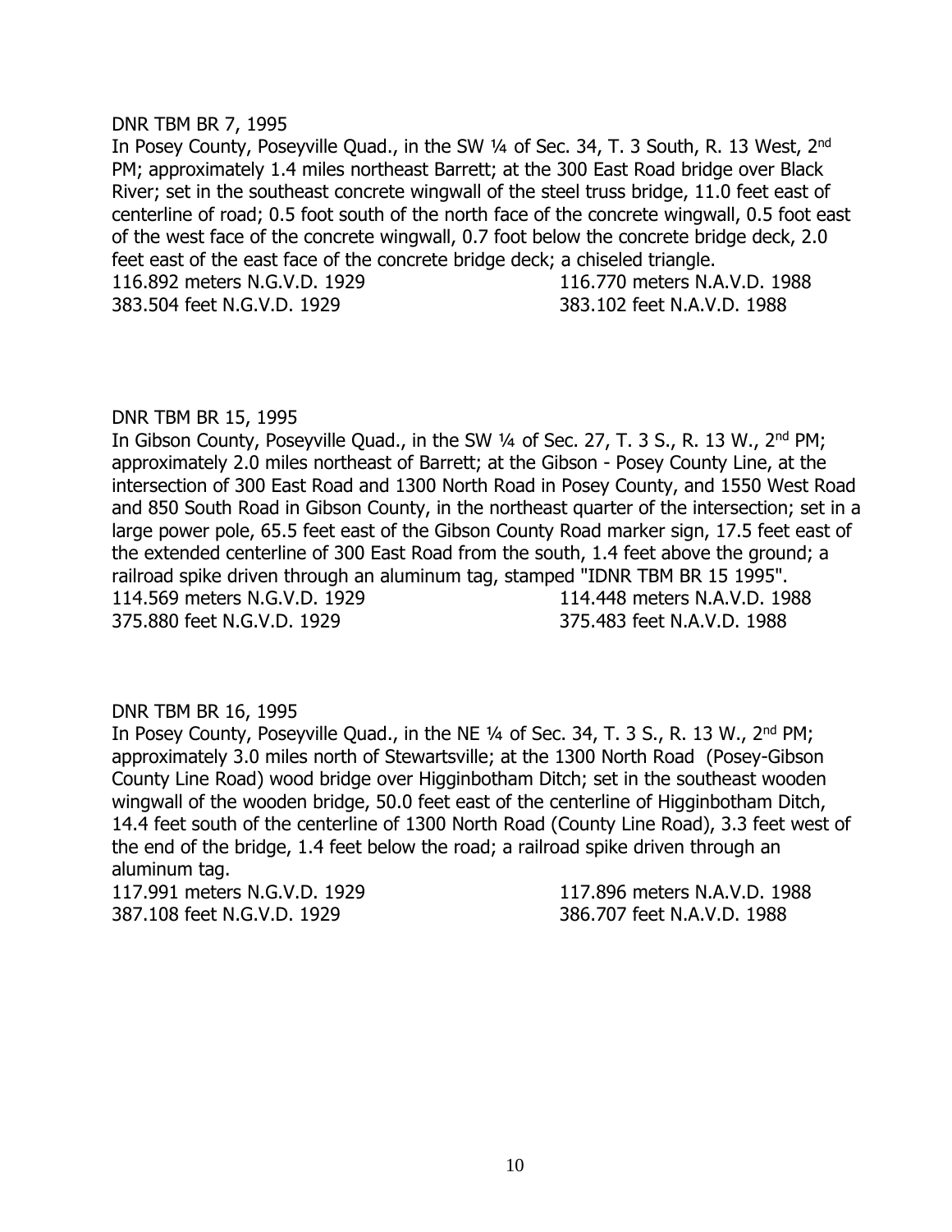DNR TBM BR 7, 1995

In Posey County, Poseyville Quad., in the SW ¼ of Sec. 34, T. 3 South, R. 13 West, 2nd PM; approximately 1.4 miles northeast Barrett; at the 300 East Road bridge over Black River; set in the southeast concrete wingwall of the steel truss bridge, 11.0 feet east of centerline of road; 0.5 foot south of the north face of the concrete wingwall, 0.5 foot east of the west face of the concrete wingwall, 0.7 foot below the concrete bridge deck, 2.0 feet east of the east face of the concrete bridge deck; a chiseled triangle.

116.892 meters N.G.V.D. 1929 116.770 meters N.A.V.D. 1988
383.504 feet N.G.V.D. 1929 383.102 feet N.A.V.D. 1988

DNR TBM BR 15, 1995

In Gibson County, Poseyville Quad., in the SW ¼ of Sec. 27, T. 3 S., R. 13 W., 2nd PM; approximately 2.0 miles northeast of Barrett; at the Gibson - Posey County Line, at the intersection of 300 East Road and 1300 North Road in Posey County, and 1550 West Road and 850 South Road in Gibson County, in the northeast quarter of the intersection; set in a large power pole, 65.5 feet east of the Gibson County Road marker sign, 17.5 feet east of the extended centerline of 300 East Road from the south, 1.4 feet above the ground; a railroad spike driven through an aluminum tag, stamped "IDNR TBM BR 15 1995".

114.569 meters N.G.V.D. 1929 114.448 meters N.A.V.D. 1988
375.880 feet N.G.V.D. 1929 375.483 feet N.A.V.D. 1988

DNR TBM BR 16, 1995

In Posey County, Poseyville Quad., in the NE ¼ of Sec. 34, T. 3 S., R. 13 W., 2nd PM; approximately 3.0 miles north of Stewartsville; at the 1300 North Road (Posey-Gibson County Line Road) wood bridge over Higginbotham Ditch; set in the southeast wooden wingwall of the wooden bridge, 50.0 feet east of the centerline of Higginbotham Ditch, 14.4 feet south of the centerline of 1300 North Road (County Line Road), 3.3 feet west of the end of the bridge, 1.4 feet below the road; a railroad spike driven through an aluminum tag.

117.991 meters N.G.V.D. 1929 117.896 meters N.A.V.D. 1988
387.108 feet N.G.V.D. 1929 386.707 feet N.A.V.D. 1988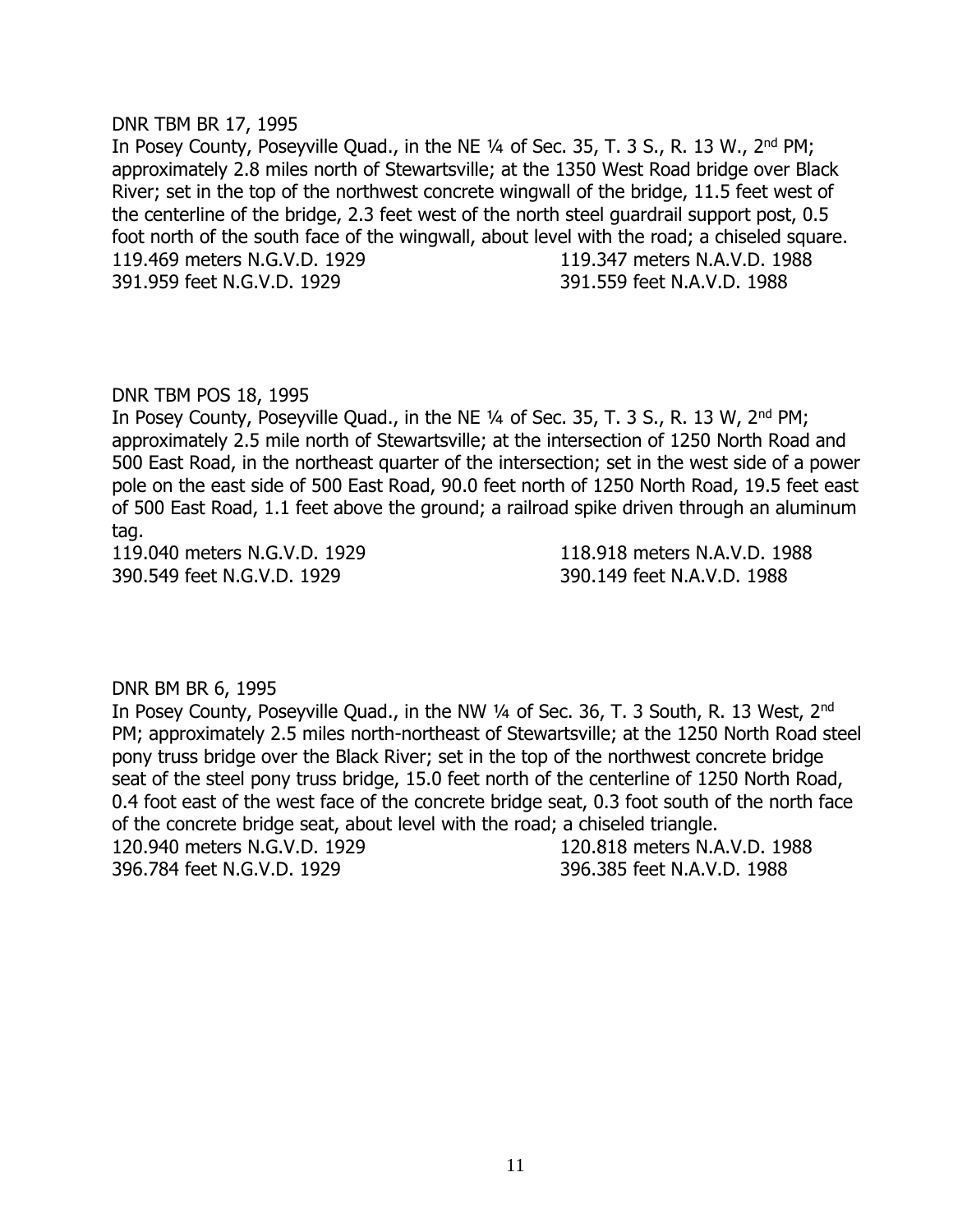DNR TBM BR 17, 1995

In Posey County, Poseyville Quad., in the NE ¼ of Sec. 35, T. 3 S., R. 13 W., 2nd PM; approximately 2.8 miles north of Stewartsville; at the 1350 West Road bridge over Black River; set in the top of the northwest concrete wingwall of the bridge, 11.5 feet west of the centerline of the bridge, 2.3 feet west of the north steel guardrail support post, 0.5 foot north of the south face of the wingwall, about level with the road; a chiseled square.

119.469 meters N.G.V.D. 1929　　119.347 meters N.A.V.D. 1988
391.959 feet N.G.V.D. 1929　　391.559 feet N.A.V.D. 1988

DNR TBM POS 18, 1995

In Posey County, Poseyville Quad., in the NE ¼ of Sec. 35, T. 3 S., R. 13 W, 2nd PM; approximately 2.5 mile north of Stewartsville; at the intersection of 1250 North Road and 500 East Road, in the northeast quarter of the intersection; set in the west side of a power pole on the east side of 500 East Road, 90.0 feet north of 1250 North Road, 19.5 feet east of 500 East Road, 1.1 feet above the ground; a railroad spike driven through an aluminum tag.

119.040 meters N.G.V.D. 1929　　118.918 meters N.A.V.D. 1988
390.549 feet N.G.V.D. 1929　　390.149 feet N.A.V.D. 1988

DNR BM BR 6, 1995

In Posey County, Poseyville Quad., in the NW ¼ of Sec. 36, T. 3 South, R. 13 West, 2nd PM; approximately 2.5 miles north-northeast of Stewartsville; at the 1250 North Road steel pony truss bridge over the Black River; set in the top of the northwest concrete bridge seat of the steel pony truss bridge, 15.0 feet north of the centerline of 1250 North Road, 0.4 foot east of the west face of the concrete bridge seat, 0.3 foot south of the north face of the concrete bridge seat, about level with the road; a chiseled triangle.

120.940 meters N.G.V.D. 1929　　120.818 meters N.A.V.D. 1988
396.784 feet N.G.V.D. 1929　　396.385 feet N.A.V.D. 1988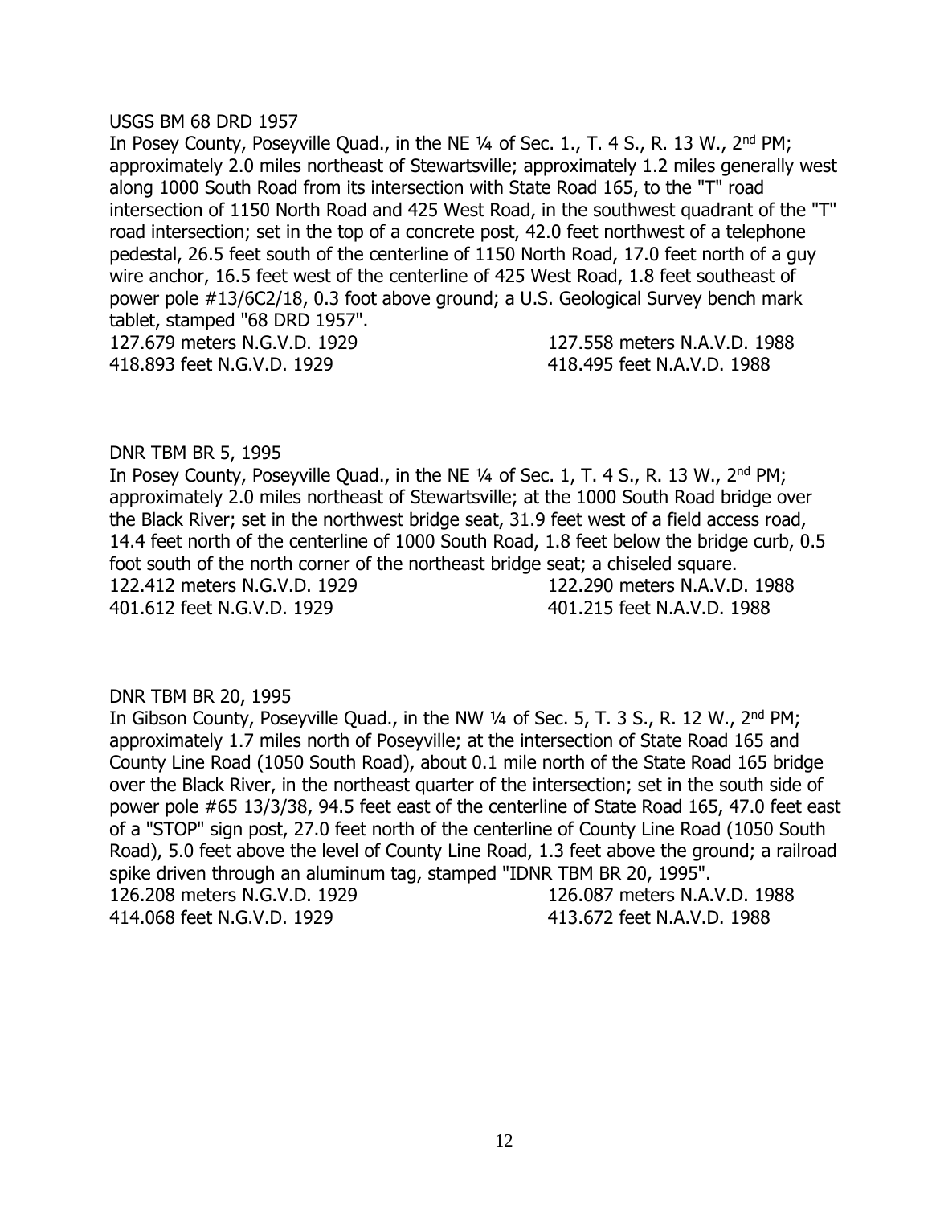USGS BM 68 DRD 1957

In Posey County, Poseyville Quad., in the NE ¼ of Sec. 1., T. 4 S., R. 13 W., 2nd PM; approximately 2.0 miles northeast of Stewartsville; approximately 1.2 miles generally west along 1000 South Road from its intersection with State Road 165, to the "T" road intersection of 1150 North Road and 425 West Road, in the southwest quadrant of the "T" road intersection; set in the top of a concrete post, 42.0 feet northwest of a telephone pedestal, 26.5 feet south of the centerline of 1150 North Road, 17.0 feet north of a guy wire anchor, 16.5 feet west of the centerline of 425 West Road, 1.8 feet southeast of power pole #13/6C2/18, 0.3 foot above ground; a U.S. Geological Survey bench mark tablet, stamped "68 DRD 1957".

127.679 meters N.G.V.D. 1929 127.558 meters N.A.V.D. 1988
418.893 feet N.G.V.D. 1929 418.495 feet N.A.V.D. 1988

DNR TBM BR 5, 1995

In Posey County, Poseyville Quad., in the NE ¼ of Sec. 1, T. 4 S., R. 13 W., 2nd PM; approximately 2.0 miles northeast of Stewartsville; at the 1000 South Road bridge over the Black River; set in the northwest bridge seat, 31.9 feet west of a field access road, 14.4 feet north of the centerline of 1000 South Road, 1.8 feet below the bridge curb, 0.5 foot south of the north corner of the northeast bridge seat; a chiseled square.

122.412 meters N.G.V.D. 1929 122.290 meters N.A.V.D. 1988
401.612 feet N.G.V.D. 1929 401.215 feet N.A.V.D. 1988

DNR TBM BR 20, 1995

In Gibson County, Poseyville Quad., in the NW ¼ of Sec. 5, T. 3 S., R. 12 W., 2nd PM; approximately 1.7 miles north of Poseyville; at the intersection of State Road 165 and County Line Road (1050 South Road), about 0.1 mile north of the State Road 165 bridge over the Black River, in the northeast quarter of the intersection; set in the south side of power pole #65 13/3/38, 94.5 feet east of the centerline of State Road 165, 47.0 feet east of a "STOP" sign post, 27.0 feet north of the centerline of County Line Road (1050 South Road), 5.0 feet above the level of County Line Road, 1.3 feet above the ground; a railroad spike driven through an aluminum tag, stamped "IDNR TBM BR 20, 1995".

126.208 meters N.G.V.D. 1929 126.087 meters N.A.V.D. 1988
414.068 feet N.G.V.D. 1929 413.672 feet N.A.V.D. 1988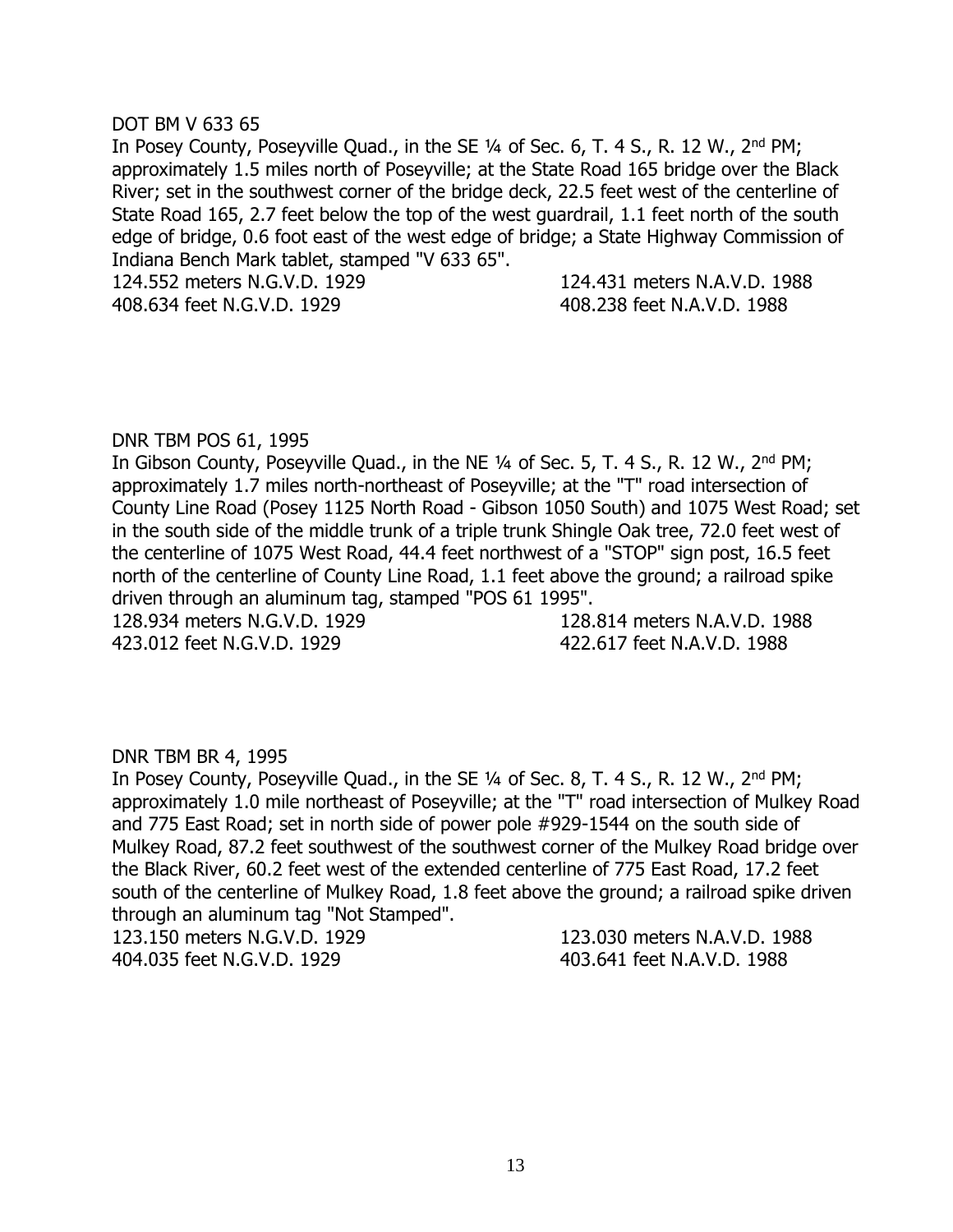DOT BM V 633 65

In Posey County, Poseyville Quad., in the SE ¼ of Sec. 6, T. 4 S., R. 12 W., 2nd PM; approximately 1.5 miles north of Poseyville; at the State Road 165 bridge over the Black River; set in the southwest corner of the bridge deck, 22.5 feet west of the centerline of State Road 165, 2.7 feet below the top of the west guardrail, 1.1 feet north of the south edge of bridge, 0.6 foot east of the west edge of bridge; a State Highway Commission of Indiana Bench Mark tablet, stamped "V 633 65".

124.552 meters N.G.V.D. 1929 124.431 meters N.A.V.D. 1988
408.634 feet N.G.V.D. 1929 408.238 feet N.A.V.D. 1988

DNR TBM POS 61, 1995

In Gibson County, Poseyville Quad., in the NE ¼ of Sec. 5, T. 4 S., R. 12 W., 2nd PM; approximately 1.7 miles north-northeast of Poseyville; at the "T" road intersection of County Line Road (Posey 1125 North Road - Gibson 1050 South) and 1075 West Road; set in the south side of the middle trunk of a triple trunk Shingle Oak tree, 72.0 feet west of the centerline of 1075 West Road, 44.4 feet northwest of a "STOP" sign post, 16.5 feet north of the centerline of County Line Road, 1.1 feet above the ground; a railroad spike driven through an aluminum tag, stamped "POS 61 1995".

128.934 meters N.G.V.D. 1929 128.814 meters N.A.V.D. 1988
423.012 feet N.G.V.D. 1929 422.617 feet N.A.V.D. 1988

DNR TBM BR 4, 1995

In Posey County, Poseyville Quad., in the SE ¼ of Sec. 8, T. 4 S., R. 12 W., 2nd PM; approximately 1.0 mile northeast of Poseyville; at the "T" road intersection of Mulkey Road and 775 East Road; set in north side of power pole #929-1544 on the south side of Mulkey Road, 87.2 feet southwest of the southwest corner of the Mulkey Road bridge over the Black River, 60.2 feet west of the extended centerline of 775 East Road, 17.2 feet south of the centerline of Mulkey Road, 1.8 feet above the ground; a railroad spike driven through an aluminum tag "Not Stamped".

123.150 meters N.G.V.D. 1929 123.030 meters N.A.V.D. 1988
404.035 feet N.G.V.D. 1929 403.641 feet N.A.V.D. 1988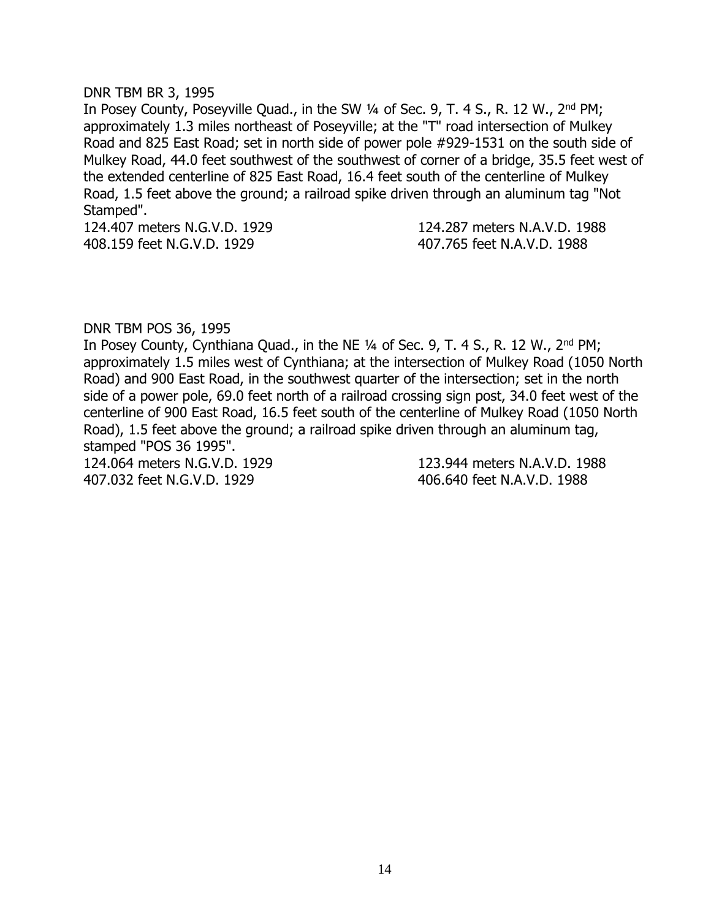DNR TBM BR 3, 1995

In Posey County, Poseyville Quad., in the SW ¼ of Sec. 9, T. 4 S., R. 12 W., 2nd PM; approximately 1.3 miles northeast of Poseyville; at the "T" road intersection of Mulkey Road and 825 East Road; set in north side of power pole #929-1531 on the south side of Mulkey Road, 44.0 feet southwest of the southwest of corner of a bridge, 35.5 feet west of the extended centerline of 825 East Road, 16.4 feet south of the centerline of Mulkey Road, 1.5 feet above the ground; a railroad spike driven through an aluminum tag "Not Stamped".

124.407 meters N.G.V.D. 1929 124.287 meters N.A.V.D. 1988
408.159 feet N.G.V.D. 1929 407.765 feet N.A.V.D. 1988

DNR TBM POS 36, 1995

In Posey County, Cynthiana Quad., in the NE ¼ of Sec. 9, T. 4 S., R. 12 W., 2nd PM; approximately 1.5 miles west of Cynthiana; at the intersection of Mulkey Road (1050 North Road) and 900 East Road, in the southwest quarter of the intersection; set in the north side of a power pole, 69.0 feet north of a railroad crossing sign post, 34.0 feet west of the centerline of 900 East Road, 16.5 feet south of the centerline of Mulkey Road (1050 North Road), 1.5 feet above the ground; a railroad spike driven through an aluminum tag, stamped "POS 36 1995".

124.064 meters N.G.V.D. 1929 123.944 meters N.A.V.D. 1988
407.032 feet N.G.V.D. 1929 406.640 feet N.A.V.D. 1988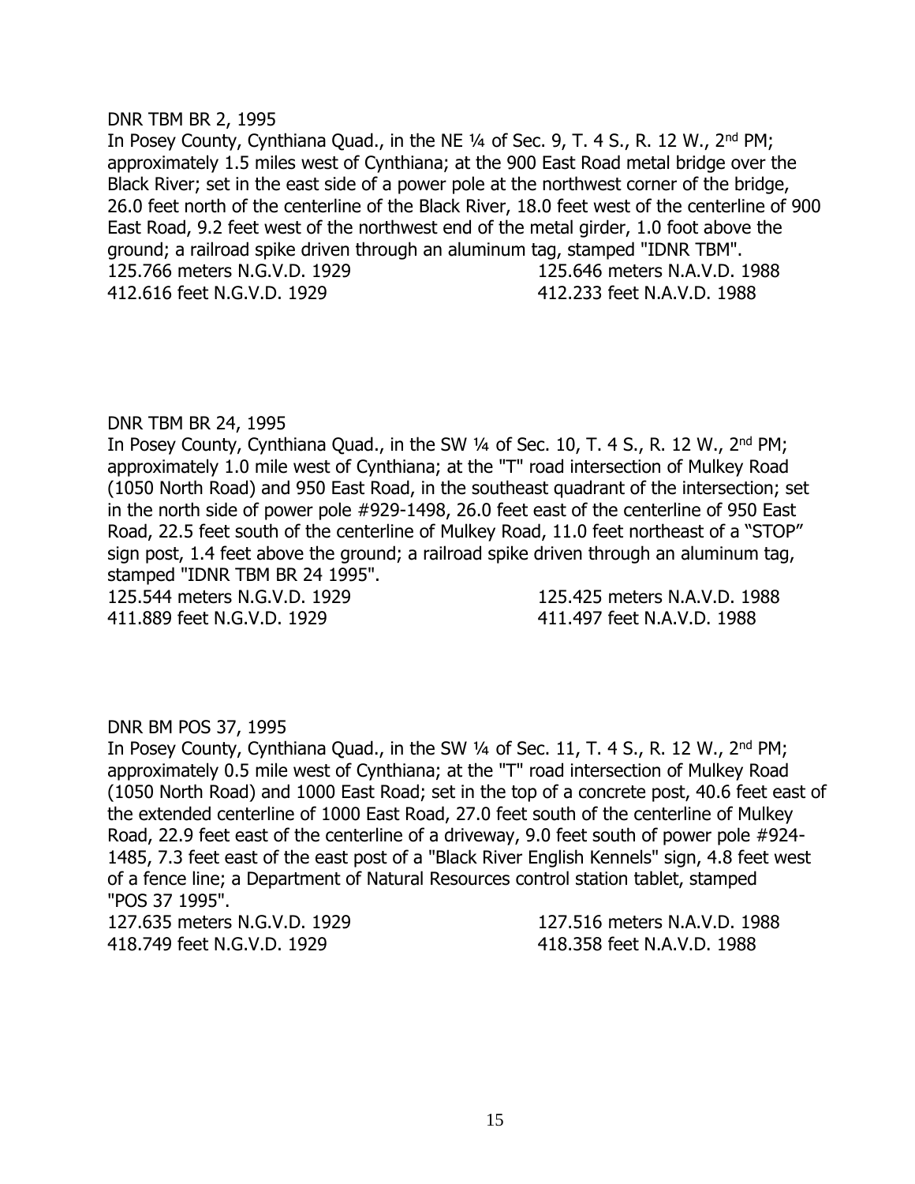DNR TBM BR 2, 1995

In Posey County, Cynthiana Quad., in the NE ¼ of Sec. 9, T. 4 S., R. 12 W., 2nd PM; approximately 1.5 miles west of Cynthiana; at the 900 East Road metal bridge over the Black River; set in the east side of a power pole at the northwest corner of the bridge, 26.0 feet north of the centerline of the Black River, 18.0 feet west of the centerline of 900 East Road, 9.2 feet west of the northwest end of the metal girder, 1.0 foot above the ground; a railroad spike driven through an aluminum tag, stamped "IDNR TBM".

125.766 meters N.G.V.D. 1929 125.646 meters N.A.V.D. 1988
412.616 feet N.G.V.D. 1929 412.233 feet N.A.V.D. 1988

DNR TBM BR 24, 1995

In Posey County, Cynthiana Quad., in the SW ¼ of Sec. 10, T. 4 S., R. 12 W., 2nd PM; approximately 1.0 mile west of Cynthiana; at the "T" road intersection of Mulkey Road (1050 North Road) and 950 East Road, in the southeast quadrant of the intersection; set in the north side of power pole #929-1498, 26.0 feet east of the centerline of 950 East Road, 22.5 feet south of the centerline of Mulkey Road, 11.0 feet northeast of a "STOP" sign post, 1.4 feet above the ground; a railroad spike driven through an aluminum tag, stamped "IDNR TBM BR 24 1995".

125.544 meters N.G.V.D. 1929 125.425 meters N.A.V.D. 1988
411.889 feet N.G.V.D. 1929 411.497 feet N.A.V.D. 1988

DNR BM POS 37, 1995

In Posey County, Cynthiana Quad., in the SW ¼ of Sec. 11, T. 4 S., R. 12 W., 2nd PM; approximately 0.5 mile west of Cynthiana; at the "T" road intersection of Mulkey Road (1050 North Road) and 1000 East Road; set in the top of a concrete post, 40.6 feet east of the extended centerline of 1000 East Road, 27.0 feet south of the centerline of Mulkey Road, 22.9 feet east of the centerline of a driveway, 9.0 feet south of power pole #924-1485, 7.3 feet east of the east post of a "Black River English Kennels" sign, 4.8 feet west of a fence line; a Department of Natural Resources control station tablet, stamped "POS 37 1995".

127.635 meters N.G.V.D. 1929 127.516 meters N.A.V.D. 1988
418.749 feet N.G.V.D. 1929 418.358 feet N.A.V.D. 1988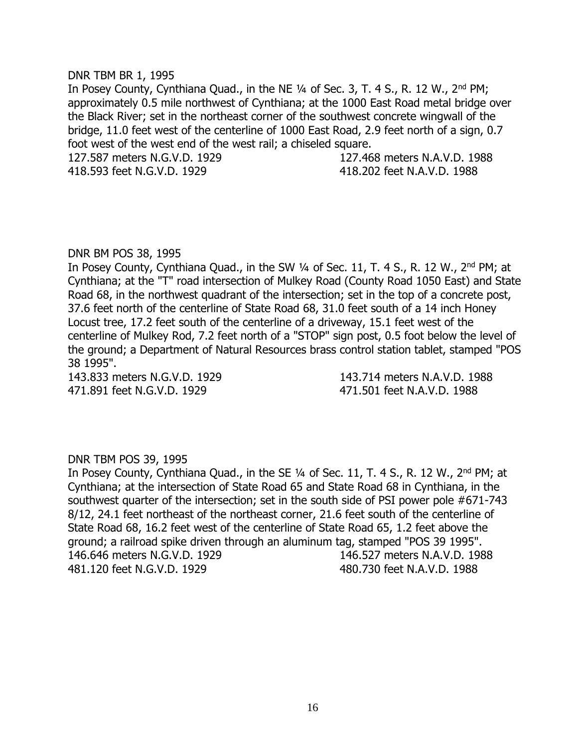DNR TBM BR 1, 1995

In Posey County, Cynthiana Quad., in the NE ¼ of Sec. 3, T. 4 S., R. 12 W., 2nd PM; approximately 0.5 mile northwest of Cynthiana; at the 1000 East Road metal bridge over the Black River; set in the northeast corner of the southwest concrete wingwall of the bridge, 11.0 feet west of the centerline of 1000 East Road, 2.9 feet north of a sign, 0.7 foot west of the west end of the west rail; a chiseled square.

| | |
|---|---|
| 127.587 meters N.G.V.D. 1929 | 127.468 meters N.A.V.D. 1988 |
| 418.593 feet N.G.V.D. 1929 | 418.202 feet N.A.V.D. 1988 |

DNR BM POS 38, 1995

In Posey County, Cynthiana Quad., in the SW ¼ of Sec. 11, T. 4 S., R. 12 W., 2nd PM; at Cynthiana; at the "T" road intersection of Mulkey Road (County Road 1050 East) and State Road 68, in the northwest quadrant of the intersection; set in the top of a concrete post, 37.6 feet north of the centerline of State Road 68, 31.0 feet south of a 14 inch Honey Locust tree, 17.2 feet south of the centerline of a driveway, 15.1 feet west of the centerline of Mulkey Rod, 7.2 feet north of a "STOP" sign post, 0.5 foot below the level of the ground; a Department of Natural Resources brass control station tablet, stamped "POS 38 1995".

| | |
|---|---|
| 143.833 meters N.G.V.D. 1929 | 143.714 meters N.A.V.D. 1988 |
| 471.891 feet N.G.V.D. 1929 | 471.501 feet N.A.V.D. 1988 |

DNR TBM POS 39, 1995

In Posey County, Cynthiana Quad., in the SE ¼ of Sec. 11, T. 4 S., R. 12 W., 2nd PM; at Cynthiana; at the intersection of State Road 65 and State Road 68 in Cynthiana, in the southwest quarter of the intersection; set in the south side of PSI power pole #671-743 8/12, 24.1 feet northeast of the northeast corner, 21.6 feet south of the centerline of State Road 68, 16.2 feet west of the centerline of State Road 65, 1.2 feet above the ground; a railroad spike driven through an aluminum tag, stamped "POS 39 1995".

| | |
|---|---|
| 146.646 meters N.G.V.D. 1929 | 146.527 meters N.A.V.D. 1988 |
| 481.120 feet N.G.V.D. 1929 | 480.730 feet N.A.V.D. 1988 |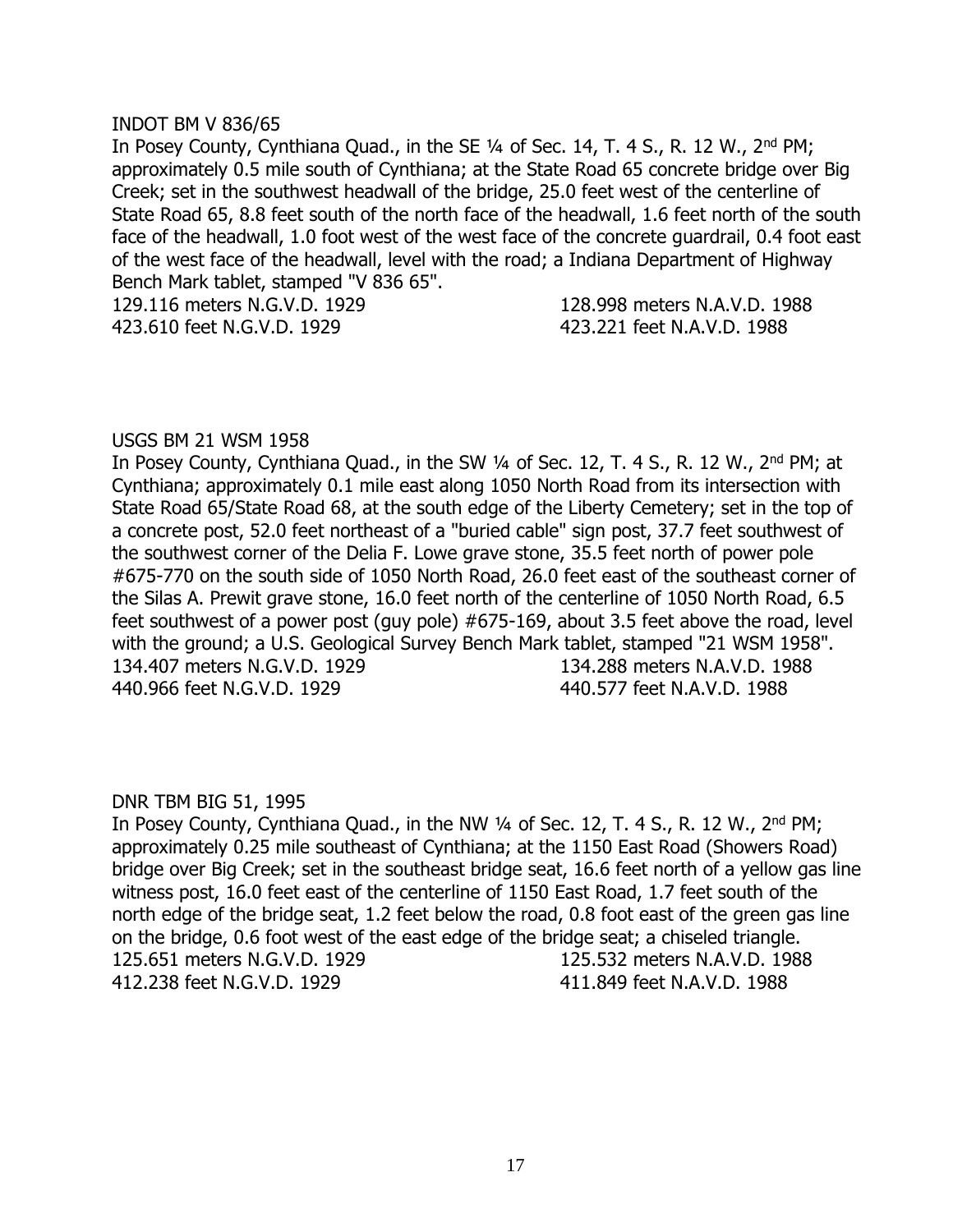INDOT BM V 836/65

In Posey County, Cynthiana Quad., in the SE ¼ of Sec. 14, T. 4 S., R. 12 W., 2nd PM; approximately 0.5 mile south of Cynthiana; at the State Road 65 concrete bridge over Big Creek; set in the southwest headwall of the bridge, 25.0 feet west of the centerline of State Road 65, 8.8 feet south of the north face of the headwall, 1.6 feet north of the south face of the headwall, 1.0 foot west of the west face of the concrete guardrail, 0.4 foot east of the west face of the headwall, level with the road; a Indiana Department of Highway Bench Mark tablet, stamped "V 836 65".

129.116 meters N.G.V.D. 1929 128.998 meters N.A.V.D. 1988
423.610 feet N.G.V.D. 1929 423.221 feet N.A.V.D. 1988

USGS BM 21 WSM 1958

In Posey County, Cynthiana Quad., in the SW ¼ of Sec. 12, T. 4 S., R. 12 W., 2nd PM; at Cynthiana; approximately 0.1 mile east along 1050 North Road from its intersection with State Road 65/State Road 68, at the south edge of the Liberty Cemetery; set in the top of a concrete post, 52.0 feet northeast of a "buried cable" sign post, 37.7 feet southwest of the southwest corner of the Delia F. Lowe grave stone, 35.5 feet north of power pole #675-770 on the south side of 1050 North Road, 26.0 feet east of the southeast corner of the Silas A. Prewit grave stone, 16.0 feet north of the centerline of 1050 North Road, 6.5 feet southwest of a power post (guy pole) #675-169, about 3.5 feet above the road, level with the ground; a U.S. Geological Survey Bench Mark tablet, stamped "21 WSM 1958".

134.407 meters N.G.V.D. 1929 134.288 meters N.A.V.D. 1988
440.966 feet N.G.V.D. 1929 440.577 feet N.A.V.D. 1988

DNR TBM BIG 51, 1995

In Posey County, Cynthiana Quad., in the NW ¼ of Sec. 12, T. 4 S., R. 12 W., 2nd PM; approximately 0.25 mile southeast of Cynthiana; at the 1150 East Road (Showers Road) bridge over Big Creek; set in the southeast bridge seat, 16.6 feet north of a yellow gas line witness post, 16.0 feet east of the centerline of 1150 East Road, 1.7 feet south of the north edge of the bridge seat, 1.2 feet below the road, 0.8 foot east of the green gas line on the bridge, 0.6 foot west of the east edge of the bridge seat; a chiseled triangle.

125.651 meters N.G.V.D. 1929 125.532 meters N.A.V.D. 1988
412.238 feet N.G.V.D. 1929 411.849 feet N.A.V.D. 1988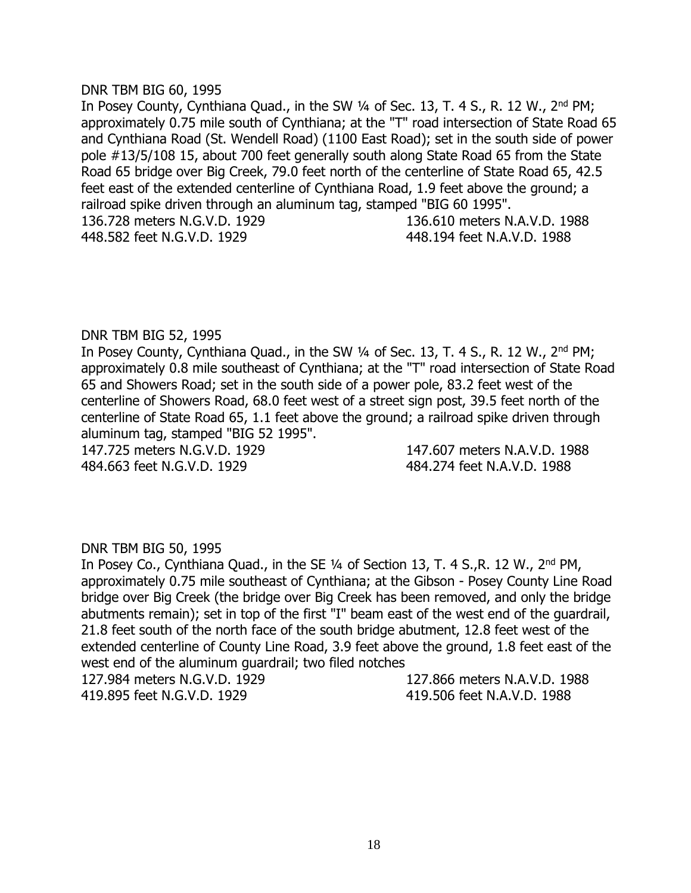DNR TBM BIG 60, 1995

In Posey County, Cynthiana Quad., in the SW ¼ of Sec. 13, T. 4 S., R. 12 W., 2nd PM; approximately 0.75 mile south of Cynthiana; at the "T" road intersection of State Road 65 and Cynthiana Road (St. Wendell Road) (1100 East Road); set in the south side of power pole #13/5/108 15, about 700 feet generally south along State Road 65 from the State Road 65 bridge over Big Creek, 79.0 feet north of the centerline of State Road 65, 42.5 feet east of the extended centerline of Cynthiana Road, 1.9 feet above the ground; a railroad spike driven through an aluminum tag, stamped "BIG 60 1995".

136.728 meters N.G.V.D. 1929 136.610 meters N.A.V.D. 1988
448.582 feet N.G.V.D. 1929 448.194 feet N.A.V.D. 1988

DNR TBM BIG 52, 1995

In Posey County, Cynthiana Quad., in the SW ¼ of Sec. 13, T. 4 S., R. 12 W., 2nd PM; approximately 0.8 mile southeast of Cynthiana; at the "T" road intersection of State Road 65 and Showers Road; set in the south side of a power pole, 83.2 feet west of the centerline of Showers Road, 68.0 feet west of a street sign post, 39.5 feet north of the centerline of State Road 65, 1.1 feet above the ground; a railroad spike driven through aluminum tag, stamped "BIG 52 1995".

147.725 meters N.G.V.D. 1929 147.607 meters N.A.V.D. 1988
484.663 feet N.G.V.D. 1929 484.274 feet N.A.V.D. 1988

DNR TBM BIG 50, 1995

In Posey Co., Cynthiana Quad., in the SE ¼ of Section 13, T. 4 S.,R. 12 W., 2nd PM, approximately 0.75 mile southeast of Cynthiana; at the Gibson - Posey County Line Road bridge over Big Creek (the bridge over Big Creek has been removed, and only the bridge abutments remain); set in top of the first "I" beam east of the west end of the guardrail, 21.8 feet south of the north face of the south bridge abutment, 12.8 feet west of the extended centerline of County Line Road, 3.9 feet above the ground, 1.8 feet east of the west end of the aluminum guardrail; two filed notches

127.984 meters N.G.V.D. 1929 127.866 meters N.A.V.D. 1988
419.895 feet N.G.V.D. 1929 419.506 feet N.A.V.D. 1988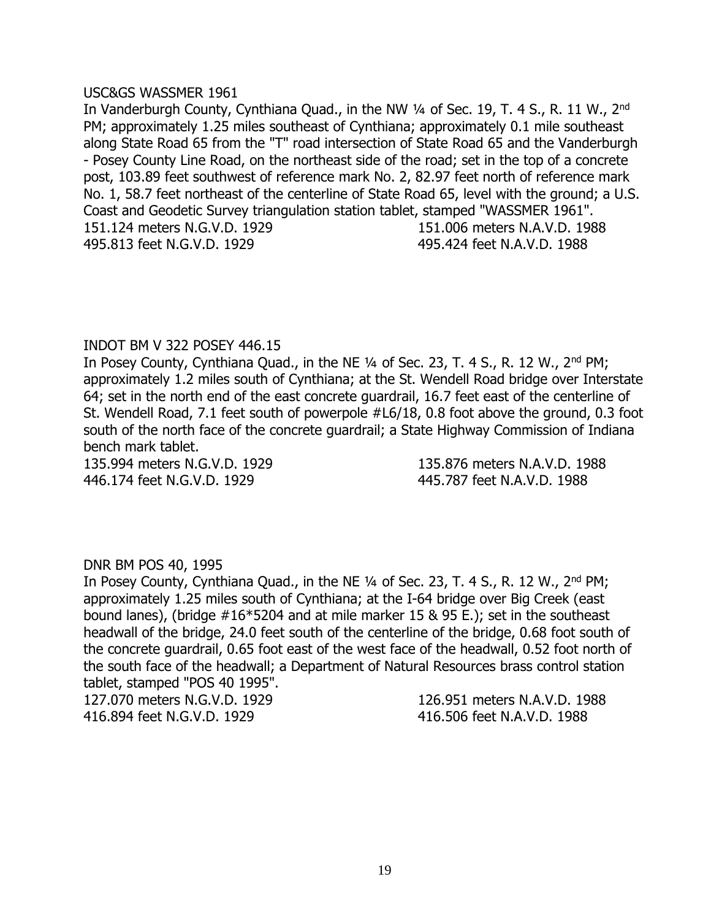USC&GS WASSMER 1961

In Vanderburgh County, Cynthiana Quad., in the NW ¼ of Sec. 19, T. 4 S., R. 11 W., 2nd PM; approximately 1.25 miles southeast of Cynthiana; approximately 0.1 mile southeast along State Road 65 from the "T" road intersection of State Road 65 and the Vanderburgh - Posey County Line Road, on the northeast side of the road; set in the top of a concrete post, 103.89 feet southwest of reference mark No. 2, 82.97 feet north of reference mark No. 1, 58.7 feet northeast of the centerline of State Road 65, level with the ground; a U.S. Coast and Geodetic Survey triangulation station tablet, stamped "WASSMER 1961".

151.124 meters N.G.V.D. 1929 151.006 meters N.A.V.D. 1988
495.813 feet N.G.V.D. 1929 495.424 feet N.A.V.D. 1988

INDOT BM V 322 POSEY 446.15

In Posey County, Cynthiana Quad., in the NE ¼ of Sec. 23, T. 4 S., R. 12 W., 2nd PM; approximately 1.2 miles south of Cynthiana; at the St. Wendell Road bridge over Interstate 64; set in the north end of the east concrete guardrail, 16.7 feet east of the centerline of St. Wendell Road, 7.1 feet south of powerpole #L6/18, 0.8 foot above the ground, 0.3 foot south of the north face of the concrete guardrail; a State Highway Commission of Indiana bench mark tablet.

135.994 meters N.G.V.D. 1929 135.876 meters N.A.V.D. 1988
446.174 feet N.G.V.D. 1929 445.787 feet N.A.V.D. 1988

DNR BM POS 40, 1995

In Posey County, Cynthiana Quad., in the NE ¼ of Sec. 23, T. 4 S., R. 12 W., 2nd PM; approximately 1.25 miles south of Cynthiana; at the I-64 bridge over Big Creek (east bound lanes), (bridge #16*5204 and at mile marker 15 & 95 E.); set in the southeast headwall of the bridge, 24.0 feet south of the centerline of the bridge, 0.68 foot south of the concrete guardrail, 0.65 foot east of the west face of the headwall, 0.52 foot north of the south face of the headwall; a Department of Natural Resources brass control station tablet, stamped "POS 40 1995".

127.070 meters N.G.V.D. 1929 126.951 meters N.A.V.D. 1988
416.894 feet N.G.V.D. 1929 416.506 feet N.A.V.D. 1988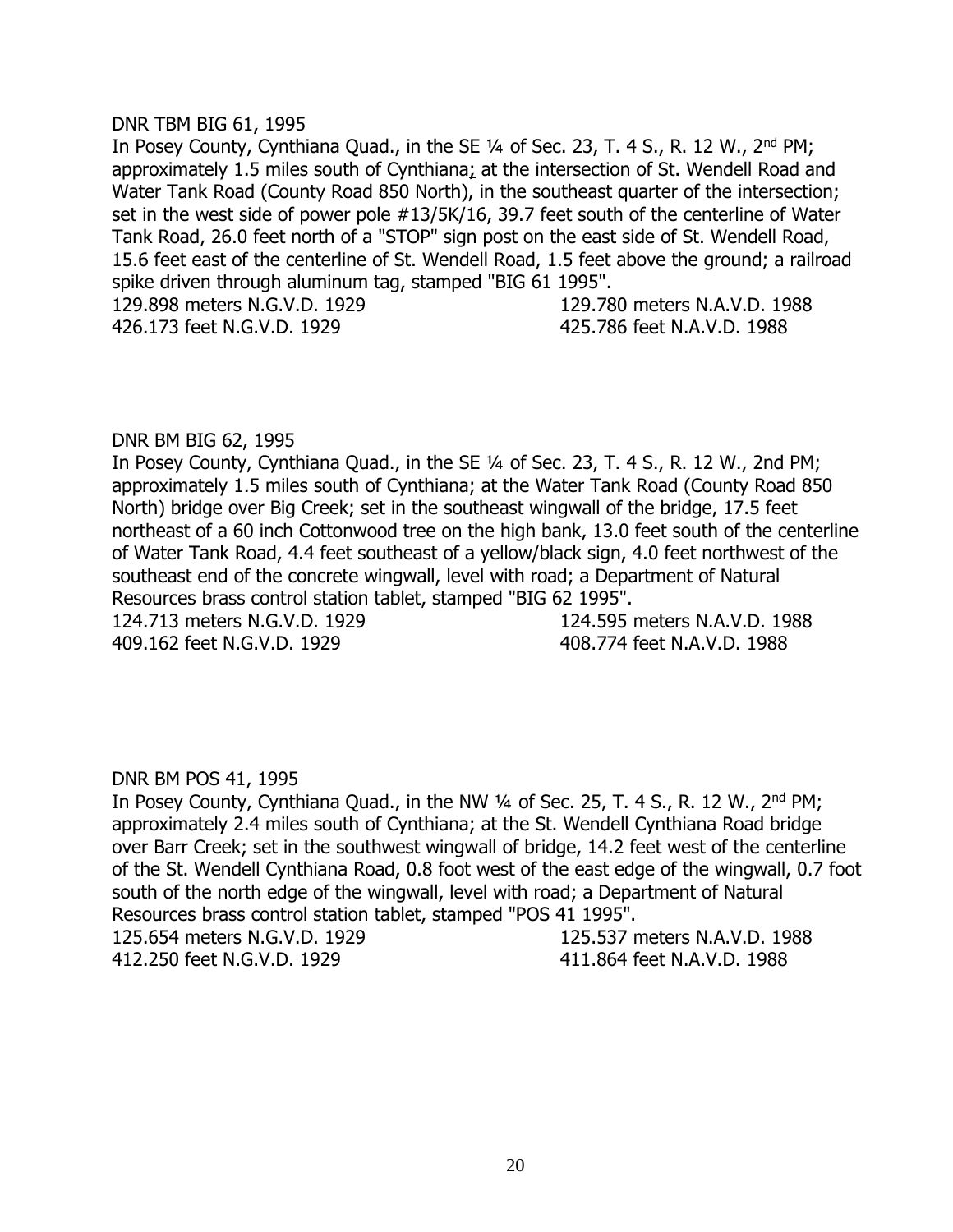DNR TBM BIG 61, 1995

In Posey County, Cynthiana Quad., in the SE ¼ of Sec. 23, T. 4 S., R. 12 W., 2nd PM; approximately 1.5 miles south of Cynthiana; at the intersection of St. Wendell Road and Water Tank Road (County Road 850 North), in the southeast quarter of the intersection; set in the west side of power pole #13/5K/16, 39.7 feet south of the centerline of Water Tank Road, 26.0 feet north of a "STOP" sign post on the east side of St. Wendell Road, 15.6 feet east of the centerline of St. Wendell Road, 1.5 feet above the ground; a railroad spike driven through aluminum tag, stamped "BIG 61 1995".

129.898 meters N.G.V.D. 1929 129.780 meters N.A.V.D. 1988
426.173 feet N.G.V.D. 1929 425.786 feet N.A.V.D. 1988

DNR BM BIG 62, 1995

In Posey County, Cynthiana Quad., in the SE ¼ of Sec. 23, T. 4 S., R. 12 W., 2nd PM; approximately 1.5 miles south of Cynthiana; at the Water Tank Road (County Road 850 North) bridge over Big Creek; set in the southeast wingwall of the bridge, 17.5 feet northeast of a 60 inch Cottonwood tree on the high bank, 13.0 feet south of the centerline of Water Tank Road, 4.4 feet southeast of a yellow/black sign, 4.0 feet northwest of the southeast end of the concrete wingwall, level with road; a Department of Natural Resources brass control station tablet, stamped "BIG 62 1995".

124.713 meters N.G.V.D. 1929 124.595 meters N.A.V.D. 1988
409.162 feet N.G.V.D. 1929 408.774 feet N.A.V.D. 1988

DNR BM POS 41, 1995

In Posey County, Cynthiana Quad., in the NW ¼ of Sec. 25, T. 4 S., R. 12 W., 2nd PM; approximately 2.4 miles south of Cynthiana; at the St. Wendell Cynthiana Road bridge over Barr Creek; set in the southwest wingwall of bridge, 14.2 feet west of the centerline of the St. Wendell Cynthiana Road, 0.8 foot west of the east edge of the wingwall, 0.7 foot south of the north edge of the wingwall, level with road; a Department of Natural Resources brass control station tablet, stamped "POS 41 1995".

125.654 meters N.G.V.D. 1929 125.537 meters N.A.V.D. 1988
412.250 feet N.G.V.D. 1929 411.864 feet N.A.V.D. 1988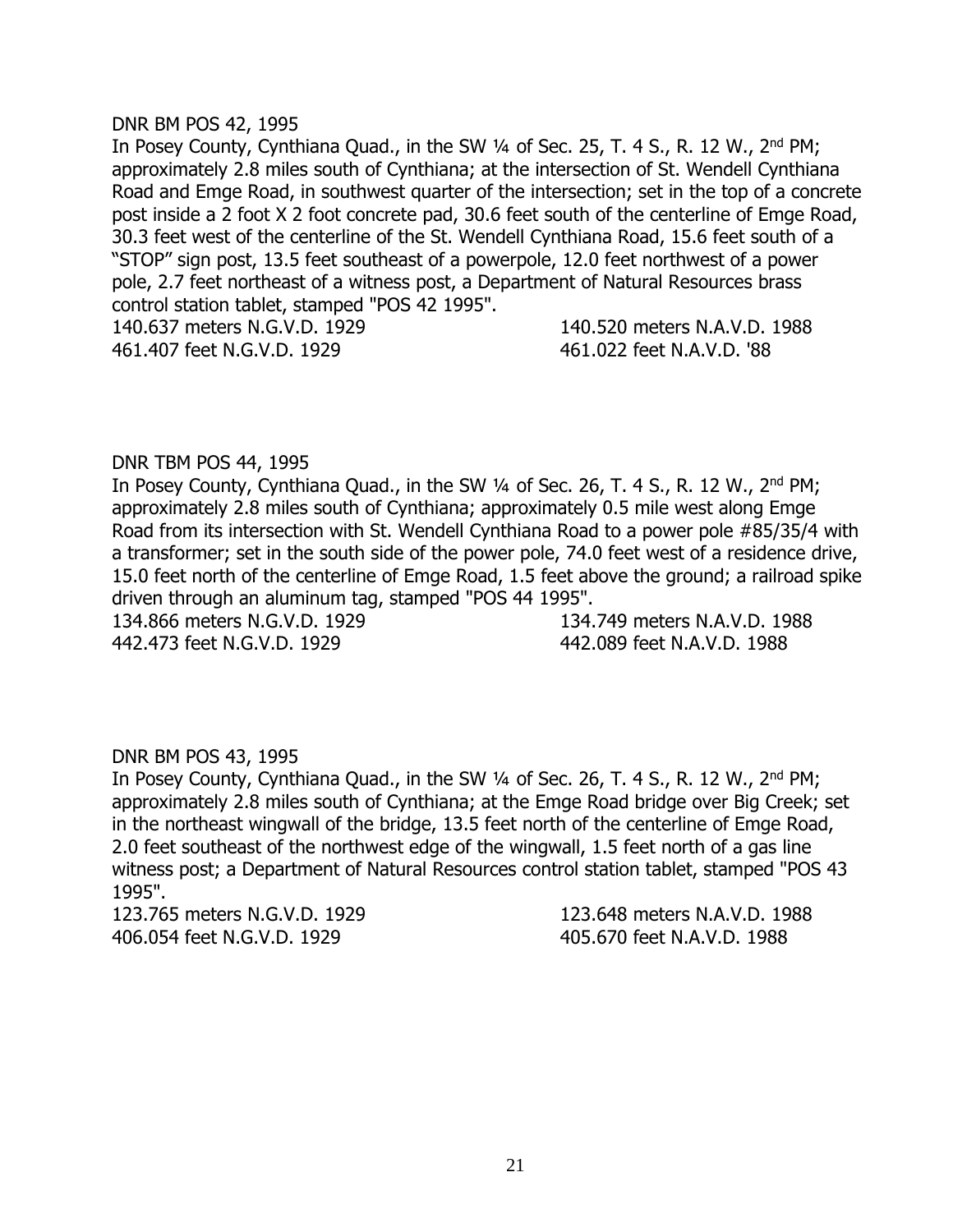DNR BM POS 42, 1995

In Posey County, Cynthiana Quad., in the SW ¼ of Sec. 25, T. 4 S., R. 12 W., 2nd PM; approximately 2.8 miles south of Cynthiana; at the intersection of St. Wendell Cynthiana Road and Emge Road, in southwest quarter of the intersection; set in the top of a concrete post inside a 2 foot X 2 foot concrete pad, 30.6 feet south of the centerline of Emge Road, 30.3 feet west of the centerline of the St. Wendell Cynthiana Road, 15.6 feet south of a "STOP" sign post, 13.5 feet southeast of a powerpole, 12.0 feet northwest of a power pole, 2.7 feet northeast of a witness post, a Department of Natural Resources brass control station tablet, stamped "POS 42 1995".

140.637 meters N.G.V.D. 1929 140.520 meters N.A.V.D. 1988
461.407 feet N.G.V.D. 1929 461.022 feet N.A.V.D. '88

DNR TBM POS 44, 1995

In Posey County, Cynthiana Quad., in the SW ¼ of Sec. 26, T. 4 S., R. 12 W., 2nd PM; approximately 2.8 miles south of Cynthiana; approximately 0.5 mile west along Emge Road from its intersection with St. Wendell Cynthiana Road to a power pole #85/35/4 with a transformer; set in the south side of the power pole, 74.0 feet west of a residence drive, 15.0 feet north of the centerline of Emge Road, 1.5 feet above the ground; a railroad spike driven through an aluminum tag, stamped "POS 44 1995".

134.866 meters N.G.V.D. 1929 134.749 meters N.A.V.D. 1988
442.473 feet N.G.V.D. 1929 442.089 feet N.A.V.D. 1988

DNR BM POS 43, 1995

In Posey County, Cynthiana Quad., in the SW ¼ of Sec. 26, T. 4 S., R. 12 W., 2nd PM; approximately 2.8 miles south of Cynthiana; at the Emge Road bridge over Big Creek; set in the northeast wingwall of the bridge, 13.5 feet north of the centerline of Emge Road, 2.0 feet southeast of the northwest edge of the wingwall, 1.5 feet north of a gas line witness post; a Department of Natural Resources control station tablet, stamped "POS 43 1995".

123.765 meters N.G.V.D. 1929 123.648 meters N.A.V.D. 1988
406.054 feet N.G.V.D. 1929 405.670 feet N.A.V.D. 1988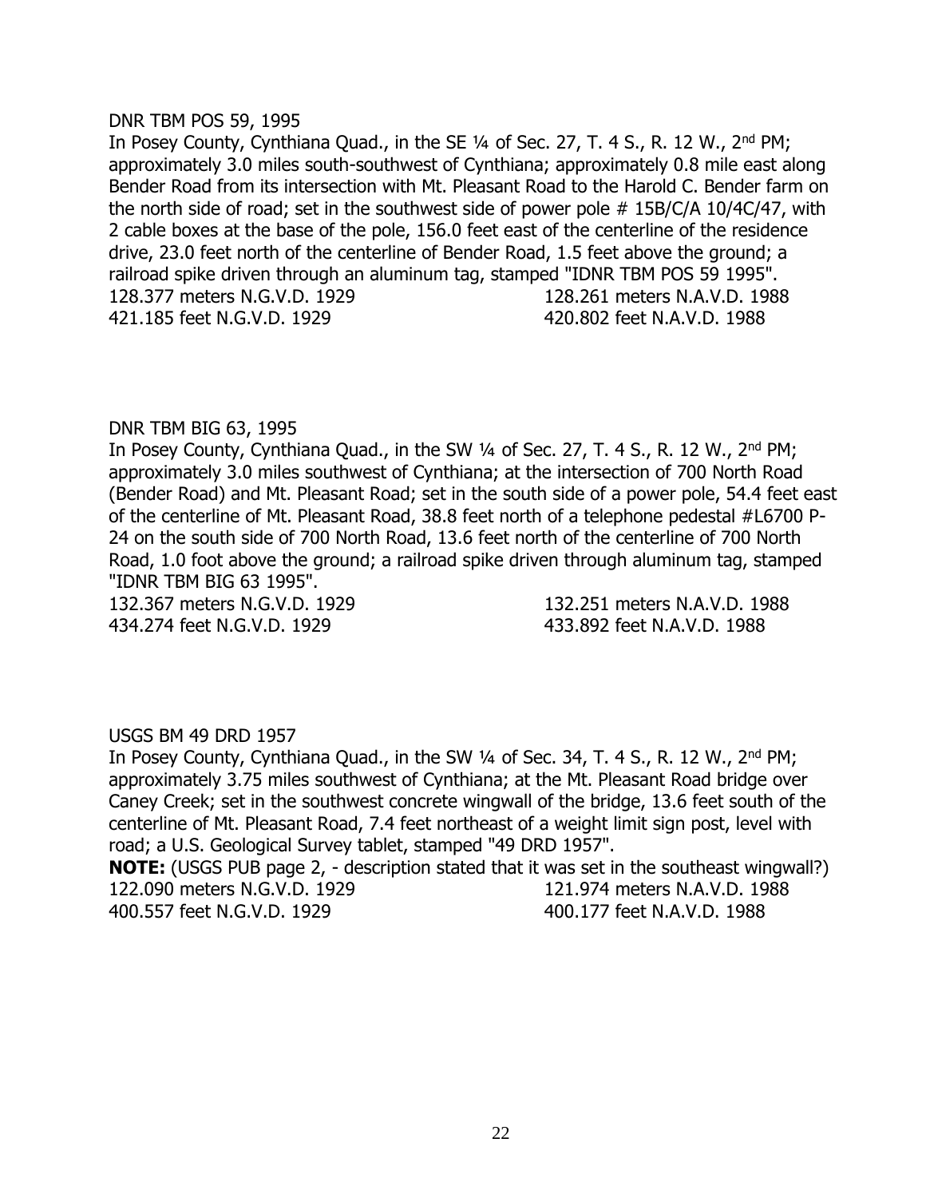DNR TBM POS 59, 1995

In Posey County, Cynthiana Quad., in the SE ¼ of Sec. 27, T. 4 S., R. 12 W., 2nd PM; approximately 3.0 miles south-southwest of Cynthiana; approximately 0.8 mile east along Bender Road from its intersection with Mt. Pleasant Road to the Harold C. Bender farm on the north side of road; set in the southwest side of power pole # 15B/C/A 10/4C/47, with 2 cable boxes at the base of the pole, 156.0 feet east of the centerline of the residence drive, 23.0 feet north of the centerline of Bender Road, 1.5 feet above the ground; a railroad spike driven through an aluminum tag, stamped "IDNR TBM POS 59 1995".

128.377 meters N.G.V.D. 1929 128.261 meters N.A.V.D. 1988
421.185 feet N.G.V.D. 1929 420.802 feet N.A.V.D. 1988

DNR TBM BIG 63, 1995

In Posey County, Cynthiana Quad., in the SW ¼ of Sec. 27, T. 4 S., R. 12 W., 2nd PM; approximately 3.0 miles southwest of Cynthiana; at the intersection of 700 North Road (Bender Road) and Mt. Pleasant Road; set in the south side of a power pole, 54.4 feet east of the centerline of Mt. Pleasant Road, 38.8 feet north of a telephone pedestal #L6700 P-24 on the south side of 700 North Road, 13.6 feet north of the centerline of 700 North Road, 1.0 foot above the ground; a railroad spike driven through aluminum tag, stamped "IDNR TBM BIG 63 1995".

132.367 meters N.G.V.D. 1929 132.251 meters N.A.V.D. 1988
434.274 feet N.G.V.D. 1929 433.892 feet N.A.V.D. 1988

USGS BM 49 DRD 1957

In Posey County, Cynthiana Quad., in the SW ¼ of Sec. 34, T. 4 S., R. 12 W., 2nd PM; approximately 3.75 miles southwest of Cynthiana; at the Mt. Pleasant Road bridge over Caney Creek; set in the southwest concrete wingwall of the bridge, 13.6 feet south of the centerline of Mt. Pleasant Road, 7.4 feet northeast of a weight limit sign post, level with road; a U.S. Geological Survey tablet, stamped "49 DRD 1957".

**NOTE:** (USGS PUB page 2, - description stated that it was set in the southeast wingwall?)

122.090 meters N.G.V.D. 1929 121.974 meters N.A.V.D. 1988
400.557 feet N.G.V.D. 1929 400.177 feet N.A.V.D. 1988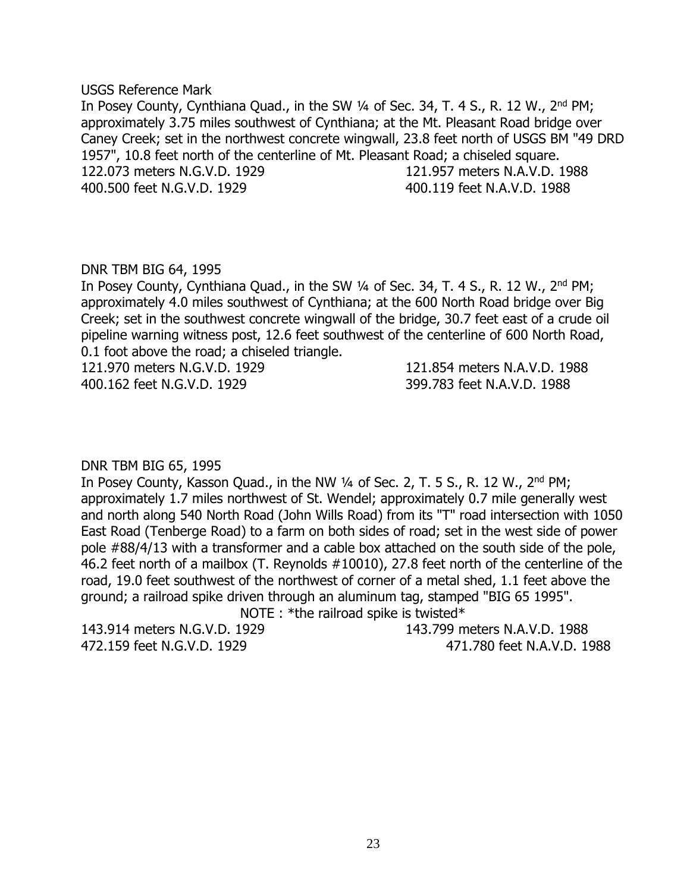USGS Reference Mark

In Posey County, Cynthiana Quad., in the SW ¼ of Sec. 34, T. 4 S., R. 12 W., 2nd PM; approximately 3.75 miles southwest of Cynthiana; at the Mt. Pleasant Road bridge over Caney Creek; set in the northwest concrete wingwall, 23.8 feet north of USGS BM "49 DRD 1957", 10.8 feet north of the centerline of Mt. Pleasant Road; a chiseled square.

122.073 meters N.G.V.D. 1929 121.957 meters N.A.V.D. 1988
400.500 feet N.G.V.D. 1929 400.119 feet N.A.V.D. 1988

DNR TBM BIG 64, 1995

In Posey County, Cynthiana Quad., in the SW ¼ of Sec. 34, T. 4 S., R. 12 W., 2nd PM; approximately 4.0 miles southwest of Cynthiana; at the 600 North Road bridge over Big Creek; set in the southwest concrete wingwall of the bridge, 30.7 feet east of a crude oil pipeline warning witness post, 12.6 feet southwest of the centerline of 600 North Road, 0.1 foot above the road; a chiseled triangle.

121.970 meters N.G.V.D. 1929 121.854 meters N.A.V.D. 1988
400.162 feet N.G.V.D. 1929 399.783 feet N.A.V.D. 1988

DNR TBM BIG 65, 1995

In Posey County, Kasson Quad., in the NW ¼ of Sec. 2, T. 5 S., R. 12 W., 2nd PM; approximately 1.7 miles northwest of St. Wendel; approximately 0.7 mile generally west and north along 540 North Road (John Wills Road) from its "T" road intersection with 1050 East Road (Tenberge Road) to a farm on both sides of road; set in the west side of power pole #88/4/13 with a transformer and a cable box attached on the south side of the pole, 46.2 feet north of a mailbox (T. Reynolds #10010), 27.8 feet north of the centerline of the road, 19.0 feet southwest of the northwest of corner of a metal shed, 1.1 feet above the ground; a railroad spike driven through an aluminum tag, stamped "BIG 65 1995".

NOTE : *the railroad spike is twisted*

143.914 meters N.G.V.D. 1929 143.799 meters N.A.V.D. 1988
472.159 feet N.G.V.D. 1929 471.780 feet N.A.V.D. 1988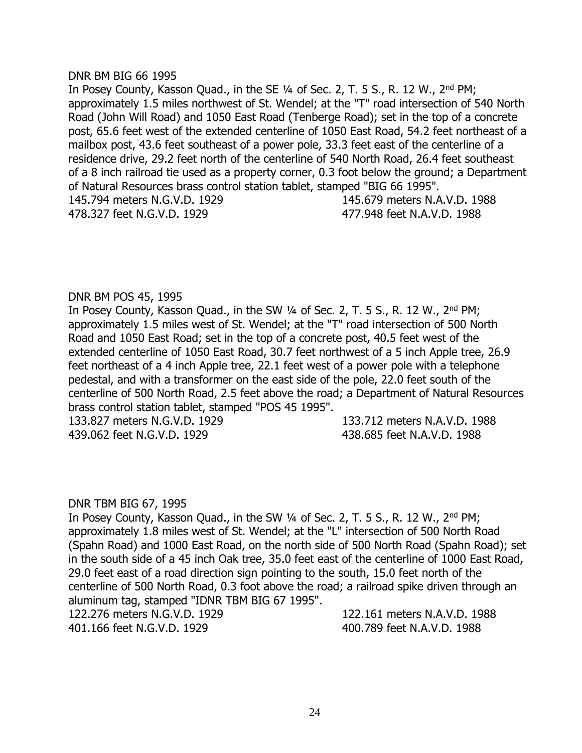DNR BM BIG 66 1995

In Posey County, Kasson Quad., in the SE ¼ of Sec. 2, T. 5 S., R. 12 W., 2nd PM; approximately 1.5 miles northwest of St. Wendel; at the "T" road intersection of 540 North Road (John Will Road) and 1050 East Road (Tenberge Road); set in the top of a concrete post, 65.6 feet west of the extended centerline of 1050 East Road, 54.2 feet northeast of a mailbox post, 43.6 feet southeast of a power pole, 33.3 feet east of the centerline of a residence drive, 29.2 feet north of the centerline of 540 North Road, 26.4 feet southeast of a 8 inch railroad tie used as a property corner, 0.3 foot below the ground; a Department of Natural Resources brass control station tablet, stamped "BIG 66 1995".

145.794 meters N.G.V.D. 1929 145.679 meters N.A.V.D. 1988
478.327 feet N.G.V.D. 1929 477.948 feet N.A.V.D. 1988

DNR BM POS 45, 1995

In Posey County, Kasson Quad., in the SW ¼ of Sec. 2, T. 5 S., R. 12 W., 2nd PM; approximately 1.5 miles west of St. Wendel; at the "T" road intersection of 500 North Road and 1050 East Road; set in the top of a concrete post, 40.5 feet west of the extended centerline of 1050 East Road, 30.7 feet northwest of a 5 inch Apple tree, 26.9 feet northeast of a 4 inch Apple tree, 22.1 feet west of a power pole with a telephone pedestal, and with a transformer on the east side of the pole, 22.0 feet south of the centerline of 500 North Road, 2.5 feet above the road; a Department of Natural Resources brass control station tablet, stamped "POS 45 1995".

133.827 meters N.G.V.D. 1929 133.712 meters N.A.V.D. 1988
439.062 feet N.G.V.D. 1929 438.685 feet N.A.V.D. 1988

DNR TBM BIG 67, 1995

In Posey County, Kasson Quad., in the SW ¼ of Sec. 2, T. 5 S., R. 12 W., 2nd PM; approximately 1.8 miles west of St. Wendel; at the "L" intersection of 500 North Road (Spahn Road) and 1000 East Road, on the north side of 500 North Road (Spahn Road); set in the south side of a 45 inch Oak tree, 35.0 feet east of the centerline of 1000 East Road, 29.0 feet east of a road direction sign pointing to the south, 15.0 feet north of the centerline of 500 North Road, 0.3 foot above the road; a railroad spike driven through an aluminum tag, stamped "IDNR TBM BIG 67 1995".

122.276 meters N.G.V.D. 1929 122.161 meters N.A.V.D. 1988
401.166 feet N.G.V.D. 1929 400.789 feet N.A.V.D. 1988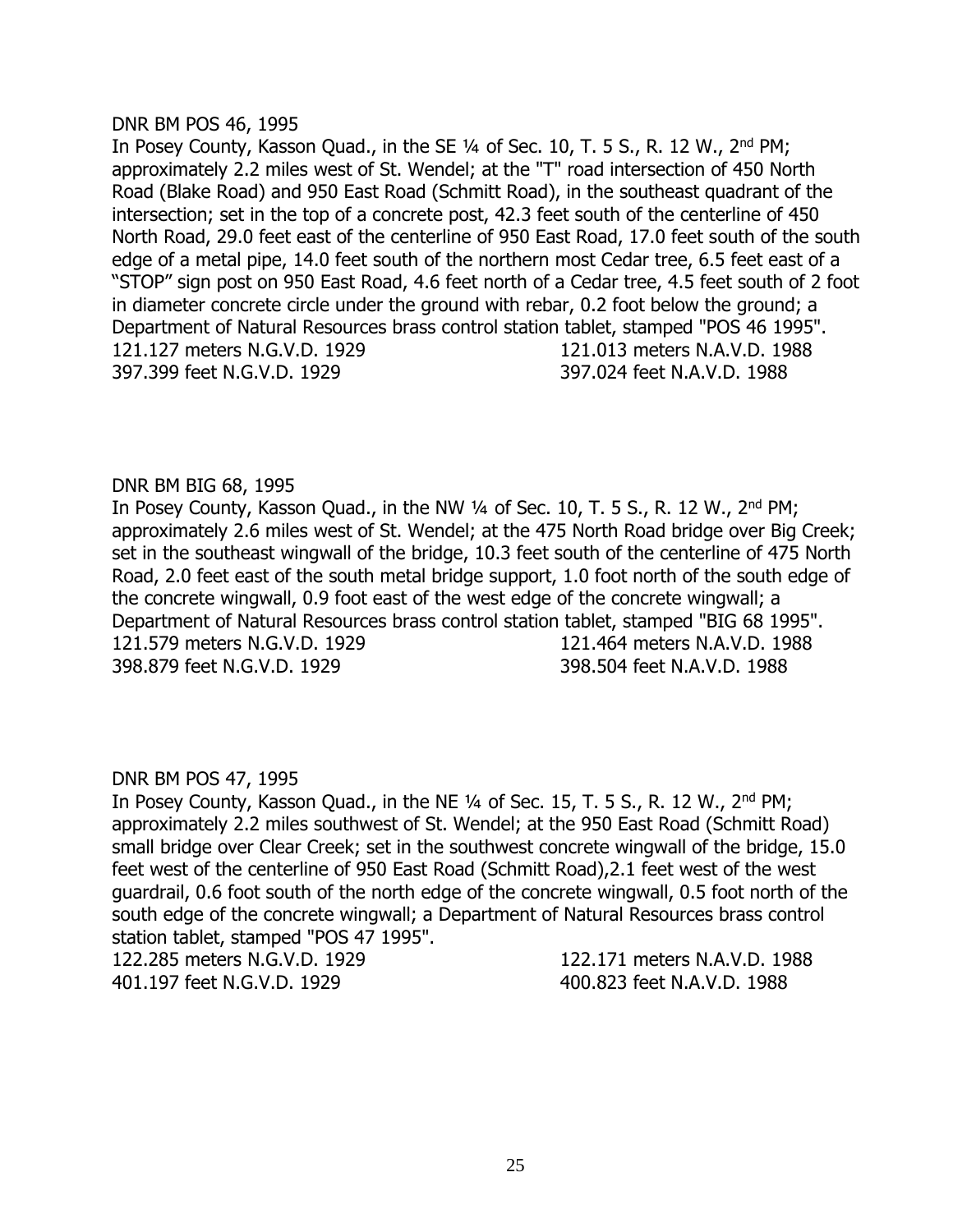DNR BM POS 46, 1995

In Posey County, Kasson Quad., in the SE ¼ of Sec. 10, T. 5 S., R. 12 W., 2nd PM; approximately 2.2 miles west of St. Wendel; at the "T" road intersection of 450 North Road (Blake Road) and 950 East Road (Schmitt Road), in the southeast quadrant of the intersection; set in the top of a concrete post, 42.3 feet south of the centerline of 450 North Road, 29.0 feet east of the centerline of 950 East Road, 17.0 feet south of the south edge of a metal pipe, 14.0 feet south of the northern most Cedar tree, 6.5 feet east of a "STOP" sign post on 950 East Road, 4.6 feet north of a Cedar tree, 4.5 feet south of 2 foot in diameter concrete circle under the ground with rebar, 0.2 foot below the ground; a Department of Natural Resources brass control station tablet, stamped "POS 46 1995".

121.127 meters N.G.V.D. 1929 — 121.013 meters N.A.V.D. 1988
397.399 feet N.G.V.D. 1929 — 397.024 feet N.A.V.D. 1988

DNR BM BIG 68, 1995

In Posey County, Kasson Quad., in the NW ¼ of Sec. 10, T. 5 S., R. 12 W., 2nd PM; approximately 2.6 miles west of St. Wendel; at the 475 North Road bridge over Big Creek; set in the southeast wingwall of the bridge, 10.3 feet south of the centerline of 475 North Road, 2.0 feet east of the south metal bridge support, 1.0 foot north of the south edge of the concrete wingwall, 0.9 foot east of the west edge of the concrete wingwall; a Department of Natural Resources brass control station tablet, stamped "BIG 68 1995".

121.579 meters N.G.V.D. 1929 — 121.464 meters N.A.V.D. 1988
398.879 feet N.G.V.D. 1929 — 398.504 feet N.A.V.D. 1988

DNR BM POS 47, 1995

In Posey County, Kasson Quad., in the NE ¼ of Sec. 15, T. 5 S., R. 12 W., 2nd PM; approximately 2.2 miles southwest of St. Wendel; at the 950 East Road (Schmitt Road) small bridge over Clear Creek; set in the southwest concrete wingwall of the bridge, 15.0 feet west of the centerline of 950 East Road (Schmitt Road),2.1 feet west of the west guardrail, 0.6 foot south of the north edge of the concrete wingwall, 0.5 foot north of the south edge of the concrete wingwall; a Department of Natural Resources brass control station tablet, stamped "POS 47 1995".

122.285 meters N.G.V.D. 1929 — 122.171 meters N.A.V.D. 1988
401.197 feet N.G.V.D. 1929 — 400.823 feet N.A.V.D. 1988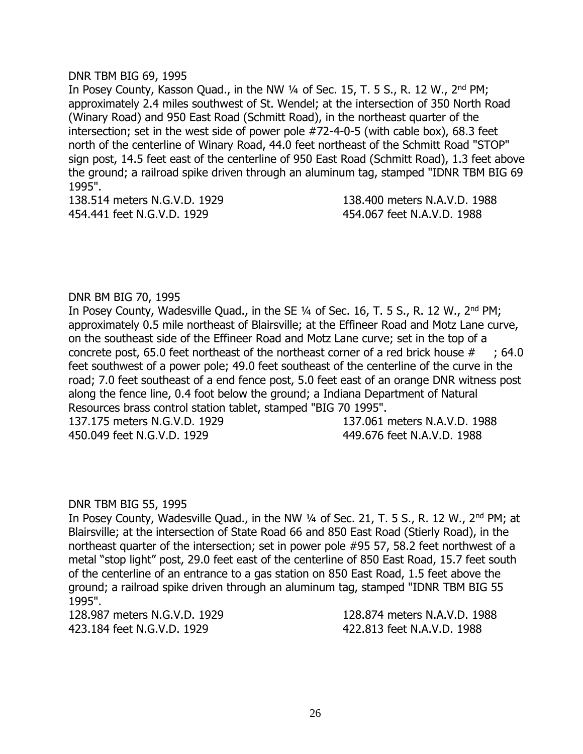DNR TBM BIG 69, 1995

In Posey County, Kasson Quad., in the NW ¼ of Sec. 15, T. 5 S., R. 12 W., 2nd PM; approximately 2.4 miles southwest of St. Wendel; at the intersection of 350 North Road (Winary Road) and 950 East Road (Schmitt Road), in the northeast quarter of the intersection; set in the west side of power pole #72-4-0-5 (with cable box), 68.3 feet north of the centerline of Winary Road, 44.0 feet northeast of the Schmitt Road "STOP" sign post, 14.5 feet east of the centerline of 950 East Road (Schmitt Road), 1.3 feet above the ground; a railroad spike driven through an aluminum tag, stamped "IDNR TBM BIG 69 1995".

138.514 meters N.G.V.D. 1929 — 138.400 meters N.A.V.D. 1988
454.441 feet N.G.V.D. 1929 — 454.067 feet N.A.V.D. 1988

DNR BM BIG 70, 1995

In Posey County, Wadesville Quad., in the SE ¼ of Sec. 16, T. 5 S., R. 12 W., 2nd PM; approximately 0.5 mile northeast of Blairsville; at the Effineer Road and Motz Lane curve, on the southeast side of the Effineer Road and Motz Lane curve; set in the top of a concrete post, 65.0 feet northeast of the northeast corner of a red brick house # ; 64.0 feet southwest of a power pole; 49.0 feet southeast of the centerline of the curve in the road; 7.0 feet southeast of a end fence post, 5.0 feet east of an orange DNR witness post along the fence line, 0.4 foot below the ground; a Indiana Department of Natural Resources brass control station tablet, stamped "BIG 70 1995".

137.175 meters N.G.V.D. 1929 — 137.061 meters N.A.V.D. 1988
450.049 feet N.G.V.D. 1929 — 449.676 feet N.A.V.D. 1988

DNR TBM BIG 55, 1995

In Posey County, Wadesville Quad., in the NW ¼ of Sec. 21, T. 5 S., R. 12 W., 2nd PM; at Blairsville; at the intersection of State Road 66 and 850 East Road (Stierly Road), in the northeast quarter of the intersection; set in power pole #95 57, 58.2 feet northwest of a metal "stop light" post, 29.0 feet east of the centerline of 850 East Road, 15.7 feet south of the centerline of an entrance to a gas station on 850 East Road, 1.5 feet above the ground; a railroad spike driven through an aluminum tag, stamped "IDNR TBM BIG 55 1995".

128.987 meters N.G.V.D. 1929 — 128.874 meters N.A.V.D. 1988
423.184 feet N.G.V.D. 1929 — 422.813 feet N.A.V.D. 1988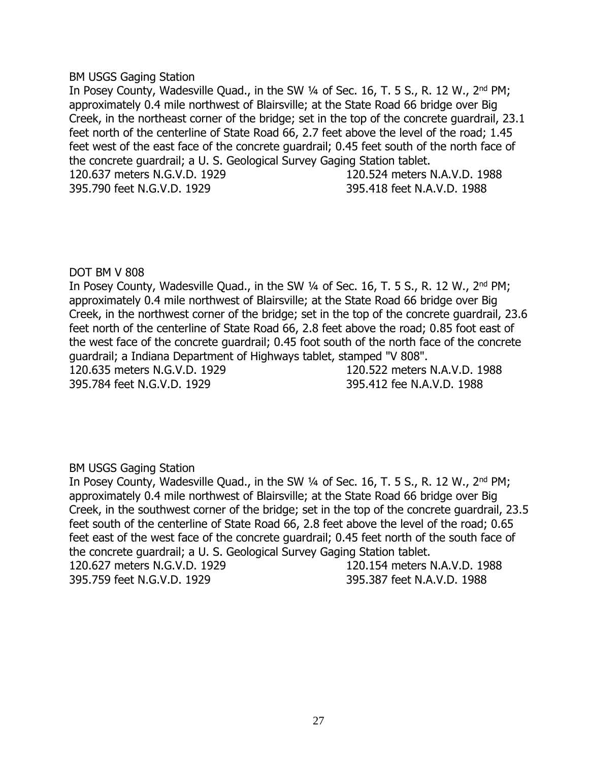BM USGS Gaging Station

In Posey County, Wadesville Quad., in the SW ¼ of Sec. 16, T. 5 S., R. 12 W., 2nd PM; approximately 0.4 mile northwest of Blairsville; at the State Road 66 bridge over Big Creek, in the northeast corner of the bridge; set in the top of the concrete guardrail, 23.1 feet north of the centerline of State Road 66, 2.7 feet above the level of the road; 1.45 feet west of the east face of the concrete guardrail; 0.45 feet south of the north face of the concrete guardrail; a U. S. Geological Survey Gaging Station tablet.

120.637 meters N.G.V.D. 1929 | 120.524 meters N.A.V.D. 1988
395.790 feet N.G.V.D. 1929 | 395.418 feet N.A.V.D. 1988

DOT BM V 808

In Posey County, Wadesville Quad., in the SW ¼ of Sec. 16, T. 5 S., R. 12 W., 2nd PM; approximately 0.4 mile northwest of Blairsville; at the State Road 66 bridge over Big Creek, in the northwest corner of the bridge; set in the top of the concrete guardrail, 23.6 feet north of the centerline of State Road 66, 2.8 feet above the road; 0.85 foot east of the west face of the concrete guardrail; 0.45 foot south of the north face of the concrete guardrail; a Indiana Department of Highways tablet, stamped "V 808".

120.635 meters N.G.V.D. 1929 | 120.522 meters N.A.V.D. 1988
395.784 feet N.G.V.D. 1929 | 395.412 fee N.A.V.D. 1988

BM USGS Gaging Station

In Posey County, Wadesville Quad., in the SW ¼ of Sec. 16, T. 5 S., R. 12 W., 2nd PM; approximately 0.4 mile northwest of Blairsville; at the State Road 66 bridge over Big Creek, in the southwest corner of the bridge; set in the top of the concrete guardrail, 23.5 feet south of the centerline of State Road 66, 2.8 feet above the level of the road; 0.65 feet east of the west face of the concrete guardrail; 0.45 feet north of the south face of the concrete guardrail; a U. S. Geological Survey Gaging Station tablet.

120.627 meters N.G.V.D. 1929 | 120.154 meters N.A.V.D. 1988
395.759 feet N.G.V.D. 1929 | 395.387 feet N.A.V.D. 1988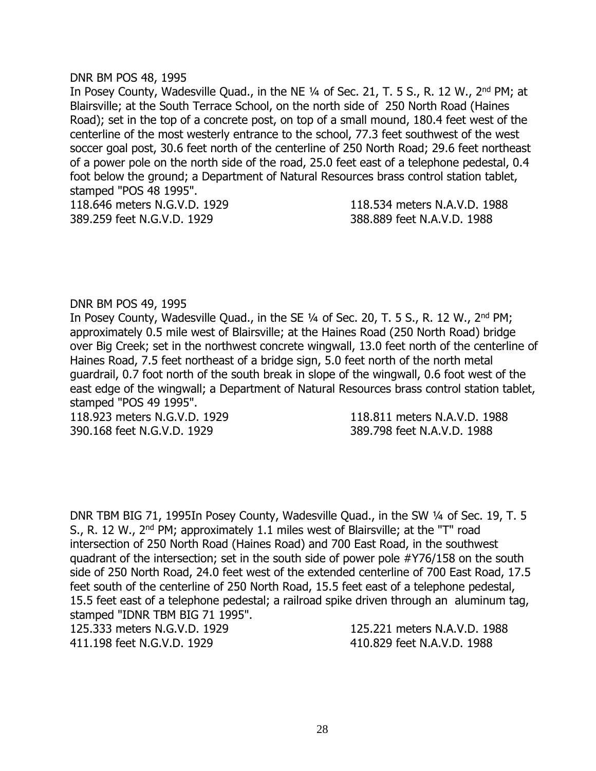DNR BM POS 48, 1995

In Posey County, Wadesville Quad., in the NE ¼ of Sec. 21, T. 5 S., R. 12 W., 2nd PM; at Blairsville; at the South Terrace School, on the north side of 250 North Road (Haines Road); set in the top of a concrete post, on top of a small mound, 180.4 feet west of the centerline of the most westerly entrance to the school, 77.3 feet southwest of the west soccer goal post, 30.6 feet north of the centerline of 250 North Road; 29.6 feet northeast of a power pole on the north side of the road, 25.0 feet east of a telephone pedestal, 0.4 foot below the ground; a Department of Natural Resources brass control station tablet, stamped "POS 48 1995".

118.646 meters N.G.V.D. 1929 118.534 meters N.A.V.D. 1988
389.259 feet N.G.V.D. 1929 388.889 feet N.A.V.D. 1988

DNR BM POS 49, 1995

In Posey County, Wadesville Quad., in the SE ¼ of Sec. 20, T. 5 S., R. 12 W., 2nd PM; approximately 0.5 mile west of Blairsville; at the Haines Road (250 North Road) bridge over Big Creek; set in the northwest concrete wingwall, 13.0 feet north of the centerline of Haines Road, 7.5 feet northeast of a bridge sign, 5.0 feet north of the north metal guardrail, 0.7 foot north of the south break in slope of the wingwall, 0.6 foot west of the east edge of the wingwall; a Department of Natural Resources brass control station tablet, stamped "POS 49 1995".

118.923 meters N.G.V.D. 1929 118.811 meters N.A.V.D. 1988
390.168 feet N.G.V.D. 1929 389.798 feet N.A.V.D. 1988

DNR TBM BIG 71, 1995In Posey County, Wadesville Quad., in the SW ¼ of Sec. 19, T. 5 S., R. 12 W., 2nd PM; approximately 1.1 miles west of Blairsville; at the "T" road intersection of 250 North Road (Haines Road) and 700 East Road, in the southwest quadrant of the intersection; set in the south side of power pole #Y76/158 on the south side of 250 North Road, 24.0 feet west of the extended centerline of 700 East Road, 17.5 feet south of the centerline of 250 North Road, 15.5 feet east of a telephone pedestal, 15.5 feet east of a telephone pedestal; a railroad spike driven through an aluminum tag, stamped "IDNR TBM BIG 71 1995".

125.333 meters N.G.V.D. 1929 125.221 meters N.A.V.D. 1988
411.198 feet N.G.V.D. 1929 410.829 feet N.A.V.D. 1988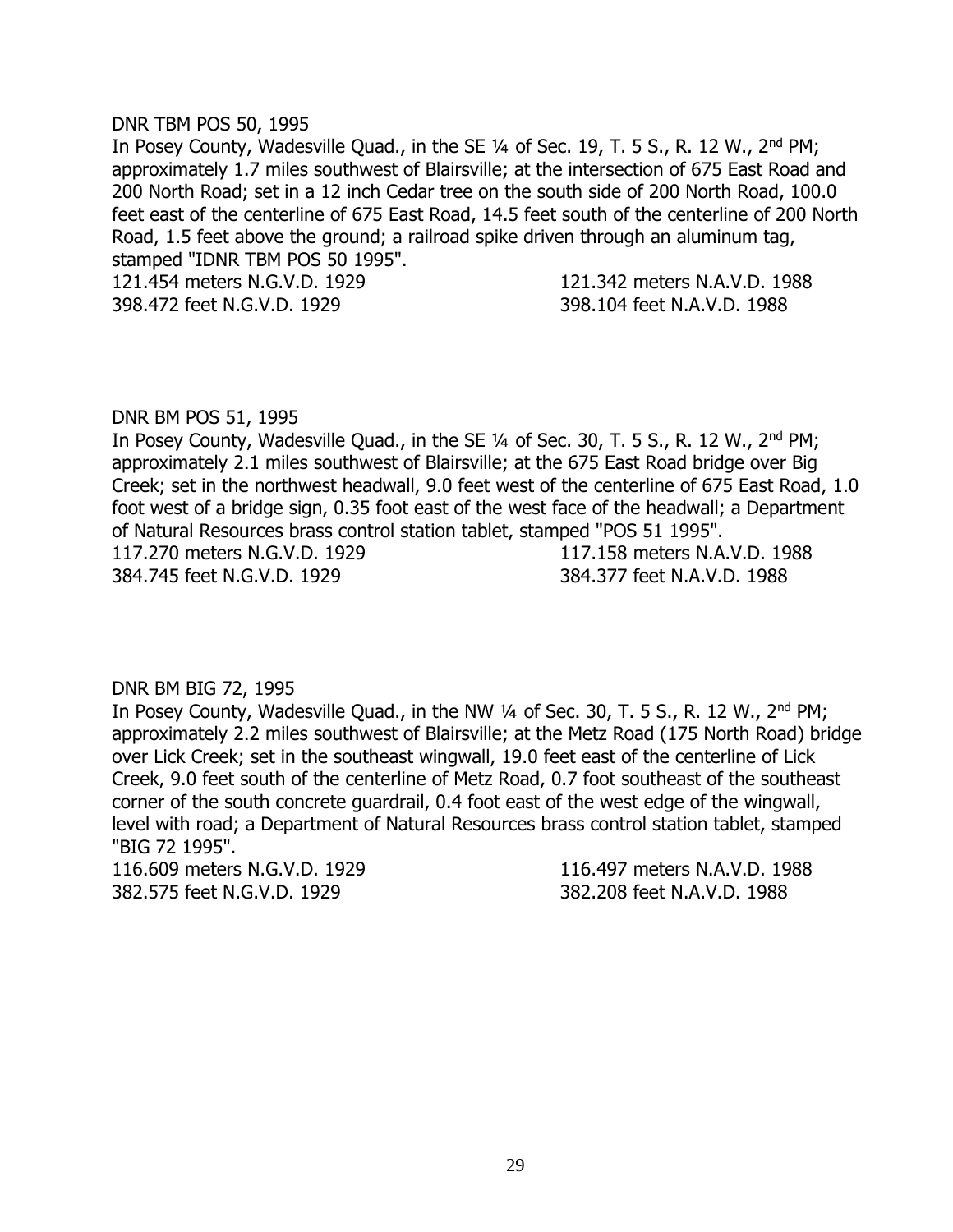DNR TBM POS 50, 1995

In Posey County, Wadesville Quad., in the SE ¼ of Sec. 19, T. 5 S., R. 12 W., 2nd PM; approximately 1.7 miles southwest of Blairsville; at the intersection of 675 East Road and 200 North Road; set in a 12 inch Cedar tree on the south side of 200 North Road, 100.0 feet east of the centerline of 675 East Road, 14.5 feet south of the centerline of 200 North Road, 1.5 feet above the ground; a railroad spike driven through an aluminum tag, stamped "IDNR TBM POS 50 1995".

121.454 meters N.G.V.D. 1929 121.342 meters N.A.V.D. 1988
398.472 feet N.G.V.D. 1929 398.104 feet N.A.V.D. 1988

DNR BM POS 51, 1995

In Posey County, Wadesville Quad., in the SE ¼ of Sec. 30, T. 5 S., R. 12 W., 2nd PM; approximately 2.1 miles southwest of Blairsville; at the 675 East Road bridge over Big Creek; set in the northwest headwall, 9.0 feet west of the centerline of 675 East Road, 1.0 foot west of a bridge sign, 0.35 foot east of the west face of the headwall; a Department of Natural Resources brass control station tablet, stamped "POS 51 1995".

117.270 meters N.G.V.D. 1929 117.158 meters N.A.V.D. 1988
384.745 feet N.G.V.D. 1929 384.377 feet N.A.V.D. 1988

DNR BM BIG 72, 1995

In Posey County, Wadesville Quad., in the NW ¼ of Sec. 30, T. 5 S., R. 12 W., 2nd PM; approximately 2.2 miles southwest of Blairsville; at the Metz Road (175 North Road) bridge over Lick Creek; set in the southeast wingwall, 19.0 feet east of the centerline of Lick Creek, 9.0 feet south of the centerline of Metz Road, 0.7 foot southeast of the southeast corner of the south concrete guardrail, 0.4 foot east of the west edge of the wingwall, level with road; a Department of Natural Resources brass control station tablet, stamped "BIG 72 1995".

116.609 meters N.G.V.D. 1929 116.497 meters N.A.V.D. 1988
382.575 feet N.G.V.D. 1929 382.208 feet N.A.V.D. 1988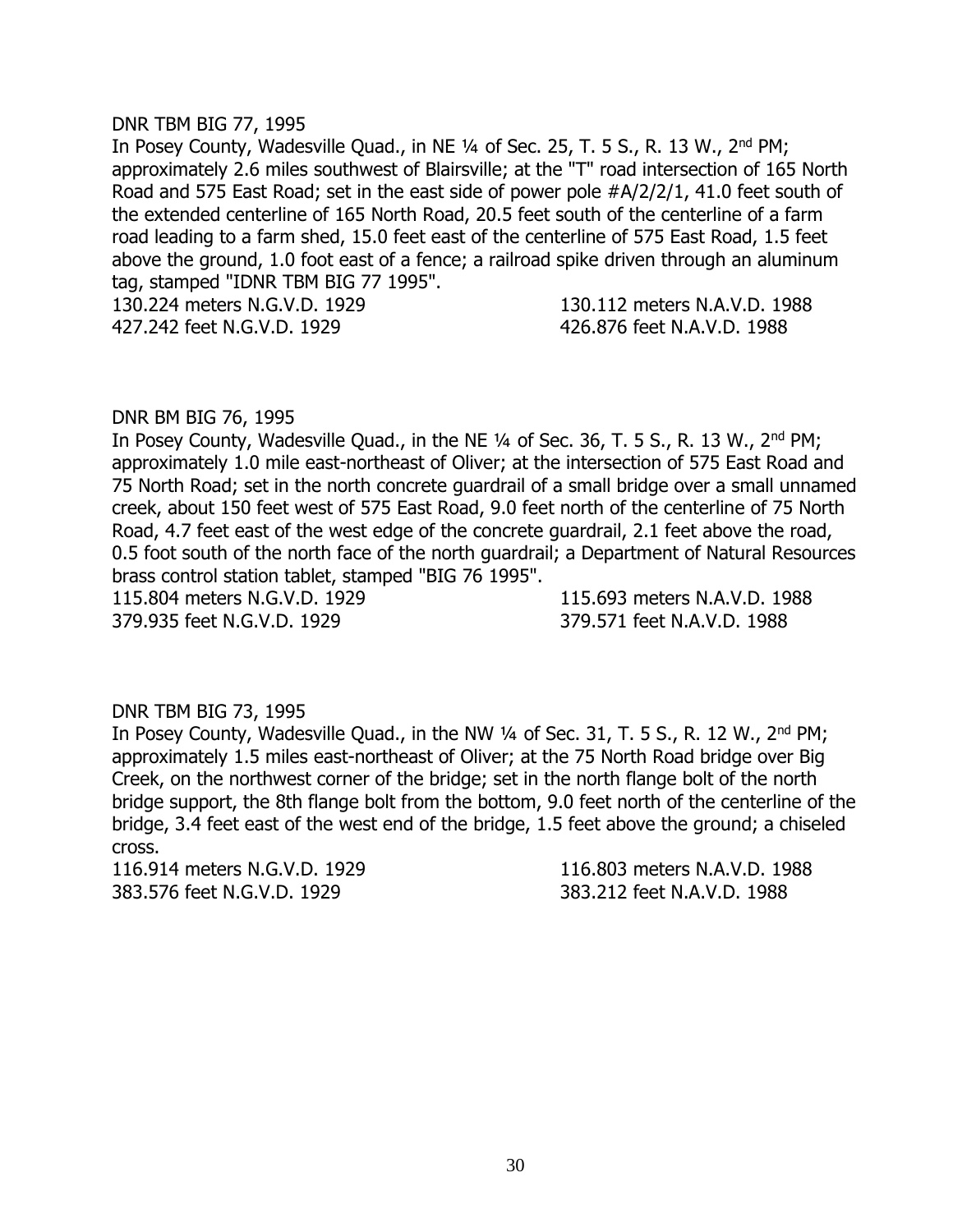DNR TBM BIG 77, 1995

In Posey County, Wadesville Quad., in NE ¼ of Sec. 25, T. 5 S., R. 13 W., 2nd PM; approximately 2.6 miles southwest of Blairsville; at the "T" road intersection of 165 North Road and 575 East Road; set in the east side of power pole #A/2/2/1, 41.0 feet south of the extended centerline of 165 North Road, 20.5 feet south of the centerline of a farm road leading to a farm shed, 15.0 feet east of the centerline of 575 East Road, 1.5 feet above the ground, 1.0 foot east of a fence; a railroad spike driven through an aluminum tag, stamped "IDNR TBM BIG 77 1995".

130.224 meters N.G.V.D. 1929 130.112 meters N.A.V.D. 1988
427.242 feet N.G.V.D. 1929 426.876 feet N.A.V.D. 1988

DNR BM BIG 76, 1995

In Posey County, Wadesville Quad., in the NE ¼ of Sec. 36, T. 5 S., R. 13 W., 2nd PM; approximately 1.0 mile east-northeast of Oliver; at the intersection of 575 East Road and 75 North Road; set in the north concrete guardrail of a small bridge over a small unnamed creek, about 150 feet west of 575 East Road, 9.0 feet north of the centerline of 75 North Road, 4.7 feet east of the west edge of the concrete guardrail, 2.1 feet above the road, 0.5 foot south of the north face of the north guardrail; a Department of Natural Resources brass control station tablet, stamped "BIG 76 1995".

115.804 meters N.G.V.D. 1929 115.693 meters N.A.V.D. 1988
379.935 feet N.G.V.D. 1929 379.571 feet N.A.V.D. 1988

DNR TBM BIG 73, 1995

In Posey County, Wadesville Quad., in the NW ¼ of Sec. 31, T. 5 S., R. 12 W., 2nd PM; approximately 1.5 miles east-northeast of Oliver; at the 75 North Road bridge over Big Creek, on the northwest corner of the bridge; set in the north flange bolt of the north bridge support, the 8th flange bolt from the bottom, 9.0 feet north of the centerline of the bridge, 3.4 feet east of the west end of the bridge, 1.5 feet above the ground; a chiseled cross.

116.914 meters N.G.V.D. 1929 116.803 meters N.A.V.D. 1988
383.576 feet N.G.V.D. 1929 383.212 feet N.A.V.D. 1988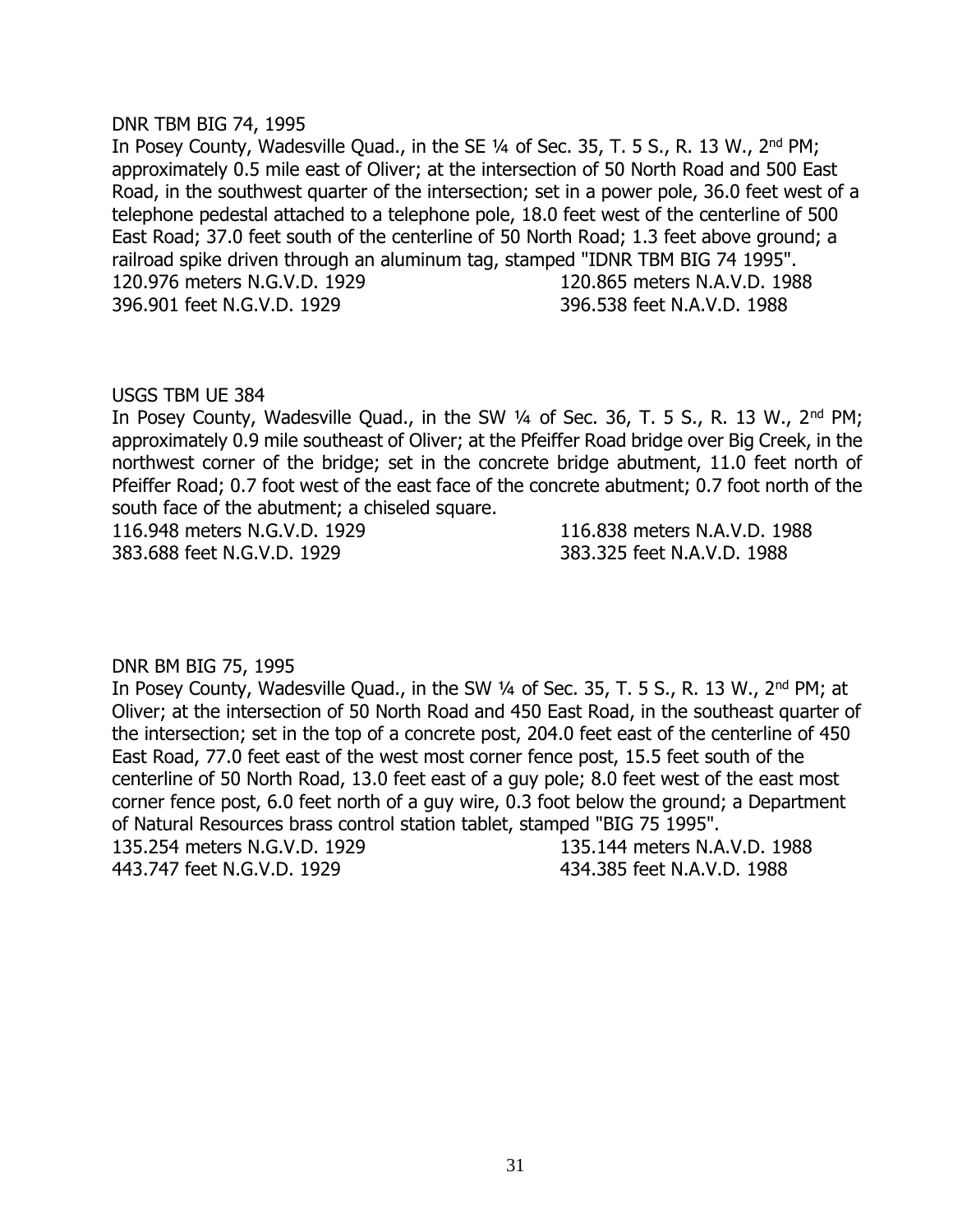DNR TBM BIG 74, 1995

In Posey County, Wadesville Quad., in the SE ¼ of Sec. 35, T. 5 S., R. 13 W., 2nd PM; approximately 0.5 mile east of Oliver; at the intersection of 50 North Road and 500 East Road, in the southwest quarter of the intersection; set in a power pole, 36.0 feet west of a telephone pedestal attached to a telephone pole, 18.0 feet west of the centerline of 500 East Road; 37.0 feet south of the centerline of 50 North Road; 1.3 feet above ground; a railroad spike driven through an aluminum tag, stamped "IDNR TBM BIG 74 1995".

120.976 meters N.G.V.D. 1929 | 120.865 meters N.A.V.D. 1988
396.901 feet N.G.V.D. 1929 | 396.538 feet N.A.V.D. 1988

USGS TBM UE 384

In Posey County, Wadesville Quad., in the SW ¼ of Sec. 36, T. 5 S., R. 13 W., 2nd PM; approximately 0.9 mile southeast of Oliver; at the Pfeiffer Road bridge over Big Creek, in the northwest corner of the bridge; set in the concrete bridge abutment, 11.0 feet north of Pfeiffer Road; 0.7 foot west of the east face of the concrete abutment; 0.7 foot north of the south face of the abutment; a chiseled square.

116.948 meters N.G.V.D. 1929 | 116.838 meters N.A.V.D. 1988
383.688 feet N.G.V.D. 1929 | 383.325 feet N.A.V.D. 1988

DNR BM BIG 75, 1995

In Posey County, Wadesville Quad., in the SW ¼ of Sec. 35, T. 5 S., R. 13 W., 2nd PM; at Oliver; at the intersection of 50 North Road and 450 East Road, in the southeast quarter of the intersection; set in the top of a concrete post, 204.0 feet east of the centerline of 450 East Road, 77.0 feet east of the west most corner fence post, 15.5 feet south of the centerline of 50 North Road, 13.0 feet east of a guy pole; 8.0 feet west of the east most corner fence post, 6.0 feet north of a guy wire, 0.3 foot below the ground; a Department of Natural Resources brass control station tablet, stamped "BIG 75 1995".

135.254 meters N.G.V.D. 1929 | 135.144 meters N.A.V.D. 1988
443.747 feet N.G.V.D. 1929 | 434.385 feet N.A.V.D. 1988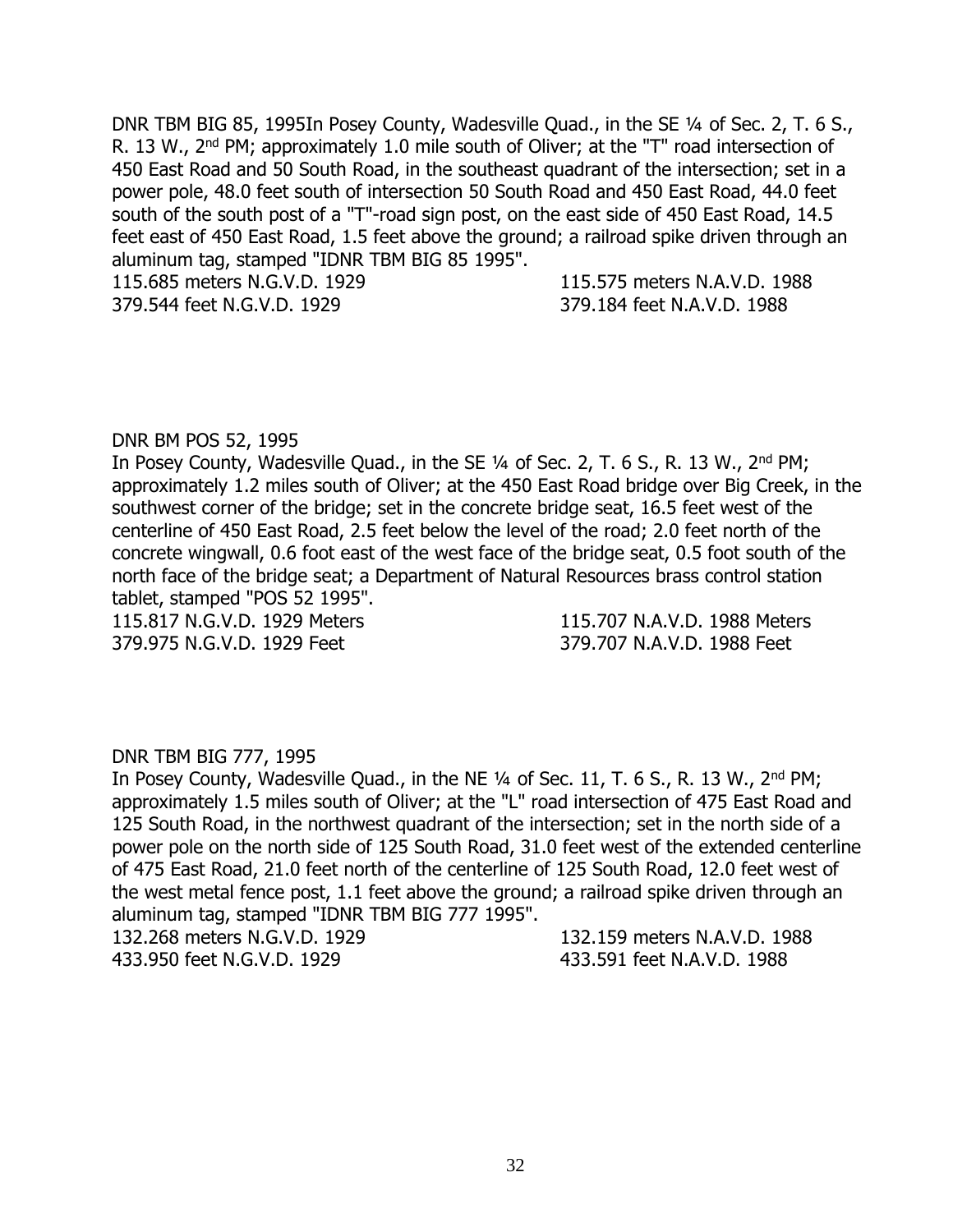DNR TBM BIG 85, 1995In Posey County, Wadesville Quad., in the SE ¼ of Sec. 2, T. 6 S., R. 13 W., 2nd PM; approximately 1.0 mile south of Oliver; at the "T" road intersection of 450 East Road and 50 South Road, in the southeast quadrant of the intersection; set in a power pole, 48.0 feet south of intersection 50 South Road and 450 East Road, 44.0 feet south of the south post of a "T"-road sign post, on the east side of 450 East Road, 14.5 feet east of 450 East Road, 1.5 feet above the ground; a railroad spike driven through an aluminum tag, stamped "IDNR TBM BIG 85 1995".

115.685 meters N.G.V.D. 1929 115.575 meters N.A.V.D. 1988
379.544 feet N.G.V.D. 1929 379.184 feet N.A.V.D. 1988

DNR BM POS 52, 1995
In Posey County, Wadesville Quad., in the SE ¼ of Sec. 2, T. 6 S., R. 13 W., 2nd PM; approximately 1.2 miles south of Oliver; at the 450 East Road bridge over Big Creek, in the southwest corner of the bridge; set in the concrete bridge seat, 16.5 feet west of the centerline of 450 East Road, 2.5 feet below the level of the road; 2.0 feet north of the concrete wingwall, 0.6 foot east of the west face of the bridge seat, 0.5 foot south of the north face of the bridge seat; a Department of Natural Resources brass control station tablet, stamped "POS 52 1995".

115.817 N.G.V.D. 1929 Meters 115.707 N.A.V.D. 1988 Meters
379.975 N.G.V.D. 1929 Feet 379.707 N.A.V.D. 1988 Feet

DNR TBM BIG 777, 1995
In Posey County, Wadesville Quad., in the NE ¼ of Sec. 11, T. 6 S., R. 13 W., 2nd PM; approximately 1.5 miles south of Oliver; at the "L" road intersection of 475 East Road and 125 South Road, in the northwest quadrant of the intersection; set in the north side of a power pole on the north side of 125 South Road, 31.0 feet west of the extended centerline of 475 East Road, 21.0 feet north of the centerline of 125 South Road, 12.0 feet west of the west metal fence post, 1.1 feet above the ground; a railroad spike driven through an aluminum tag, stamped "IDNR TBM BIG 777 1995".

132.268 meters N.G.V.D. 1929 132.159 meters N.A.V.D. 1988
433.950 feet N.G.V.D. 1929 433.591 feet N.A.V.D. 1988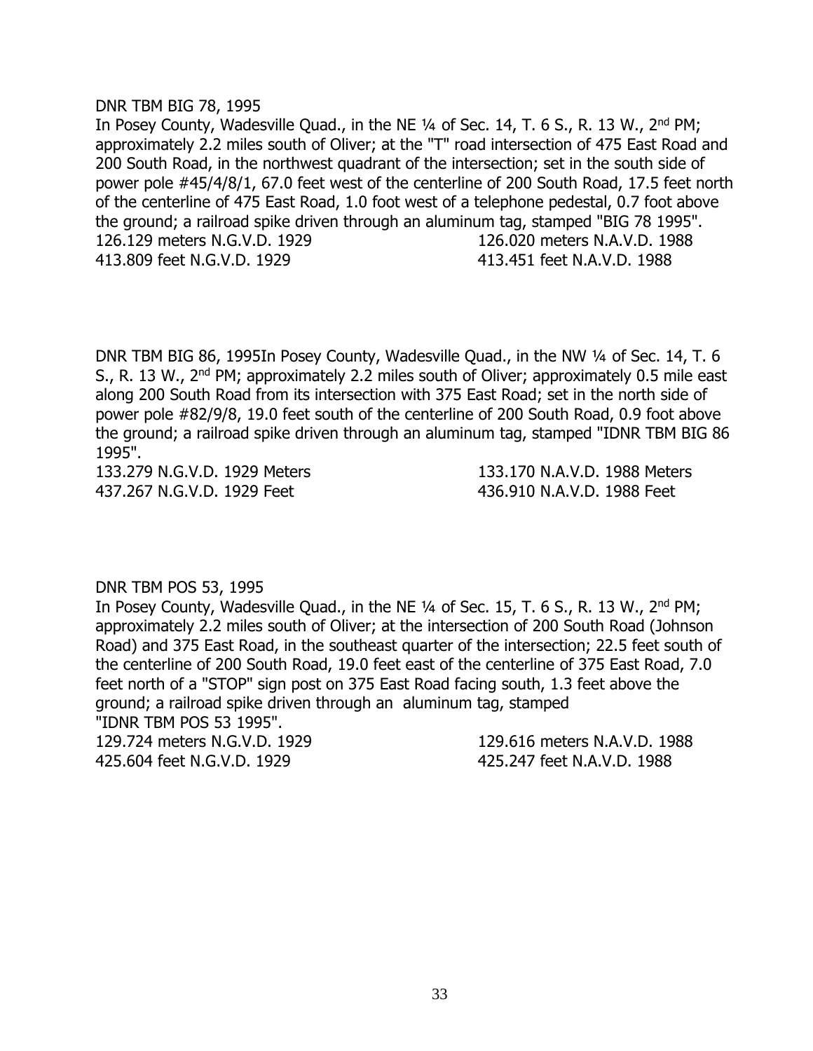DNR TBM BIG 78, 1995

In Posey County, Wadesville Quad., in the NE ¼ of Sec. 14, T. 6 S., R. 13 W., 2nd PM; approximately 2.2 miles south of Oliver; at the "T" road intersection of 475 East Road and 200 South Road, in the northwest quadrant of the intersection; set in the south side of power pole #45/4/8/1, 67.0 feet west of the centerline of 200 South Road, 17.5 feet north of the centerline of 475 East Road, 1.0 foot west of a telephone pedestal, 0.7 foot above the ground; a railroad spike driven through an aluminum tag, stamped "BIG 78 1995".

126.129 meters N.G.V.D. 1929 126.020 meters N.A.V.D. 1988
413.809 feet N.G.V.D. 1929 413.451 feet N.A.V.D. 1988

DNR TBM BIG 86, 1995In Posey County, Wadesville Quad., in the NW ¼ of Sec. 14, T. 6 S., R. 13 W., 2nd PM; approximately 2.2 miles south of Oliver; approximately 0.5 mile east along 200 South Road from its intersection with 375 East Road; set in the north side of power pole #82/9/8, 19.0 feet south of the centerline of 200 South Road, 0.9 foot above the ground; a railroad spike driven through an aluminum tag, stamped "IDNR TBM BIG 86 1995".

133.279 N.G.V.D. 1929 Meters 133.170 N.A.V.D. 1988 Meters
437.267 N.G.V.D. 1929 Feet 436.910 N.A.V.D. 1988 Feet

DNR TBM POS 53, 1995

In Posey County, Wadesville Quad., in the NE ¼ of Sec. 15, T. 6 S., R. 13 W., 2nd PM; approximately 2.2 miles south of Oliver; at the intersection of 200 South Road (Johnson Road) and 375 East Road, in the southeast quarter of the intersection; 22.5 feet south of the centerline of 200 South Road, 19.0 feet east of the centerline of 375 East Road, 7.0 feet north of a "STOP" sign post on 375 East Road facing south, 1.3 feet above the ground; a railroad spike driven through an aluminum tag, stamped "IDNR TBM POS 53 1995".

129.724 meters N.G.V.D. 1929 129.616 meters N.A.V.D. 1988
425.604 feet N.G.V.D. 1929 425.247 feet N.A.V.D. 1988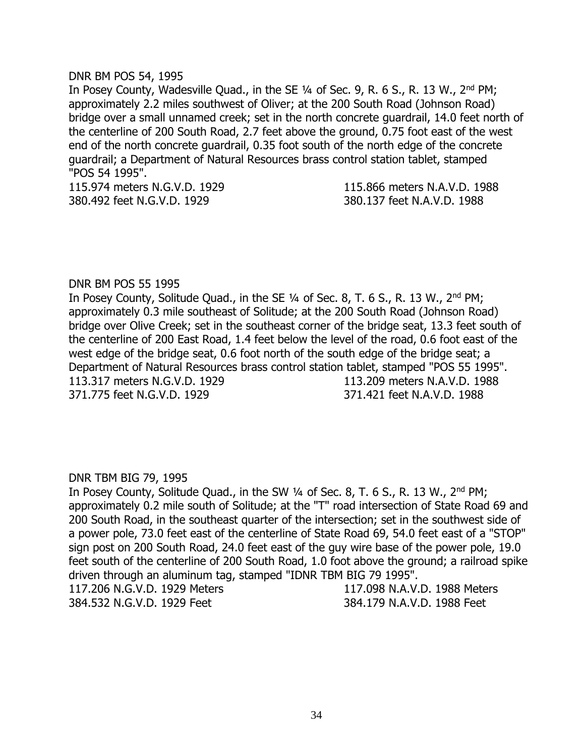DNR BM POS 54, 1995

In Posey County, Wadesville Quad., in the SE ¼ of Sec. 9, R. 6 S., R. 13 W., 2nd PM; approximately 2.2 miles southwest of Oliver; at the 200 South Road (Johnson Road) bridge over a small unnamed creek; set in the north concrete guardrail, 14.0 feet north of the centerline of 200 South Road, 2.7 feet above the ground, 0.75 foot east of the west end of the north concrete guardrail, 0.35 foot south of the north edge of the concrete guardrail; a Department of Natural Resources brass control station tablet, stamped "POS 54 1995".

115.974 meters N.G.V.D. 1929 115.866 meters N.A.V.D. 1988
380.492 feet N.G.V.D. 1929 380.137 feet N.A.V.D. 1988

DNR BM POS 55 1995

In Posey County, Solitude Quad., in the SE ¼ of Sec. 8, T. 6 S., R. 13 W., 2nd PM; approximately 0.3 mile southeast of Solitude; at the 200 South Road (Johnson Road) bridge over Olive Creek; set in the southeast corner of the bridge seat, 13.3 feet south of the centerline of 200 East Road, 1.4 feet below the level of the road, 0.6 foot east of the west edge of the bridge seat, 0.6 foot north of the south edge of the bridge seat; a Department of Natural Resources brass control station tablet, stamped "POS 55 1995".

113.317 meters N.G.V.D. 1929 113.209 meters N.A.V.D. 1988
371.775 feet N.G.V.D. 1929 371.421 feet N.A.V.D. 1988

DNR TBM BIG 79, 1995

In Posey County, Solitude Quad., in the SW ¼ of Sec. 8, T. 6 S., R. 13 W., 2nd PM; approximately 0.2 mile south of Solitude; at the "T" road intersection of State Road 69 and 200 South Road, in the southeast quarter of the intersection; set in the southwest side of a power pole, 73.0 feet east of the centerline of State Road 69, 54.0 feet east of a "STOP" sign post on 200 South Road, 24.0 feet east of the guy wire base of the power pole, 19.0 feet south of the centerline of 200 South Road, 1.0 foot above the ground; a railroad spike driven through an aluminum tag, stamped "IDNR TBM BIG 79 1995".

117.206 N.G.V.D. 1929 Meters 117.098 N.A.V.D. 1988 Meters
384.532 N.G.V.D. 1929 Feet 384.179 N.A.V.D. 1988 Feet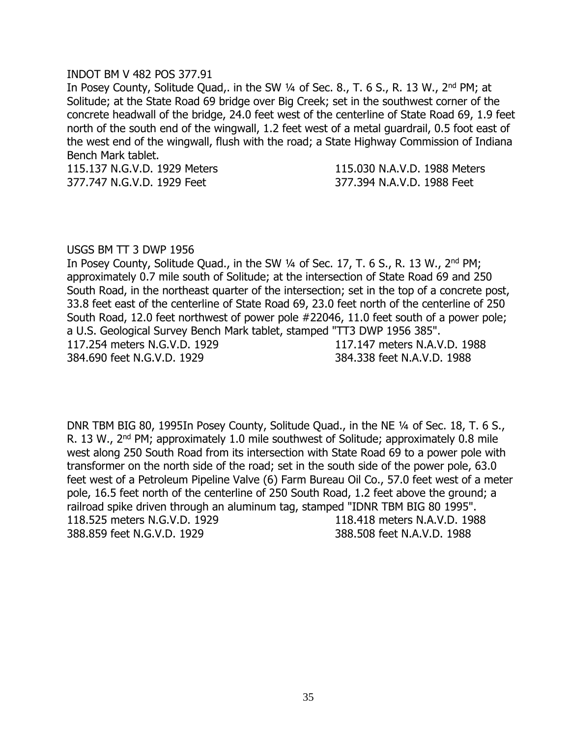INDOT BM V 482 POS 377.91

In Posey County, Solitude Quad,. in the SW ¼ of Sec. 8., T. 6 S., R. 13 W., 2nd PM; at Solitude; at the State Road 69 bridge over Big Creek; set in the southwest corner of the concrete headwall of the bridge, 24.0 feet west of the centerline of State Road 69, 1.9 feet north of the south end of the wingwall, 1.2 feet west of a metal guardrail, 0.5 foot east of the west end of the wingwall, flush with the road; a State Highway Commission of Indiana Bench Mark tablet.

115.137 N.G.V.D. 1929 Meters        115.030 N.A.V.D. 1988 Meters
377.747 N.G.V.D. 1929 Feet        377.394 N.A.V.D. 1988 Feet

USGS BM TT 3 DWP 1956

In Posey County, Solitude Quad., in the SW ¼ of Sec. 17, T. 6 S., R. 13 W., 2nd PM; approximately 0.7 mile south of Solitude; at the intersection of State Road 69 and 250 South Road, in the northeast quarter of the intersection; set in the top of a concrete post, 33.8 feet east of the centerline of State Road 69, 23.0 feet north of the centerline of 250 South Road, 12.0 feet northwest of power pole #22046, 11.0 feet south of a power pole; a U.S. Geological Survey Bench Mark tablet, stamped "TT3 DWP 1956 385".

117.254 meters N.G.V.D. 1929        117.147 meters N.A.V.D. 1988
384.690 feet N.G.V.D. 1929        384.338 feet N.A.V.D. 1988

DNR TBM BIG 80, 1995In Posey County, Solitude Quad., in the NE ¼ of Sec. 18, T. 6 S., R. 13 W., 2nd PM; approximately 1.0 mile southwest of Solitude; approximately 0.8 mile west along 250 South Road from its intersection with State Road 69 to a power pole with transformer on the north side of the road; set in the south side of the power pole, 63.0 feet west of a Petroleum Pipeline Valve (6) Farm Bureau Oil Co., 57.0 feet west of a meter pole, 16.5 feet north of the centerline of 250 South Road, 1.2 feet above the ground; a railroad spike driven through an aluminum tag, stamped "IDNR TBM BIG 80 1995".

118.525 meters N.G.V.D. 1929        118.418 meters N.A.V.D. 1988
388.859 feet N.G.V.D. 1929        388.508 feet N.A.V.D. 1988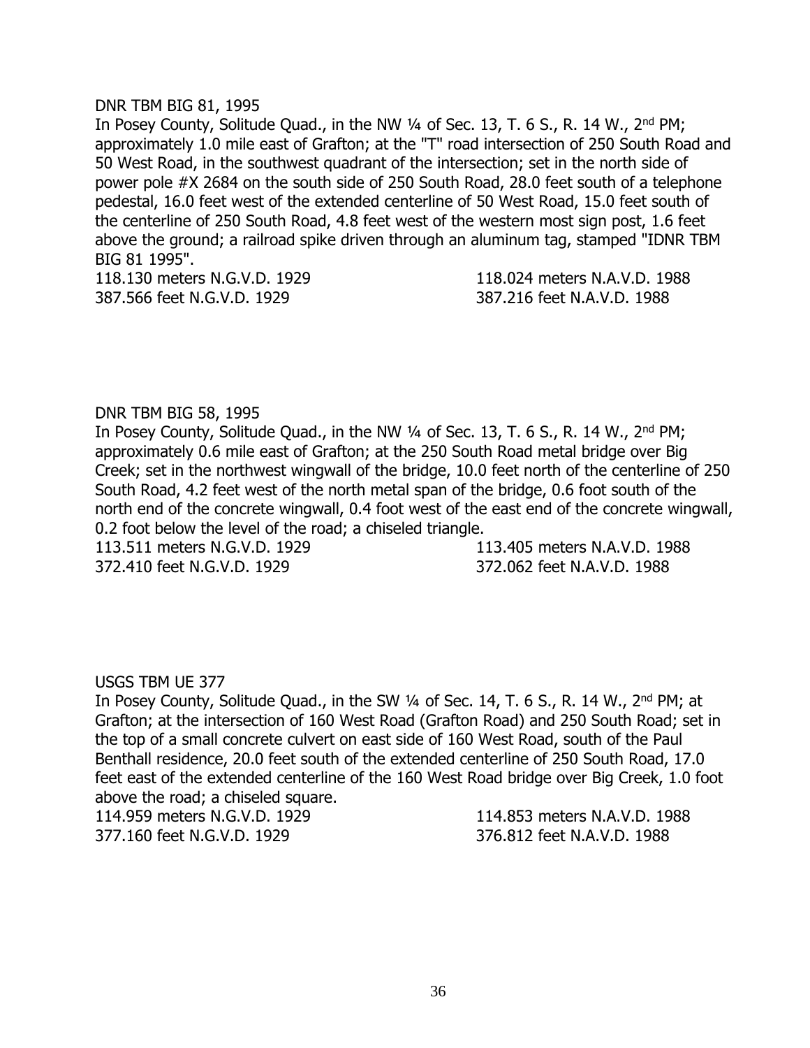DNR TBM BIG 81, 1995

In Posey County, Solitude Quad., in the NW ¼ of Sec. 13, T. 6 S., R. 14 W., 2nd PM; approximately 1.0 mile east of Grafton; at the "T" road intersection of 250 South Road and 50 West Road, in the southwest quadrant of the intersection; set in the north side of power pole #X 2684 on the south side of 250 South Road, 28.0 feet south of a telephone pedestal, 16.0 feet west of the extended centerline of 50 West Road, 15.0 feet south of the centerline of 250 South Road, 4.8 feet west of the western most sign post, 1.6 feet above the ground; a railroad spike driven through an aluminum tag, stamped "IDNR TBM BIG 81 1995".

118.130 meters N.G.V.D. 1929 118.024 meters N.A.V.D. 1988
387.566 feet N.G.V.D. 1929 387.216 feet N.A.V.D. 1988

DNR TBM BIG 58, 1995

In Posey County, Solitude Quad., in the NW ¼ of Sec. 13, T. 6 S., R. 14 W., 2nd PM; approximately 0.6 mile east of Grafton; at the 250 South Road metal bridge over Big Creek; set in the northwest wingwall of the bridge, 10.0 feet north of the centerline of 250 South Road, 4.2 feet west of the north metal span of the bridge, 0.6 foot south of the north end of the concrete wingwall, 0.4 foot west of the east end of the concrete wingwall, 0.2 foot below the level of the road; a chiseled triangle.

113.511 meters N.G.V.D. 1929 113.405 meters N.A.V.D. 1988
372.410 feet N.G.V.D. 1929 372.062 feet N.A.V.D. 1988

USGS TBM UE 377

In Posey County, Solitude Quad., in the SW ¼ of Sec. 14, T. 6 S., R. 14 W., 2nd PM; at Grafton; at the intersection of 160 West Road (Grafton Road) and 250 South Road; set in the top of a small concrete culvert on east side of 160 West Road, south of the Paul Benthall residence, 20.0 feet south of the extended centerline of 250 South Road, 17.0 feet east of the extended centerline of the 160 West Road bridge over Big Creek, 1.0 foot above the road; a chiseled square.

114.959 meters N.G.V.D. 1929 114.853 meters N.A.V.D. 1988
377.160 feet N.G.V.D. 1929 376.812 feet N.A.V.D. 1988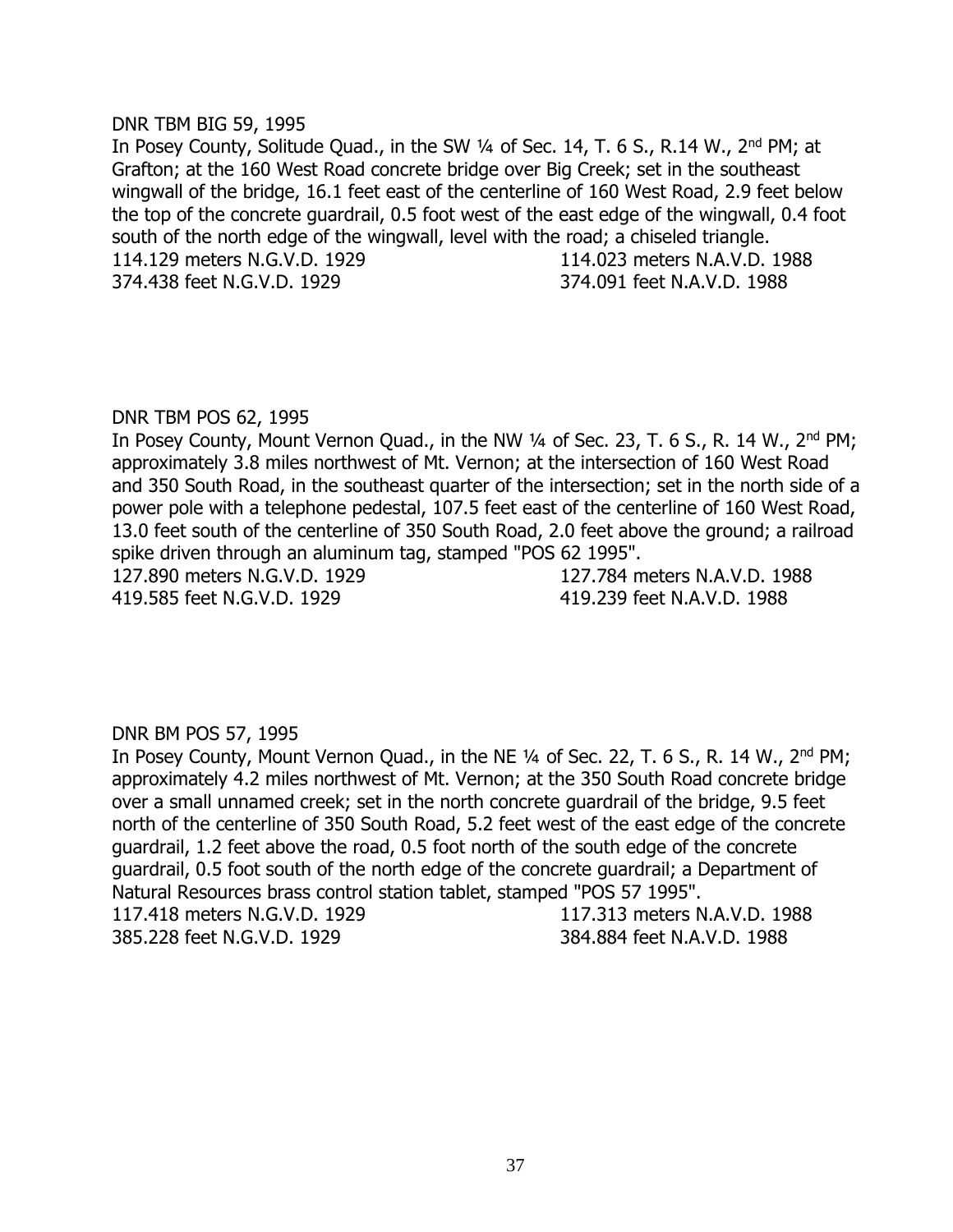DNR TBM BIG 59, 1995

In Posey County, Solitude Quad., in the SW ¼ of Sec. 14, T. 6 S., R.14 W., 2nd PM; at Grafton; at the 160 West Road concrete bridge over Big Creek; set in the southeast wingwall of the bridge, 16.1 feet east of the centerline of 160 West Road, 2.9 feet below the top of the concrete guardrail, 0.5 foot west of the east edge of the wingwall, 0.4 foot south of the north edge of the wingwall, level with the road; a chiseled triangle.

114.129 meters N.G.V.D. 1929 114.023 meters N.A.V.D. 1988

374.438 feet N.G.V.D. 1929 374.091 feet N.A.V.D. 1988

DNR TBM POS 62, 1995

In Posey County, Mount Vernon Quad., in the NW ¼ of Sec. 23, T. 6 S., R. 14 W., 2nd PM; approximately 3.8 miles northwest of Mt. Vernon; at the intersection of 160 West Road and 350 South Road, in the southeast quarter of the intersection; set in the north side of a power pole with a telephone pedestal, 107.5 feet east of the centerline of 160 West Road, 13.0 feet south of the centerline of 350 South Road, 2.0 feet above the ground; a railroad spike driven through an aluminum tag, stamped "POS 62 1995".

127.890 meters N.G.V.D. 1929 127.784 meters N.A.V.D. 1988

419.585 feet N.G.V.D. 1929 419.239 feet N.A.V.D. 1988

DNR BM POS 57, 1995

In Posey County, Mount Vernon Quad., in the NE ¼ of Sec. 22, T. 6 S., R. 14 W., 2nd PM; approximately 4.2 miles northwest of Mt. Vernon; at the 350 South Road concrete bridge over a small unnamed creek; set in the north concrete guardrail of the bridge, 9.5 feet north of the centerline of 350 South Road, 5.2 feet west of the east edge of the concrete guardrail, 1.2 feet above the road, 0.5 foot north of the south edge of the concrete guardrail, 0.5 foot south of the north edge of the concrete guardrail; a Department of Natural Resources brass control station tablet, stamped "POS 57 1995".

117.418 meters N.G.V.D. 1929 117.313 meters N.A.V.D. 1988

385.228 feet N.G.V.D. 1929 384.884 feet N.A.V.D. 1988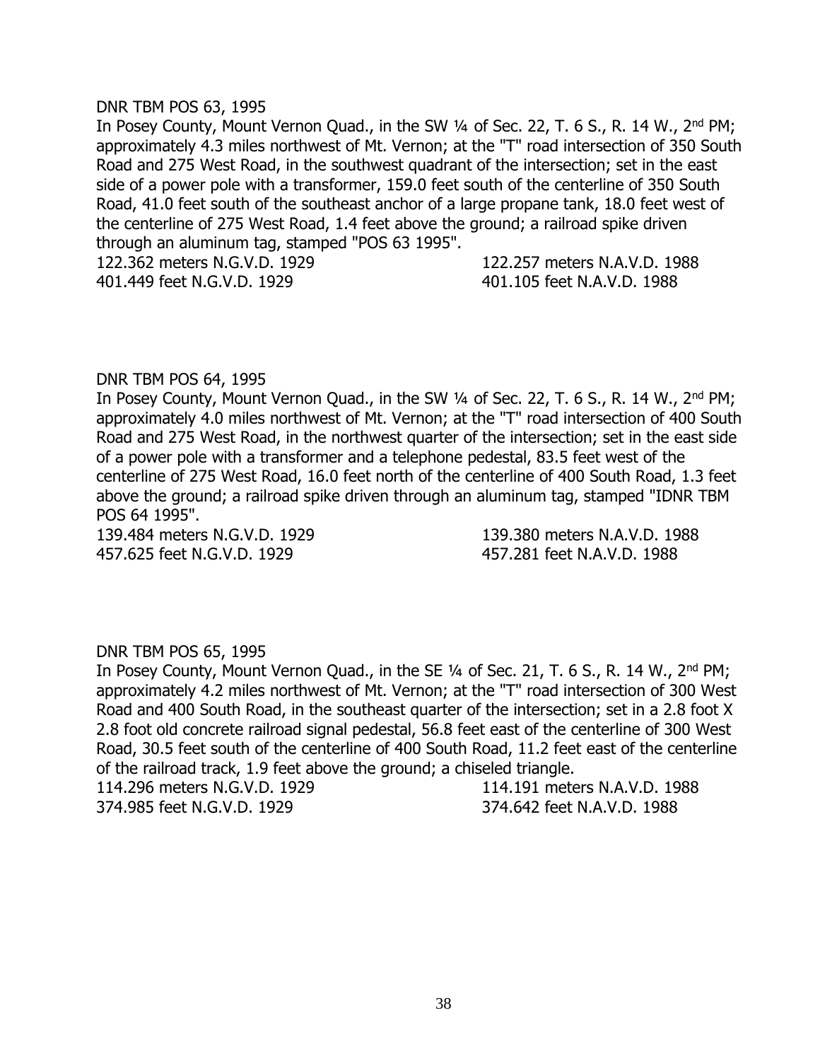DNR TBM POS 63, 1995

In Posey County, Mount Vernon Quad., in the SW ¼ of Sec. 22, T. 6 S., R. 14 W., 2nd PM; approximately 4.3 miles northwest of Mt. Vernon; at the "T" road intersection of 350 South Road and 275 West Road, in the southwest quadrant of the intersection; set in the east side of a power pole with a transformer, 159.0 feet south of the centerline of 350 South Road, 41.0 feet south of the southeast anchor of a large propane tank, 18.0 feet west of the centerline of 275 West Road, 1.4 feet above the ground; a railroad spike driven through an aluminum tag, stamped "POS 63 1995".

122.362 meters N.G.V.D. 1929 122.257 meters N.A.V.D. 1988
401.449 feet N.G.V.D. 1929 401.105 feet N.A.V.D. 1988

DNR TBM POS 64, 1995

In Posey County, Mount Vernon Quad., in the SW ¼ of Sec. 22, T. 6 S., R. 14 W., 2nd PM; approximately 4.0 miles northwest of Mt. Vernon; at the "T" road intersection of 400 South Road and 275 West Road, in the northwest quarter of the intersection; set in the east side of a power pole with a transformer and a telephone pedestal, 83.5 feet west of the centerline of 275 West Road, 16.0 feet north of the centerline of 400 South Road, 1.3 feet above the ground; a railroad spike driven through an aluminum tag, stamped "IDNR TBM POS 64 1995".

139.484 meters N.G.V.D. 1929 139.380 meters N.A.V.D. 1988
457.625 feet N.G.V.D. 1929 457.281 feet N.A.V.D. 1988

DNR TBM POS 65, 1995

In Posey County, Mount Vernon Quad., in the SE ¼ of Sec. 21, T. 6 S., R. 14 W., 2nd PM; approximately 4.2 miles northwest of Mt. Vernon; at the "T" road intersection of 300 West Road and 400 South Road, in the southeast quarter of the intersection; set in a 2.8 foot X 2.8 foot old concrete railroad signal pedestal, 56.8 feet east of the centerline of 300 West Road, 30.5 feet south of the centerline of 400 South Road, 11.2 feet east of the centerline of the railroad track, 1.9 feet above the ground; a chiseled triangle.

114.296 meters N.G.V.D. 1929 114.191 meters N.A.V.D. 1988
374.985 feet N.G.V.D. 1929 374.642 feet N.A.V.D. 1988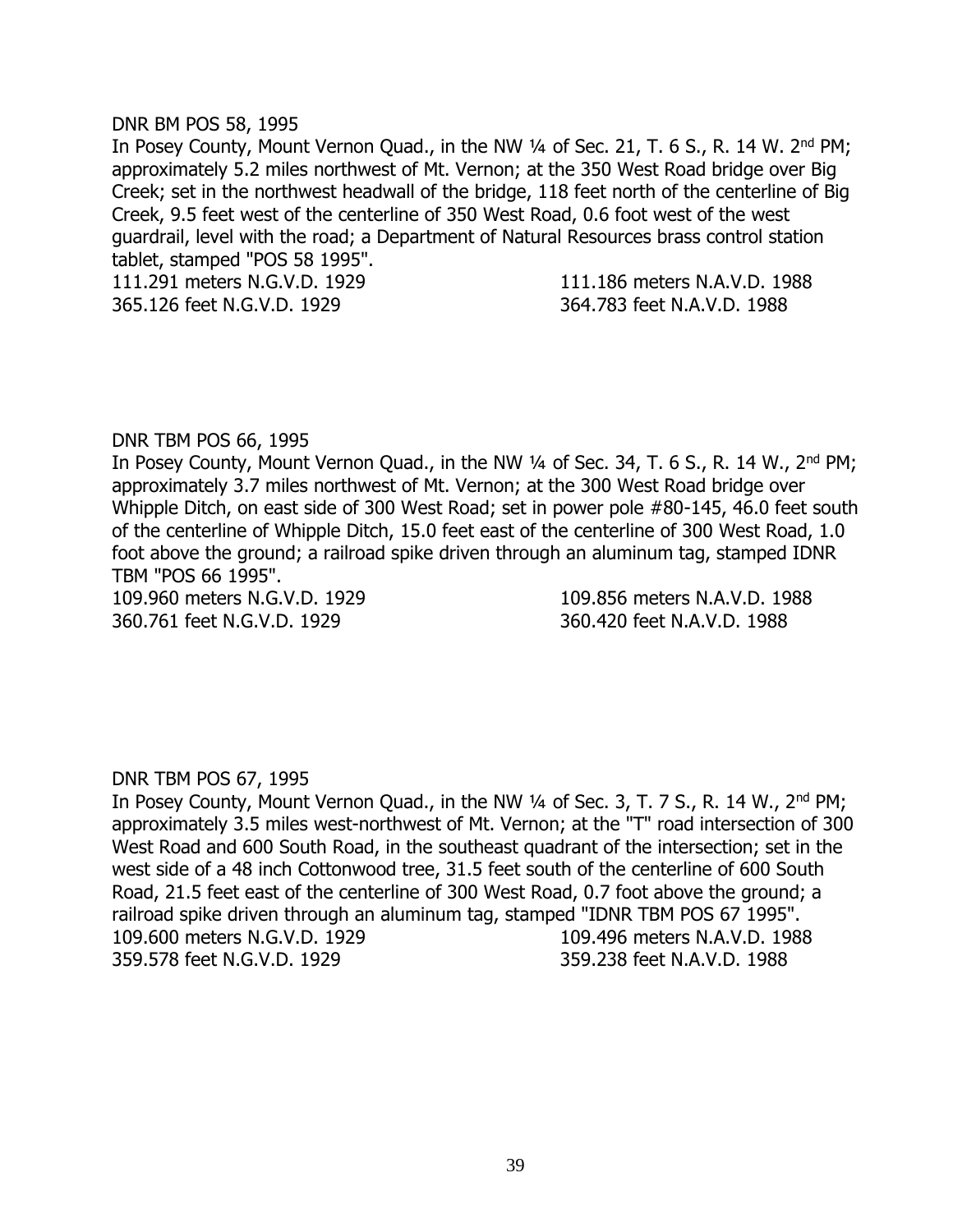DNR BM POS 58, 1995

In Posey County, Mount Vernon Quad., in the NW ¼ of Sec. 21, T. 6 S., R. 14 W. 2nd PM; approximately 5.2 miles northwest of Mt. Vernon; at the 350 West Road bridge over Big Creek; set in the northwest headwall of the bridge, 118 feet north of the centerline of Big Creek, 9.5 feet west of the centerline of 350 West Road, 0.6 foot west of the west guardrail, level with the road; a Department of Natural Resources brass control station tablet, stamped "POS 58 1995".

111.291 meters N.G.V.D. 1929 — 111.186 meters N.A.V.D. 1988
365.126 feet N.G.V.D. 1929 — 364.783 feet N.A.V.D. 1988

DNR TBM POS 66, 1995

In Posey County, Mount Vernon Quad., in the NW ¼ of Sec. 34, T. 6 S., R. 14 W., 2nd PM; approximately 3.7 miles northwest of Mt. Vernon; at the 300 West Road bridge over Whipple Ditch, on east side of 300 West Road; set in power pole #80-145, 46.0 feet south of the centerline of Whipple Ditch, 15.0 feet east of the centerline of 300 West Road, 1.0 foot above the ground; a railroad spike driven through an aluminum tag, stamped IDNR TBM "POS 66 1995".

109.960 meters N.G.V.D. 1929 — 109.856 meters N.A.V.D. 1988
360.761 feet N.G.V.D. 1929 — 360.420 feet N.A.V.D. 1988

DNR TBM POS 67, 1995

In Posey County, Mount Vernon Quad., in the NW ¼ of Sec. 3, T. 7 S., R. 14 W., 2nd PM; approximately 3.5 miles west-northwest of Mt. Vernon; at the "T" road intersection of 300 West Road and 600 South Road, in the southeast quadrant of the intersection; set in the west side of a 48 inch Cottonwood tree, 31.5 feet south of the centerline of 600 South Road, 21.5 feet east of the centerline of 300 West Road, 0.7 foot above the ground; a railroad spike driven through an aluminum tag, stamped "IDNR TBM POS 67 1995".

109.600 meters N.G.V.D. 1929 — 109.496 meters N.A.V.D. 1988
359.578 feet N.G.V.D. 1929 — 359.238 feet N.A.V.D. 1988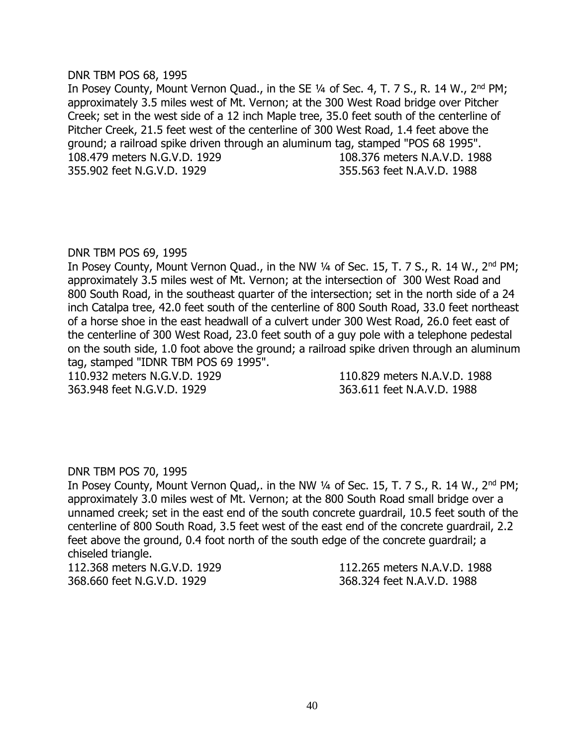DNR TBM POS 68, 1995

In Posey County, Mount Vernon Quad., in the SE ¼ of Sec. 4, T. 7 S., R. 14 W., 2nd PM; approximately 3.5 miles west of Mt. Vernon; at the 300 West Road bridge over Pitcher Creek; set in the west side of a 12 inch Maple tree, 35.0 feet south of the centerline of Pitcher Creek, 21.5 feet west of the centerline of 300 West Road, 1.4 feet above the ground; a railroad spike driven through an aluminum tag, stamped "POS 68 1995".

108.479 meters N.G.V.D. 1929 108.376 meters N.A.V.D. 1988
355.902 feet N.G.V.D. 1929 355.563 feet N.A.V.D. 1988

DNR TBM POS 69, 1995

In Posey County, Mount Vernon Quad., in the NW ¼ of Sec. 15, T. 7 S., R. 14 W., 2nd PM; approximately 3.5 miles west of Mt. Vernon; at the intersection of 300 West Road and 800 South Road, in the southeast quarter of the intersection; set in the north side of a 24 inch Catalpa tree, 42.0 feet south of the centerline of 800 South Road, 33.0 feet northeast of a horse shoe in the east headwall of a culvert under 300 West Road, 26.0 feet east of the centerline of 300 West Road, 23.0 feet south of a guy pole with a telephone pedestal on the south side, 1.0 foot above the ground; a railroad spike driven through an aluminum tag, stamped "IDNR TBM POS 69 1995".

110.932 meters N.G.V.D. 1929 110.829 meters N.A.V.D. 1988
363.948 feet N.G.V.D. 1929 363.611 feet N.A.V.D. 1988

DNR TBM POS 70, 1995

In Posey County, Mount Vernon Quad,. in the NW ¼ of Sec. 15, T. 7 S., R. 14 W., 2nd PM; approximately 3.0 miles west of Mt. Vernon; at the 800 South Road small bridge over a unnamed creek; set in the east end of the south concrete guardrail, 10.5 feet south of the centerline of 800 South Road, 3.5 feet west of the east end of the concrete guardrail, 2.2 feet above the ground, 0.4 foot north of the south edge of the concrete guardrail; a chiseled triangle.

112.368 meters N.G.V.D. 1929 112.265 meters N.A.V.D. 1988
368.660 feet N.G.V.D. 1929 368.324 feet N.A.V.D. 1988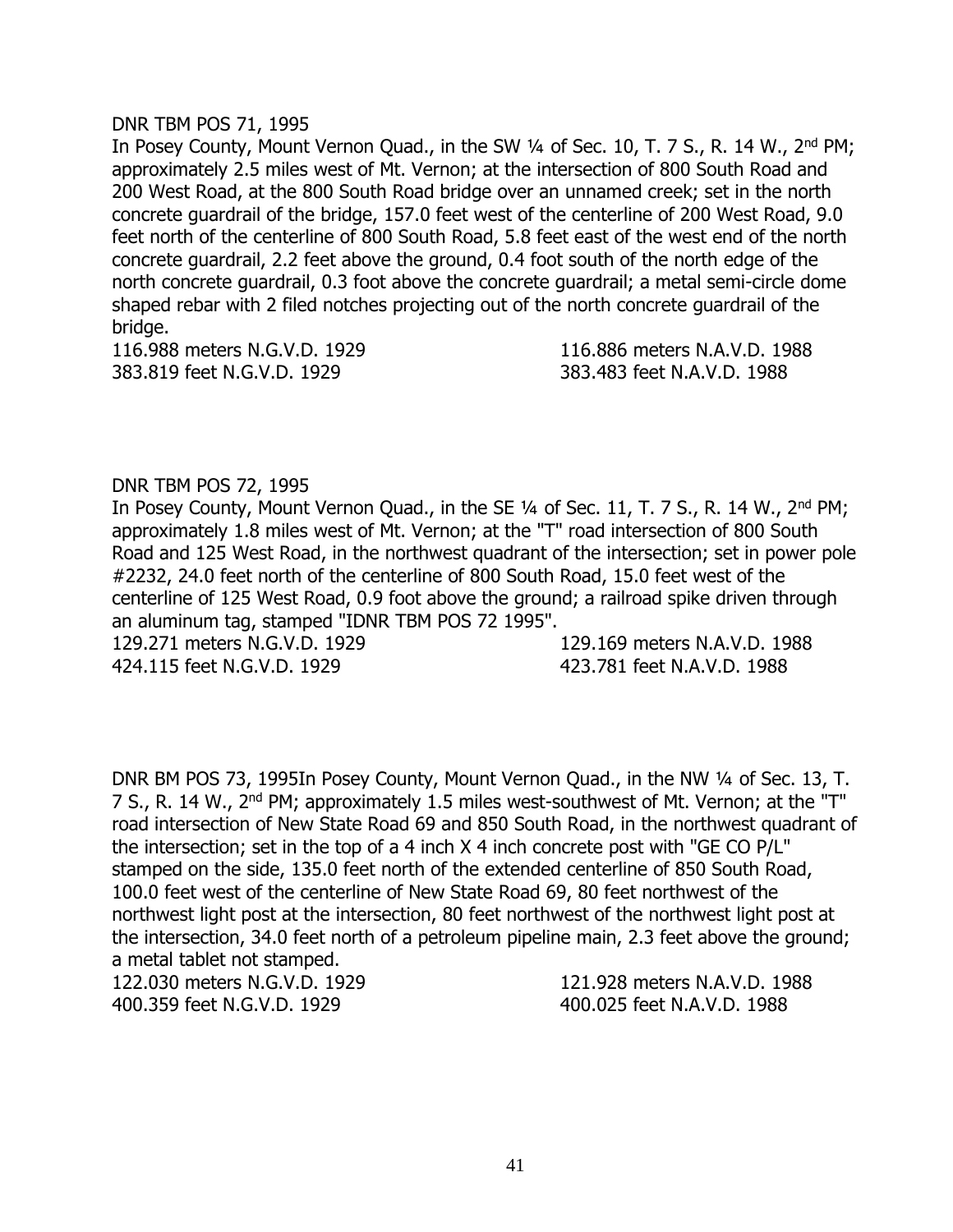DNR TBM POS 71, 1995

In Posey County, Mount Vernon Quad., in the SW ¼ of Sec. 10, T. 7 S., R. 14 W., 2nd PM; approximately 2.5 miles west of Mt. Vernon; at the intersection of 800 South Road and 200 West Road, at the 800 South Road bridge over an unnamed creek; set in the north concrete guardrail of the bridge, 157.0 feet west of the centerline of 200 West Road, 9.0 feet north of the centerline of 800 South Road, 5.8 feet east of the west end of the north concrete guardrail, 2.2 feet above the ground, 0.4 foot south of the north edge of the north concrete guardrail, 0.3 foot above the concrete guardrail; a metal semi-circle dome shaped rebar with 2 filed notches projecting out of the north concrete guardrail of the bridge.

116.988 meters N.G.V.D. 1929 116.886 meters N.A.V.D. 1988
383.819 feet N.G.V.D. 1929 383.483 feet N.A.V.D. 1988

DNR TBM POS 72, 1995

In Posey County, Mount Vernon Quad., in the SE ¼ of Sec. 11, T. 7 S., R. 14 W., 2nd PM; approximately 1.8 miles west of Mt. Vernon; at the "T" road intersection of 800 South Road and 125 West Road, in the northwest quadrant of the intersection; set in power pole #2232, 24.0 feet north of the centerline of 800 South Road, 15.0 feet west of the centerline of 125 West Road, 0.9 foot above the ground; a railroad spike driven through an aluminum tag, stamped "IDNR TBM POS 72 1995".

129.271 meters N.G.V.D. 1929 129.169 meters N.A.V.D. 1988
424.115 feet N.G.V.D. 1929 423.781 feet N.A.V.D. 1988

DNR BM POS 73, 1995In Posey County, Mount Vernon Quad., in the NW ¼ of Sec. 13, T. 7 S., R. 14 W., 2nd PM; approximately 1.5 miles west-southwest of Mt. Vernon; at the "T" road intersection of New State Road 69 and 850 South Road, in the northwest quadrant of the intersection; set in the top of a 4 inch X 4 inch concrete post with "GE CO P/L" stamped on the side, 135.0 feet north of the extended centerline of 850 South Road, 100.0 feet west of the centerline of New State Road 69, 80 feet northwest of the northwest light post at the intersection, 80 feet northwest of the northwest light post at the intersection, 34.0 feet north of a petroleum pipeline main, 2.3 feet above the ground; a metal tablet not stamped.

122.030 meters N.G.V.D. 1929 121.928 meters N.A.V.D. 1988
400.359 feet N.G.V.D. 1929 400.025 feet N.A.V.D. 1988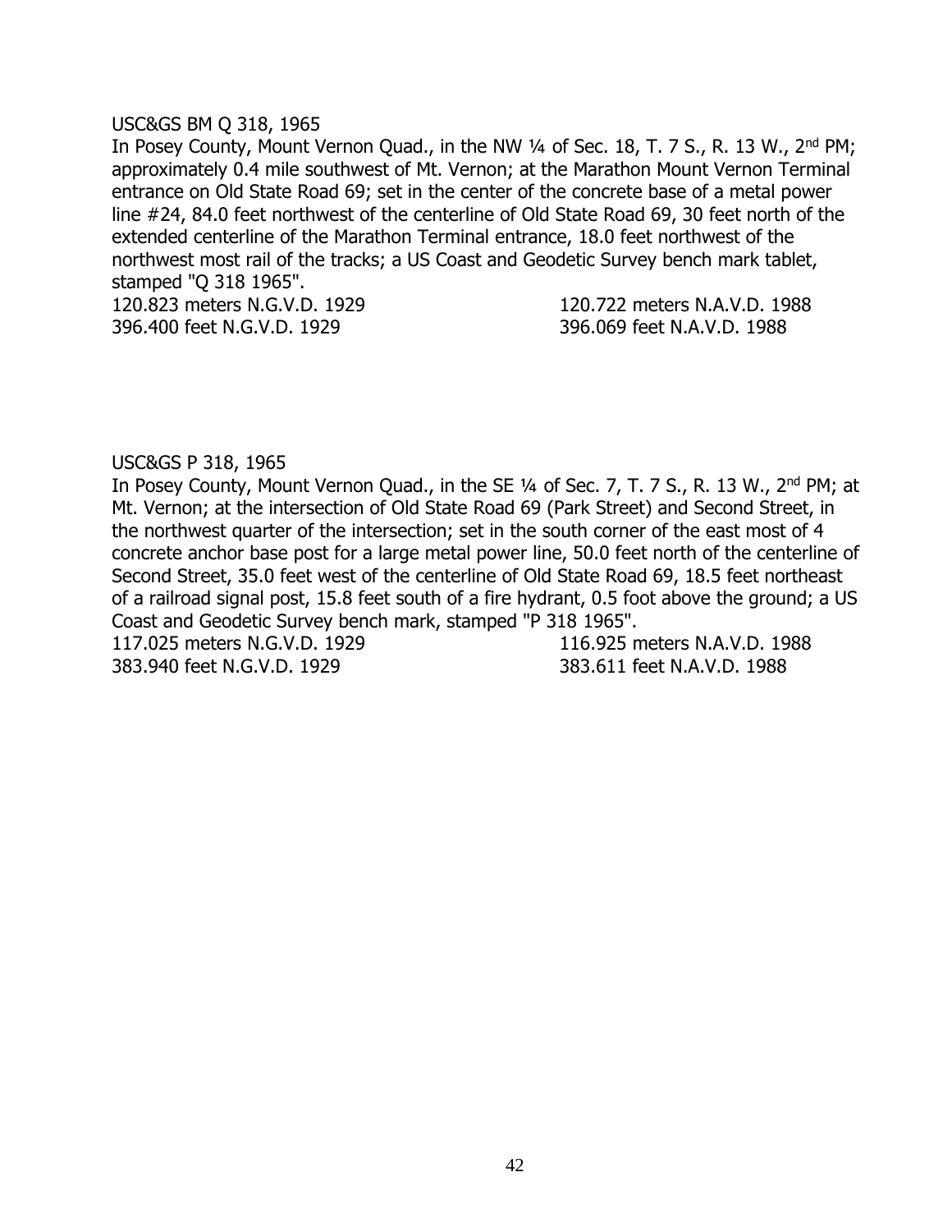USC&GS BM Q 318, 1965

In Posey County, Mount Vernon Quad., in the NW ¼ of Sec. 18, T. 7 S., R. 13 W., 2nd PM; approximately 0.4 mile southwest of Mt. Vernon; at the Marathon Mount Vernon Terminal entrance on Old State Road 69; set in the center of the concrete base of a metal power line #24, 84.0 feet northwest of the centerline of Old State Road 69, 30 feet north of the extended centerline of the Marathon Terminal entrance, 18.0 feet northwest of the northwest most rail of the tracks; a US Coast and Geodetic Survey bench mark tablet, stamped "Q 318 1965".

120.823 meters N.G.V.D. 1929 &nbsp;&nbsp;&nbsp;&nbsp; 120.722 meters N.A.V.D. 1988
396.400 feet N.G.V.D. 1929 &nbsp;&nbsp;&nbsp;&nbsp; 396.069 feet N.A.V.D. 1988

USC&GS P 318, 1965

In Posey County, Mount Vernon Quad., in the SE ¼ of Sec. 7, T. 7 S., R. 13 W., 2nd PM; at Mt. Vernon; at the intersection of Old State Road 69 (Park Street) and Second Street, in the northwest quarter of the intersection; set in the south corner of the east most of 4 concrete anchor base post for a large metal power line, 50.0 feet north of the centerline of Second Street, 35.0 feet west of the centerline of Old State Road 69, 18.5 feet northeast of a railroad signal post, 15.8 feet south of a fire hydrant, 0.5 foot above the ground; a US Coast and Geodetic Survey bench mark, stamped "P 318 1965".

117.025 meters N.G.V.D. 1929 &nbsp;&nbsp;&nbsp;&nbsp; 116.925 meters N.A.V.D. 1988
383.940 feet N.G.V.D. 1929 &nbsp;&nbsp;&nbsp;&nbsp; 383.611 feet N.A.V.D. 1988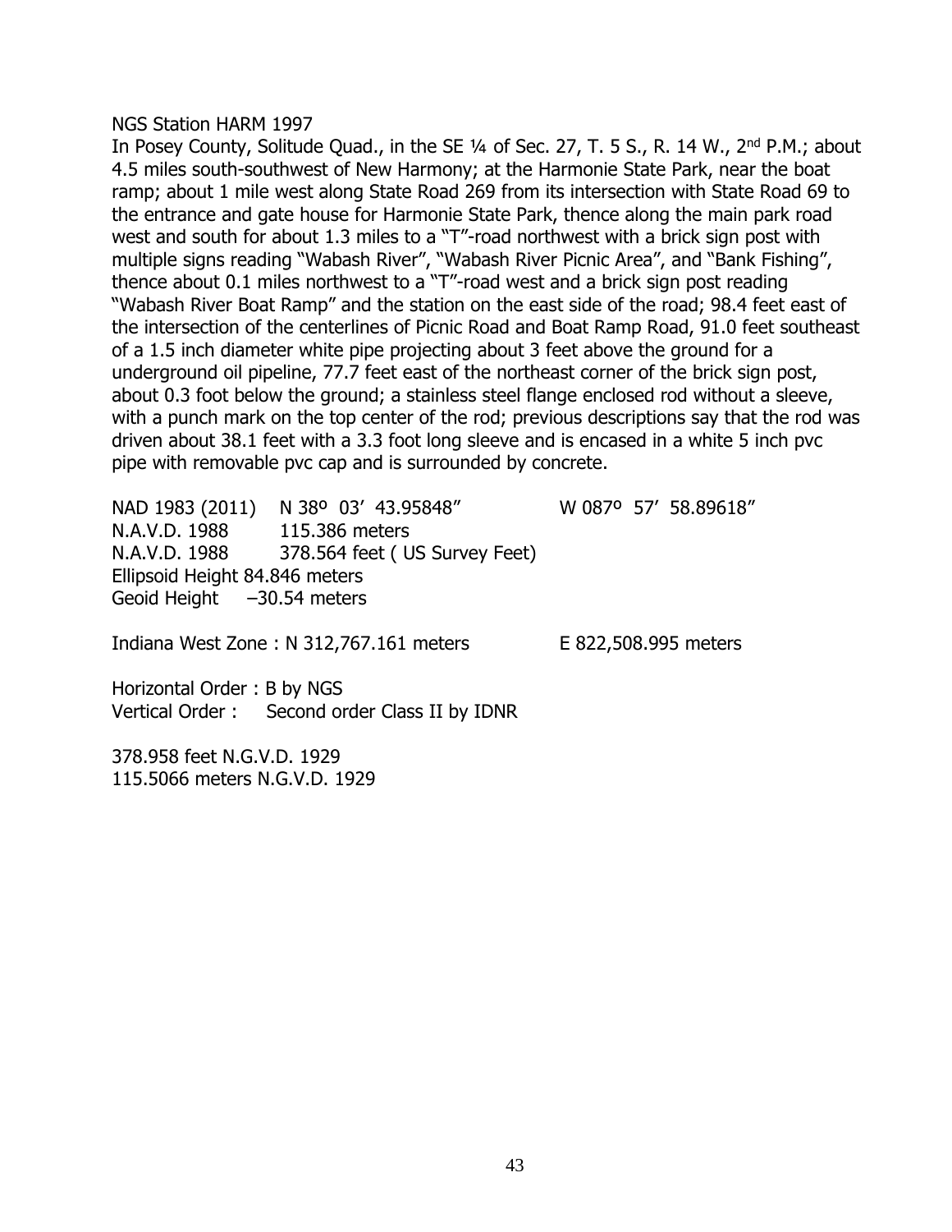NGS Station HARM 1997

In Posey County, Solitude Quad., in the SE ¼ of Sec. 27, T. 5 S., R. 14 W., 2nd P.M.; about 4.5 miles south-southwest of New Harmony; at the Harmonie State Park, near the boat ramp; about 1 mile west along State Road 269 from its intersection with State Road 69 to the entrance and gate house for Harmonie State Park, thence along the main park road west and south for about 1.3 miles to a "T"-road northwest with a brick sign post with multiple signs reading "Wabash River", "Wabash River Picnic Area", and "Bank Fishing", thence about 0.1 miles northwest to a "T"-road west and a brick sign post reading "Wabash River Boat Ramp" and the station on the east side of the road; 98.4 feet east of the intersection of the centerlines of Picnic Road and Boat Ramp Road, 91.0 feet southeast of a 1.5 inch diameter white pipe projecting about 3 feet above the ground for a underground oil pipeline, 77.7 feet east of the northeast corner of the brick sign post, about 0.3 foot below the ground; a stainless steel flange enclosed rod without a sleeve, with a punch mark on the top center of the rod; previous descriptions say that the rod was driven about 38.1 feet with a 3.3 foot long sleeve and is encased in a white 5 inch pvc pipe with removable pvc cap and is surrounded by concrete.

NAD 1983 (2011) N 38º 03' 43.95848" W 087º 57' 58.89618"
N.A.V.D. 1988 115.386 meters
N.A.V.D. 1988 378.564 feet ( US Survey Feet)
Ellipsoid Height 84.846 meters
Geoid Height –30.54 meters

Indiana West Zone : N 312,767.161 meters E 822,508.995 meters

Horizontal Order : B by NGS
Vertical Order : Second order Class II by IDNR

378.958 feet N.G.V.D. 1929
115.5066 meters N.G.V.D. 1929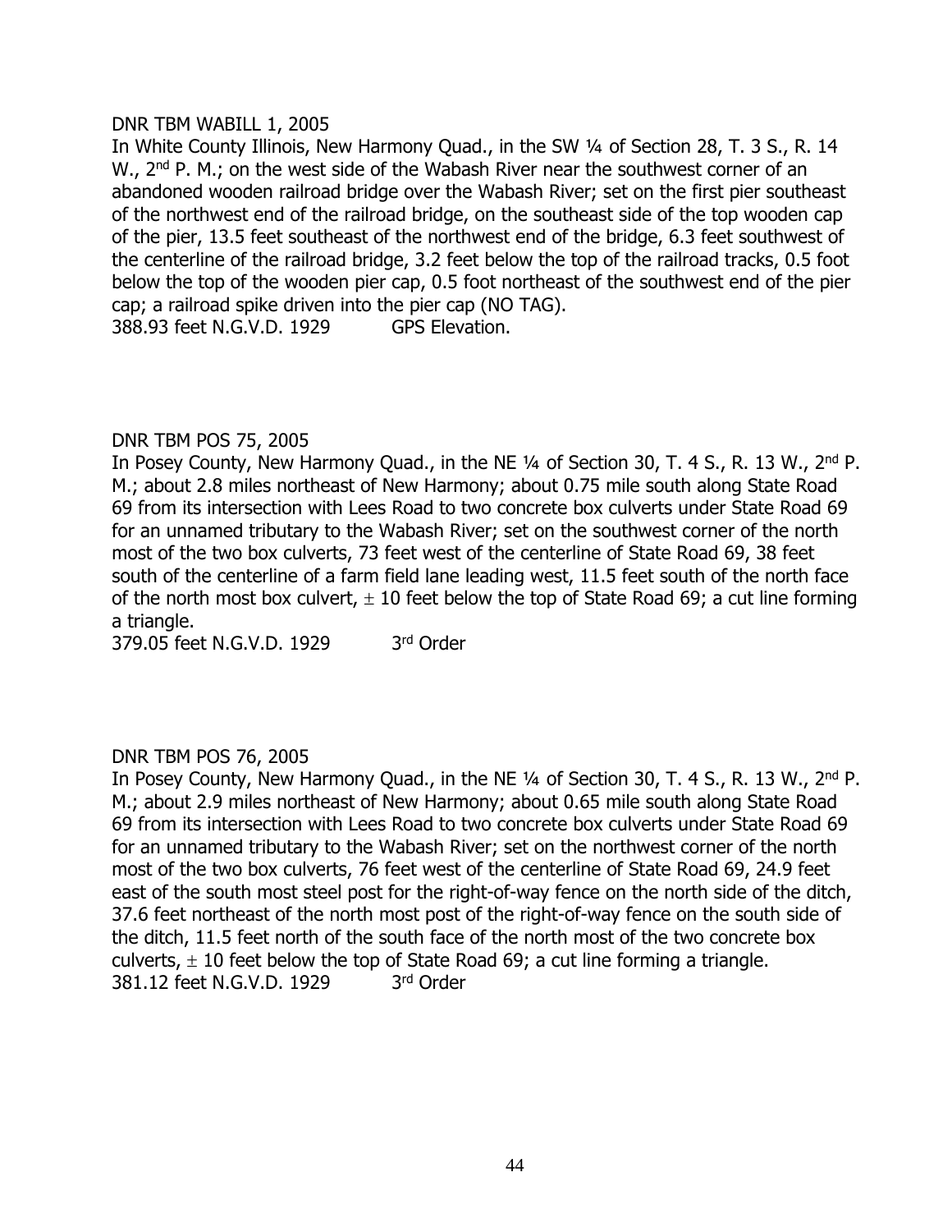DNR TBM WABILL 1, 2005

In White County Illinois, New Harmony Quad., in the SW ¼ of Section 28, T. 3 S., R. 14 W., 2nd P. M.; on the west side of the Wabash River near the southwest corner of an abandoned wooden railroad bridge over the Wabash River; set on the first pier southeast of the northwest end of the railroad bridge, on the southeast side of the top wooden cap of the pier, 13.5 feet southeast of the northwest end of the bridge, 6.3 feet southwest of the centerline of the railroad bridge, 3.2 feet below the top of the railroad tracks, 0.5 foot below the top of the wooden pier cap, 0.5 foot northeast of the southwest end of the pier cap; a railroad spike driven into the pier cap (NO TAG).

388.93 feet N.G.V.D. 1929 GPS Elevation.

DNR TBM POS 75, 2005

In Posey County, New Harmony Quad., in the NE ¼ of Section 30, T. 4 S., R. 13 W., 2nd P. M.; about 2.8 miles northeast of New Harmony; about 0.75 mile south along State Road 69 from its intersection with Lees Road to two concrete box culverts under State Road 69 for an unnamed tributary to the Wabash River; set on the southwest corner of the north most of the two box culverts, 73 feet west of the centerline of State Road 69, 38 feet south of the centerline of a farm field lane leading west, 11.5 feet south of the north face of the north most box culvert, ± 10 feet below the top of State Road 69; a cut line forming a triangle.

379.05 feet N.G.V.D. 1929 3rd Order

DNR TBM POS 76, 2005

In Posey County, New Harmony Quad., in the NE ¼ of Section 30, T. 4 S., R. 13 W., 2nd P. M.; about 2.9 miles northeast of New Harmony; about 0.65 mile south along State Road 69 from its intersection with Lees Road to two concrete box culverts under State Road 69 for an unnamed tributary to the Wabash River; set on the northwest corner of the north most of the two box culverts, 76 feet west of the centerline of State Road 69, 24.9 feet east of the south most steel post for the right-of-way fence on the north side of the ditch, 37.6 feet northeast of the north most post of the right-of-way fence on the south side of the ditch, 11.5 feet north of the south face of the north most of the two concrete box culverts, ± 10 feet below the top of State Road 69; a cut line forming a triangle.

381.12 feet N.G.V.D. 1929 3rd Order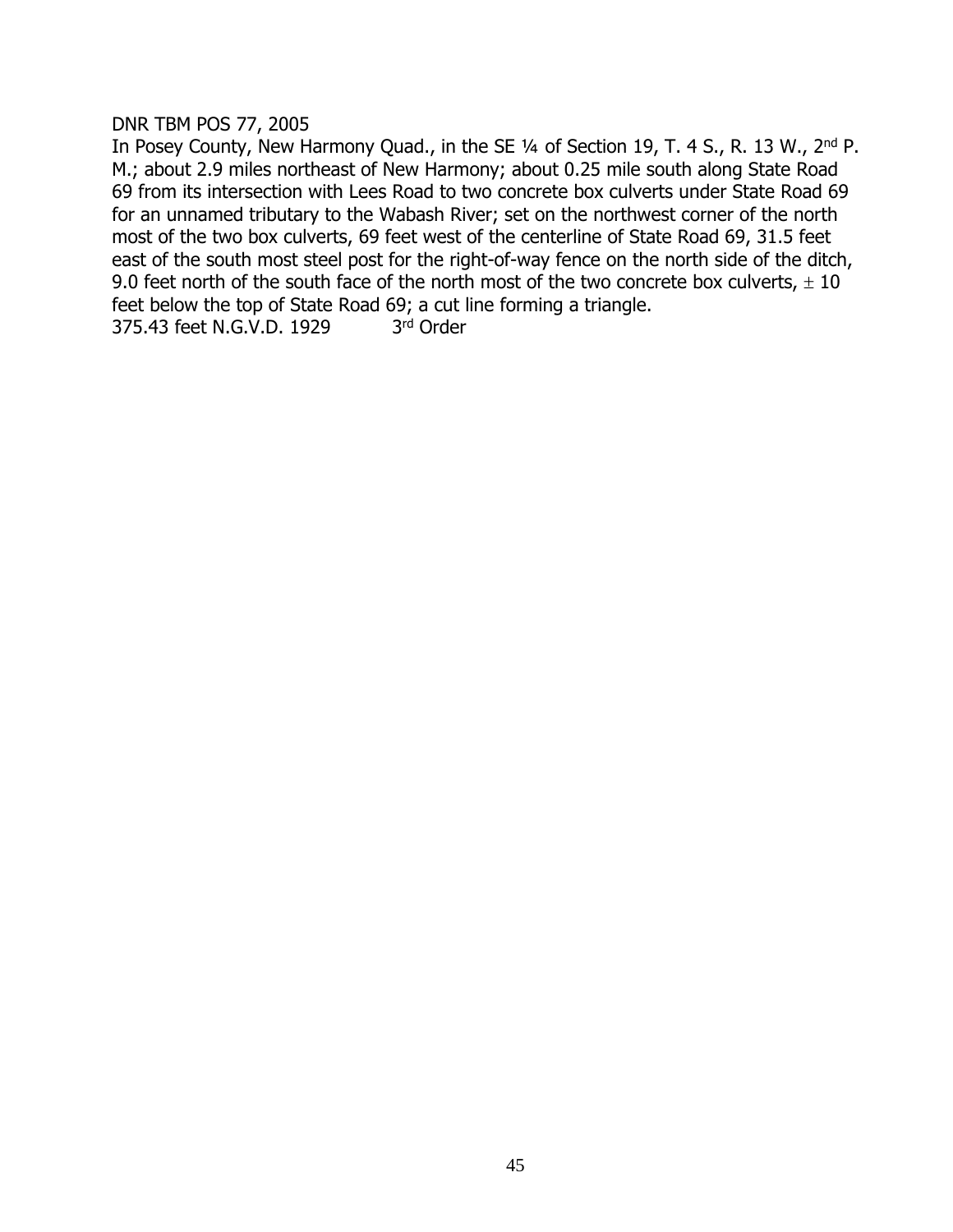DNR TBM POS 77, 2005

In Posey County, New Harmony Quad., in the SE ¼ of Section 19, T. 4 S., R. 13 W., 2nd P. M.; about 2.9 miles northeast of New Harmony; about 0.25 mile south along State Road 69 from its intersection with Lees Road to two concrete box culverts under State Road 69 for an unnamed tributary to the Wabash River; set on the northwest corner of the north most of the two box culverts, 69 feet west of the centerline of State Road 69, 31.5 feet east of the south most steel post for the right-of-way fence on the north side of the ditch, 9.0 feet north of the south face of the north most of the two concrete box culverts, ± 10 feet below the top of State Road 69; a cut line forming a triangle.

375.43 feet N.G.V.D. 1929 3rd Order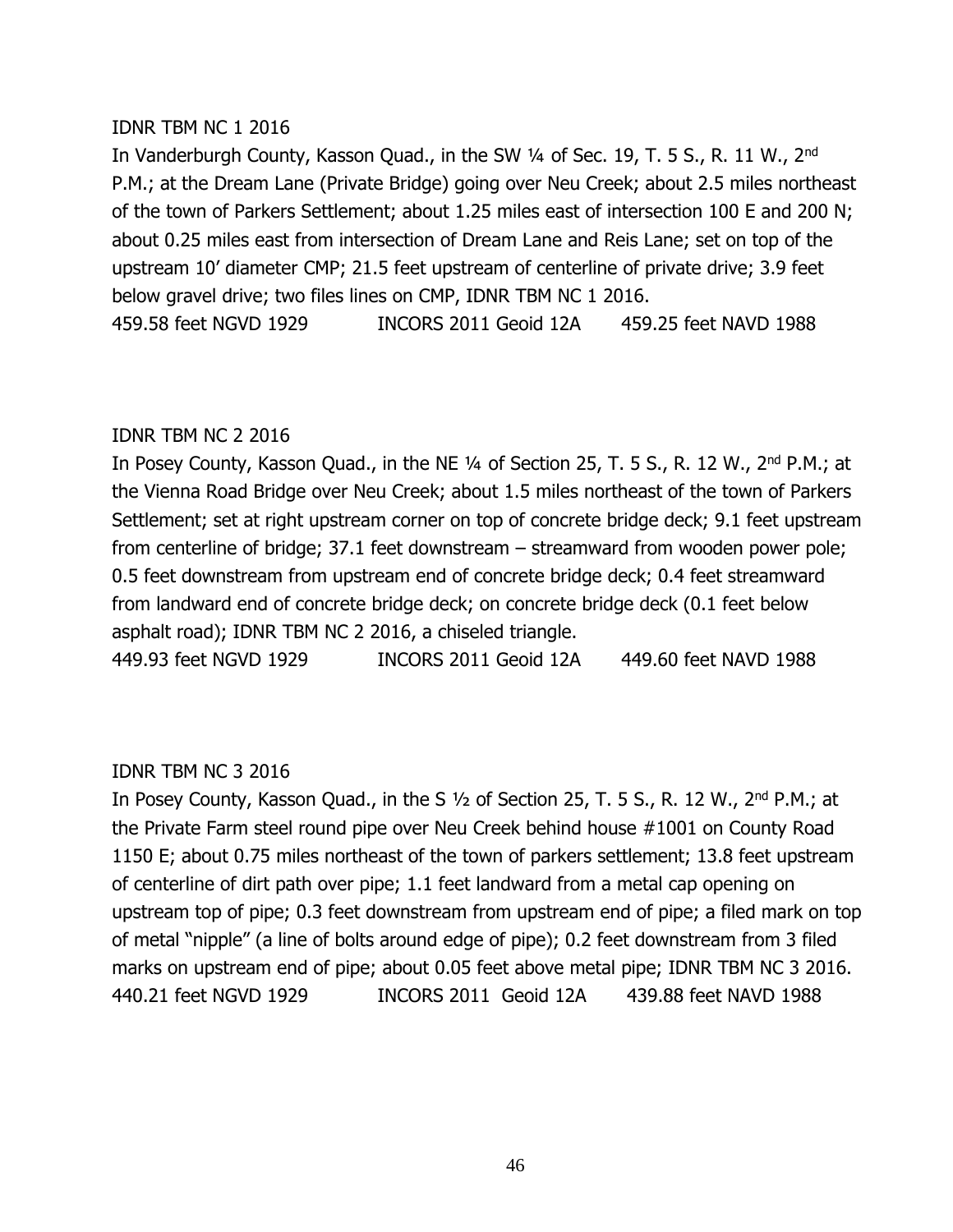IDNR TBM NC 1 2016

In Vanderburgh County, Kasson Quad., in the SW ¼ of Sec. 19, T. 5 S., R. 11 W., 2nd P.M.; at the Dream Lane (Private Bridge) going over Neu Creek; about 2.5 miles northeast of the town of Parkers Settlement; about 1.25 miles east of intersection 100 E and 200 N; about 0.25 miles east from intersection of Dream Lane and Reis Lane; set on top of the upstream 10' diameter CMP; 21.5 feet upstream of centerline of private drive; 3.9 feet below gravel drive; two files lines on CMP, IDNR TBM NC 1 2016.

459.58 feet NGVD 1929 INCORS 2011 Geoid 12A 459.25 feet NAVD 1988

IDNR TBM NC 2 2016

In Posey County, Kasson Quad., in the NE ¼ of Section 25, T. 5 S., R. 12 W., 2nd P.M.; at the Vienna Road Bridge over Neu Creek; about 1.5 miles northeast of the town of Parkers Settlement; set at right upstream corner on top of concrete bridge deck; 9.1 feet upstream from centerline of bridge; 37.1 feet downstream – streamward from wooden power pole; 0.5 feet downstream from upstream end of concrete bridge deck; 0.4 feet streamward from landward end of concrete bridge deck; on concrete bridge deck (0.1 feet below asphalt road); IDNR TBM NC 2 2016, a chiseled triangle.

449.93 feet NGVD 1929 INCORS 2011 Geoid 12A 449.60 feet NAVD 1988

IDNR TBM NC 3 2016

In Posey County, Kasson Quad., in the S ½ of Section 25, T. 5 S., R. 12 W., 2nd P.M.; at the Private Farm steel round pipe over Neu Creek behind house #1001 on County Road 1150 E; about 0.75 miles northeast of the town of parkers settlement; 13.8 feet upstream of centerline of dirt path over pipe; 1.1 feet landward from a metal cap opening on upstream top of pipe; 0.3 feet downstream from upstream end of pipe; a filed mark on top of metal "nipple" (a line of bolts around edge of pipe); 0.2 feet downstream from 3 filed marks on upstream end of pipe; about 0.05 feet above metal pipe; IDNR TBM NC 3 2016.

440.21 feet NGVD 1929 INCORS 2011 Geoid 12A 439.88 feet NAVD 1988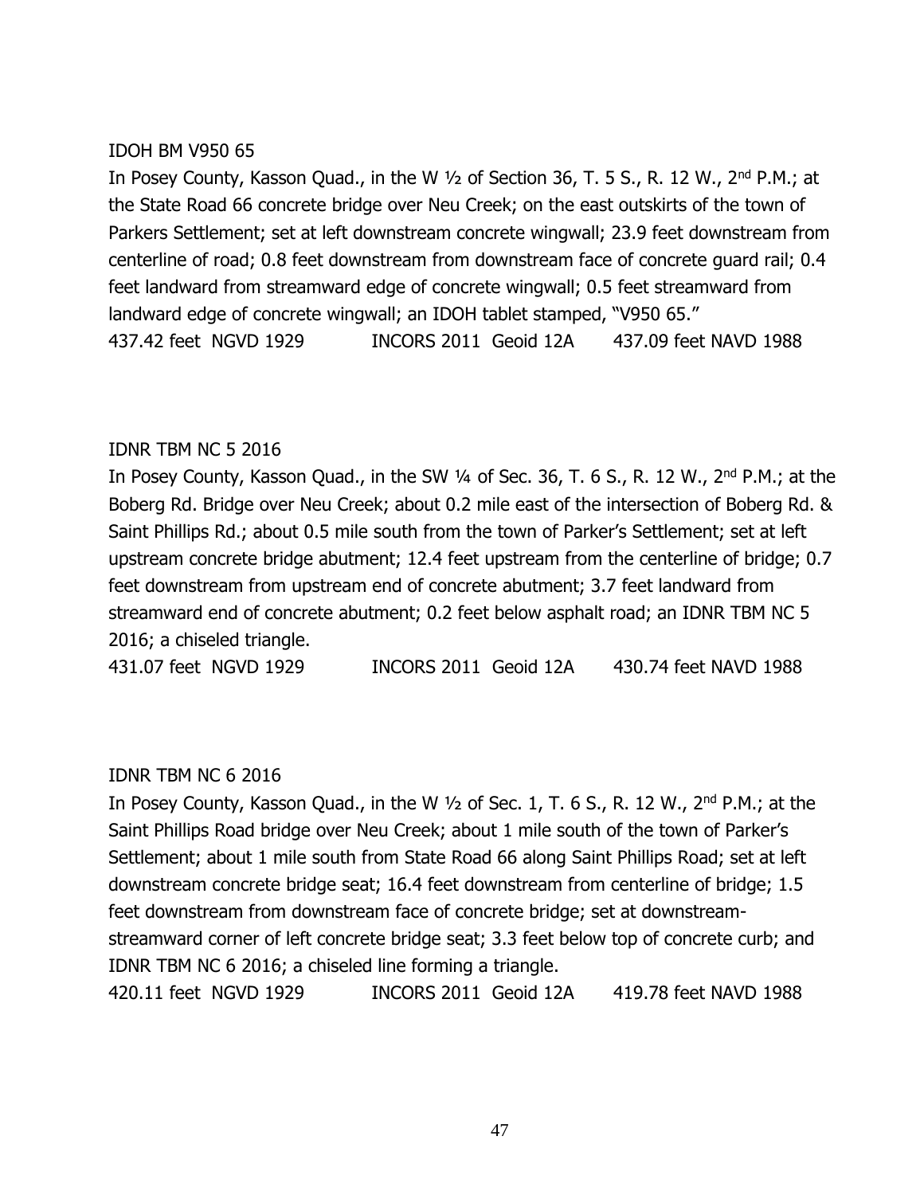IDOH BM V950 65

In Posey County, Kasson Quad., in the W ½ of Section 36, T. 5 S., R. 12 W., 2nd P.M.; at the State Road 66 concrete bridge over Neu Creek; on the east outskirts of the town of Parkers Settlement; set at left downstream concrete wingwall; 23.9 feet downstream from centerline of road; 0.8 feet downstream from downstream face of concrete guard rail; 0.4 feet landward from streamward edge of concrete wingwall; 0.5 feet streamward from landward edge of concrete wingwall; an IDOH tablet stamped, "V950 65."

437.42 feet NGVD 1929 INCORS 2011 Geoid 12A 437.09 feet NAVD 1988

IDNR TBM NC 5 2016

In Posey County, Kasson Quad., in the SW ¼ of Sec. 36, T. 6 S., R. 12 W., 2nd P.M.; at the Boberg Rd. Bridge over Neu Creek; about 0.2 mile east of the intersection of Boberg Rd. & Saint Phillips Rd.; about 0.5 mile south from the town of Parker's Settlement; set at left upstream concrete bridge abutment; 12.4 feet upstream from the centerline of bridge; 0.7 feet downstream from upstream end of concrete abutment; 3.7 feet landward from streamward end of concrete abutment; 0.2 feet below asphalt road; an IDNR TBM NC 5 2016; a chiseled triangle.

431.07 feet NGVD 1929 INCORS 2011 Geoid 12A 430.74 feet NAVD 1988

IDNR TBM NC 6 2016

In Posey County, Kasson Quad., in the W ½ of Sec. 1, T. 6 S., R. 12 W., 2nd P.M.; at the Saint Phillips Road bridge over Neu Creek; about 1 mile south of the town of Parker's Settlement; about 1 mile south from State Road 66 along Saint Phillips Road; set at left downstream concrete bridge seat; 16.4 feet downstream from centerline of bridge; 1.5 feet downstream from downstream face of concrete bridge; set at downstream-streamward corner of left concrete bridge seat; 3.3 feet below top of concrete curb; and IDNR TBM NC 6 2016; a chiseled line forming a triangle.

420.11 feet NGVD 1929 INCORS 2011 Geoid 12A 419.78 feet NAVD 1988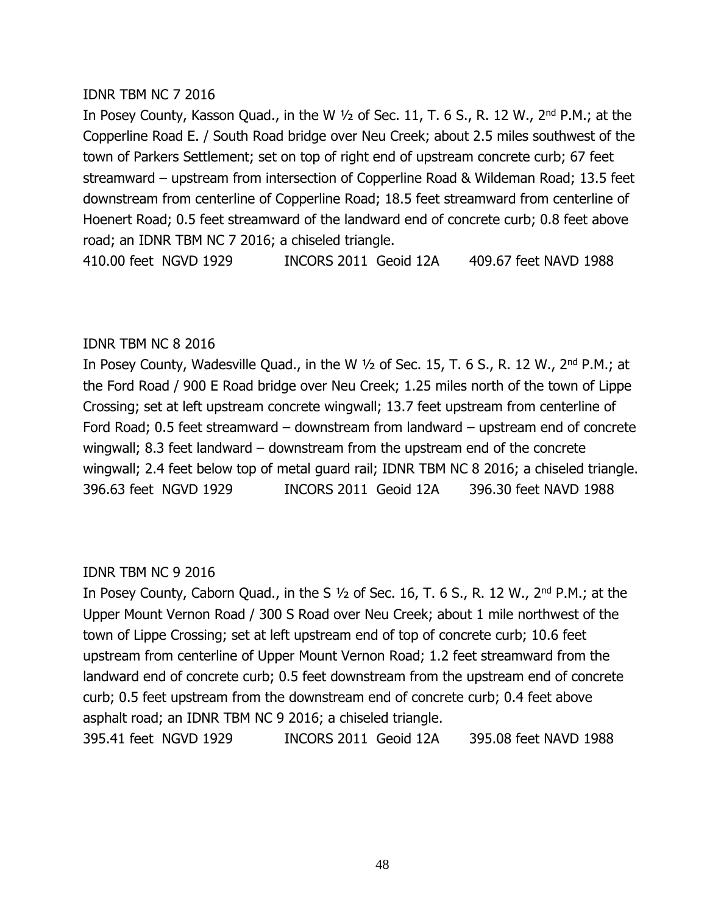IDNR TBM NC 7 2016

In Posey County, Kasson Quad., in the W ½ of Sec. 11, T. 6 S., R. 12 W., 2nd P.M.; at the Copperline Road E. / South Road bridge over Neu Creek; about 2.5 miles southwest of the town of Parkers Settlement; set on top of right end of upstream concrete curb; 67 feet streamward – upstream from intersection of Copperline Road & Wildeman Road; 13.5 feet downstream from centerline of Copperline Road; 18.5 feet streamward from centerline of Hoenert Road; 0.5 feet streamward of the landward end of concrete curb; 0.8 feet above road; an IDNR TBM NC 7 2016; a chiseled triangle.

410.00 feet NGVD 1929 INCORS 2011 Geoid 12A 409.67 feet NAVD 1988

IDNR TBM NC 8 2016

In Posey County, Wadesville Quad., in the W ½ of Sec. 15, T. 6 S., R. 12 W., 2nd P.M.; at the Ford Road / 900 E Road bridge over Neu Creek; 1.25 miles north of the town of Lippe Crossing; set at left upstream concrete wingwall; 13.7 feet upstream from centerline of Ford Road; 0.5 feet streamward – downstream from landward – upstream end of concrete wingwall; 8.3 feet landward – downstream from the upstream end of the concrete wingwall; 2.4 feet below top of metal guard rail; IDNR TBM NC 8 2016; a chiseled triangle.

396.63 feet NGVD 1929 INCORS 2011 Geoid 12A 396.30 feet NAVD 1988

IDNR TBM NC 9 2016

In Posey County, Caborn Quad., in the S ½ of Sec. 16, T. 6 S., R. 12 W., 2nd P.M.; at the Upper Mount Vernon Road / 300 S Road over Neu Creek; about 1 mile northwest of the town of Lippe Crossing; set at left upstream end of top of concrete curb; 10.6 feet upstream from centerline of Upper Mount Vernon Road; 1.2 feet streamward from the landward end of concrete curb; 0.5 feet downstream from the upstream end of concrete curb; 0.5 feet upstream from the downstream end of concrete curb; 0.4 feet above asphalt road; an IDNR TBM NC 9 2016; a chiseled triangle.

395.41 feet NGVD 1929 INCORS 2011 Geoid 12A 395.08 feet NAVD 1988